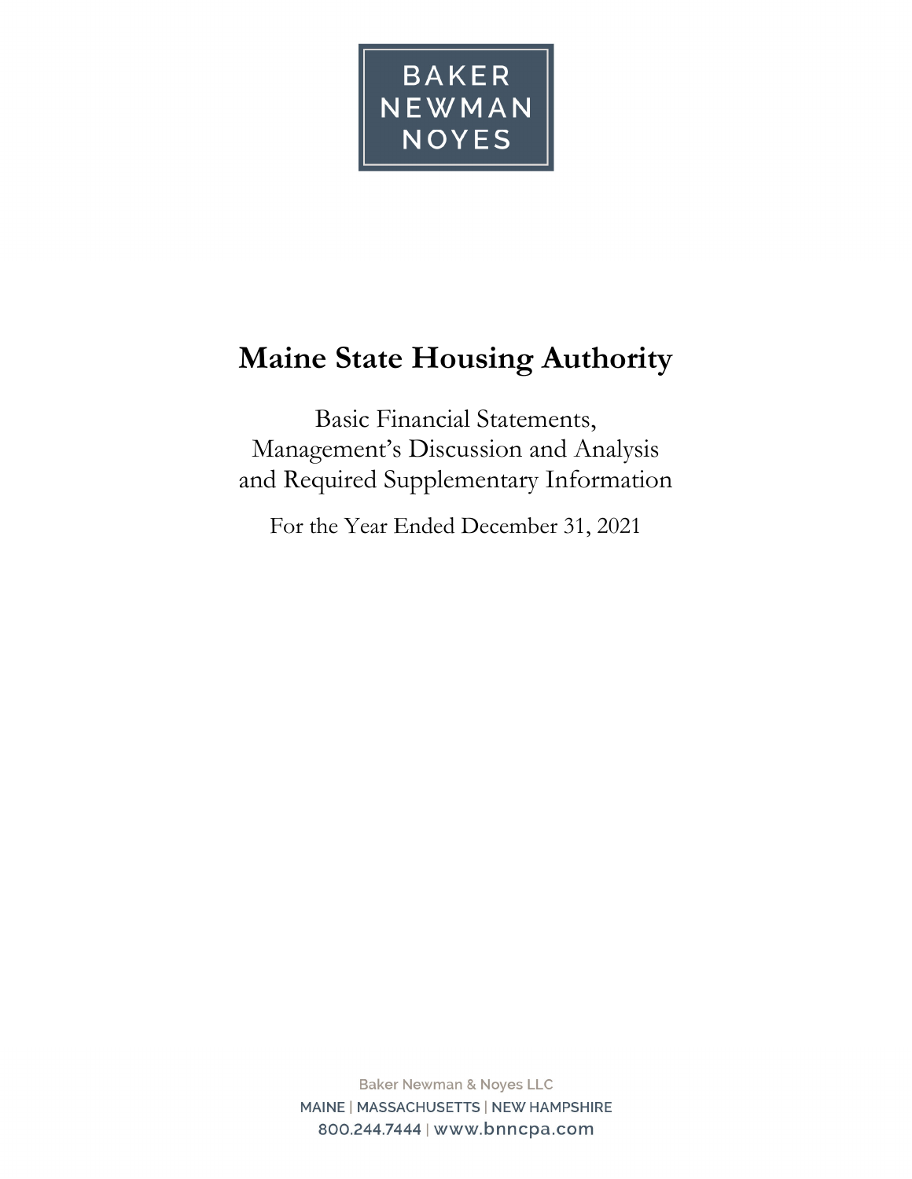BAKER
NEWMAN
NOYES

# Maine State Housing Authority

Basic Financial Statements,
Management's Discussion and Analysis
and Required Supplementary Information

For the Year Ended December 31, 2021

Baker Newman & Noyes LLC
MAINE | MASSACHUSETTS | NEW HAMPSHIRE
800.244.7444 | www.bnncpa.com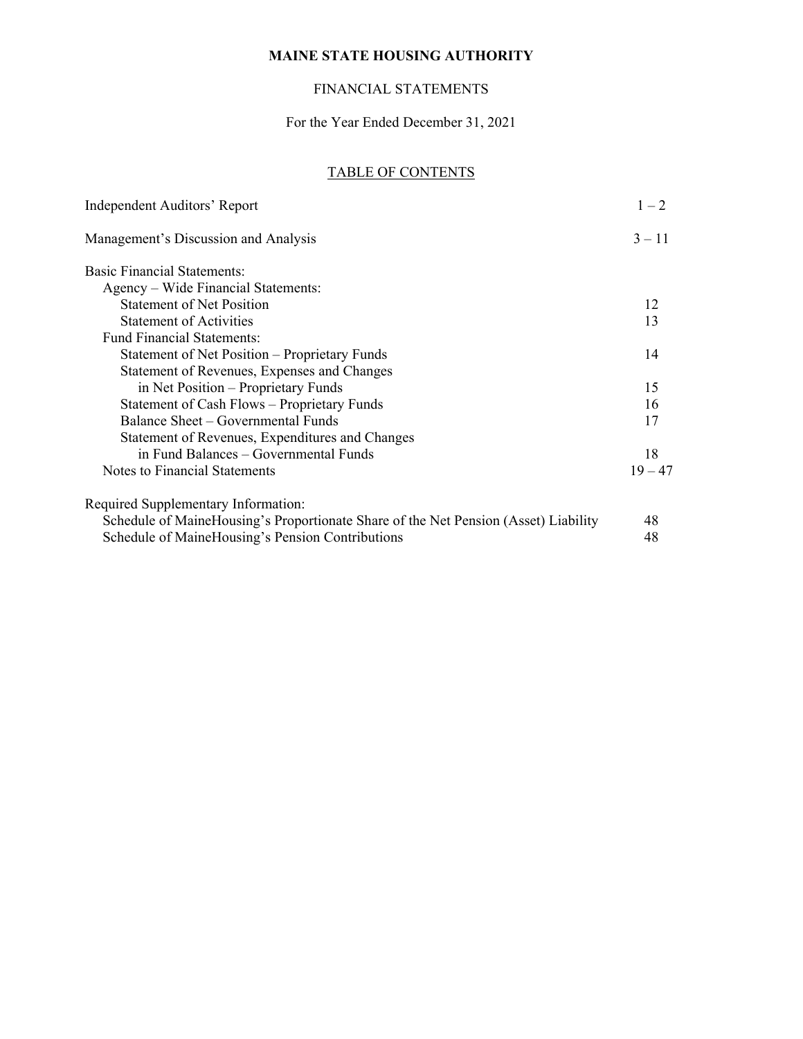# MAINE STATE HOUSING AUTHORITY

FINANCIAL STATEMENTS

For the Year Ended December 31, 2021

TABLE OF CONTENTS

| | |
|---|---|
| Independent Auditors' Report | 1 – 2 |
| Management's Discussion and Analysis | 3 – 11 |
| Basic Financial Statements: | |
| Agency – Wide Financial Statements: | |
| Statement of Net Position | 12 |
| Statement of Activities | 13 |
| Fund Financial Statements: | |
| Statement of Net Position – Proprietary Funds | 14 |
| Statement of Revenues, Expenses and Changes in Net Position – Proprietary Funds | 15 |
| Statement of Cash Flows – Proprietary Funds | 16 |
| Balance Sheet – Governmental Funds | 17 |
| Statement of Revenues, Expenditures and Changes in Fund Balances – Governmental Funds | 18 |
| Notes to Financial Statements | 19 – 47 |
| Required Supplementary Information: | |
| Schedule of MaineHousing's Proportionate Share of the Net Pension (Asset) Liability | 48 |
| Schedule of MaineHousing's Pension Contributions | 48 |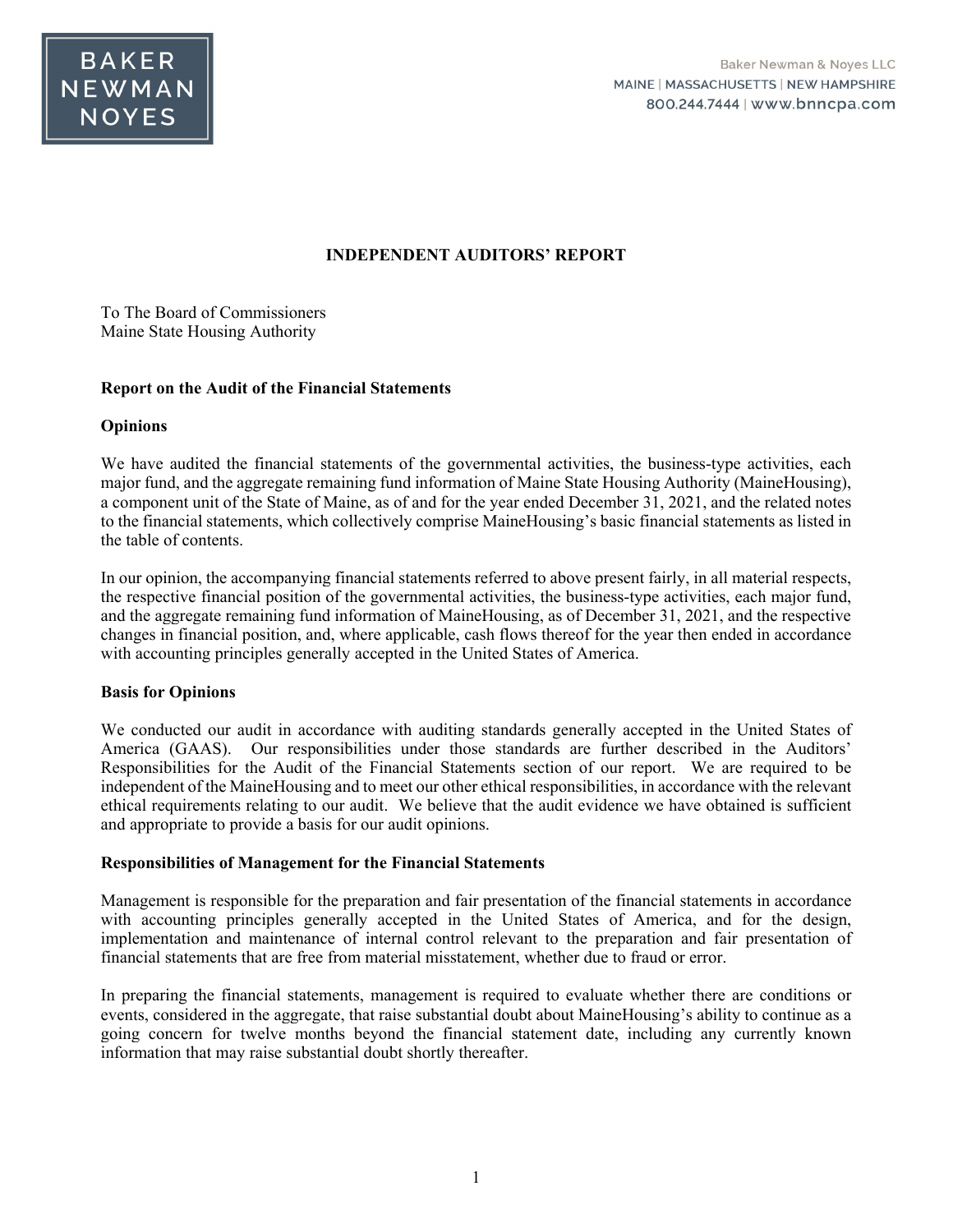# INDEPENDENT AUDITORS' REPORT

To The Board of Commissioners
Maine State Housing Authority

## Report on the Audit of the Financial Statements

### Opinions

We have audited the financial statements of the governmental activities, the business-type activities, each major fund, and the aggregate remaining fund information of Maine State Housing Authority (MaineHousing), a component unit of the State of Maine, as of and for the year ended December 31, 2021, and the related notes to the financial statements, which collectively comprise MaineHousing's basic financial statements as listed in the table of contents.

In our opinion, the accompanying financial statements referred to above present fairly, in all material respects, the respective financial position of the governmental activities, the business-type activities, each major fund, and the aggregate remaining fund information of MaineHousing, as of December 31, 2021, and the respective changes in financial position, and, where applicable, cash flows thereof for the year then ended in accordance with accounting principles generally accepted in the United States of America.

### Basis for Opinions

We conducted our audit in accordance with auditing standards generally accepted in the United States of America (GAAS). Our responsibilities under those standards are further described in the Auditors' Responsibilities for the Audit of the Financial Statements section of our report. We are required to be independent of the MaineHousing and to meet our other ethical responsibilities, in accordance with the relevant ethical requirements relating to our audit. We believe that the audit evidence we have obtained is sufficient and appropriate to provide a basis for our audit opinions.

### Responsibilities of Management for the Financial Statements

Management is responsible for the preparation and fair presentation of the financial statements in accordance with accounting principles generally accepted in the United States of America, and for the design, implementation and maintenance of internal control relevant to the preparation and fair presentation of financial statements that are free from material misstatement, whether due to fraud or error.

In preparing the financial statements, management is required to evaluate whether there are conditions or events, considered in the aggregate, that raise substantial doubt about MaineHousing's ability to continue as a going concern for twelve months beyond the financial statement date, including any currently known information that may raise substantial doubt shortly thereafter.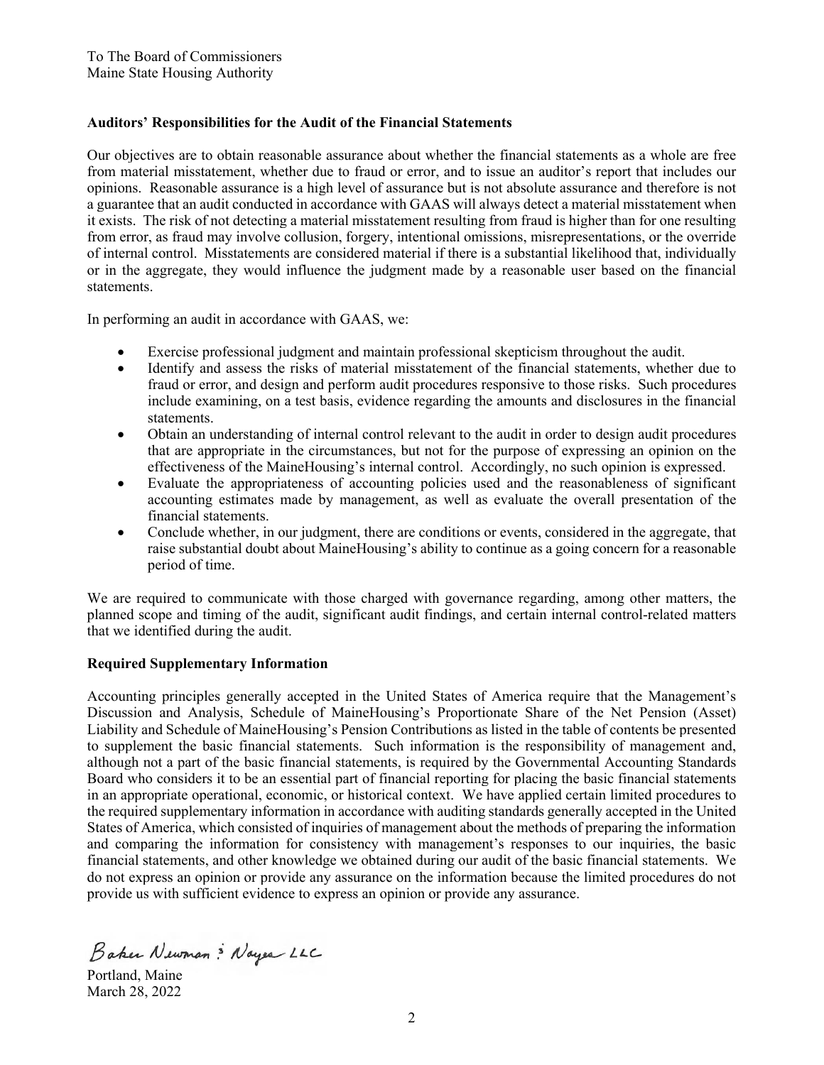To The Board of Commissioners
Maine State Housing Authority

**Auditors' Responsibilities for the Audit of the Financial Statements**

Our objectives are to obtain reasonable assurance about whether the financial statements as a whole are free from material misstatement, whether due to fraud or error, and to issue an auditor's report that includes our opinions. Reasonable assurance is a high level of assurance but is not absolute assurance and therefore is not a guarantee that an audit conducted in accordance with GAAS will always detect a material misstatement when it exists. The risk of not detecting a material misstatement resulting from fraud is higher than for one resulting from error, as fraud may involve collusion, forgery, intentional omissions, misrepresentations, or the override of internal control. Misstatements are considered material if there is a substantial likelihood that, individually or in the aggregate, they would influence the judgment made by a reasonable user based on the financial statements.

In performing an audit in accordance with GAAS, we:

- Exercise professional judgment and maintain professional skepticism throughout the audit.
- Identify and assess the risks of material misstatement of the financial statements, whether due to fraud or error, and design and perform audit procedures responsive to those risks. Such procedures include examining, on a test basis, evidence regarding the amounts and disclosures in the financial statements.
- Obtain an understanding of internal control relevant to the audit in order to design audit procedures that are appropriate in the circumstances, but not for the purpose of expressing an opinion on the effectiveness of the MaineHousing's internal control. Accordingly, no such opinion is expressed.
- Evaluate the appropriateness of accounting policies used and the reasonableness of significant accounting estimates made by management, as well as evaluate the overall presentation of the financial statements.
- Conclude whether, in our judgment, there are conditions or events, considered in the aggregate, that raise substantial doubt about MaineHousing's ability to continue as a going concern for a reasonable period of time.

We are required to communicate with those charged with governance regarding, among other matters, the planned scope and timing of the audit, significant audit findings, and certain internal control-related matters that we identified during the audit.

**Required Supplementary Information**

Accounting principles generally accepted in the United States of America require that the Management's Discussion and Analysis, Schedule of MaineHousing's Proportionate Share of the Net Pension (Asset) Liability and Schedule of MaineHousing's Pension Contributions as listed in the table of contents be presented to supplement the basic financial statements. Such information is the responsibility of management and, although not a part of the basic financial statements, is required by the Governmental Accounting Standards Board who considers it to be an essential part of financial reporting for placing the basic financial statements in an appropriate operational, economic, or historical context. We have applied certain limited procedures to the required supplementary information in accordance with auditing standards generally accepted in the United States of America, which consisted of inquiries of management about the methods of preparing the information and comparing the information for consistency with management's responses to our inquiries, the basic financial statements, and other knowledge we obtained during our audit of the basic financial statements. We do not express an opinion or provide any assurance on the information because the limited procedures do not provide us with sufficient evidence to express an opinion or provide any assurance.

Baker Newman & Noyes LLC

Portland, Maine
March 28, 2022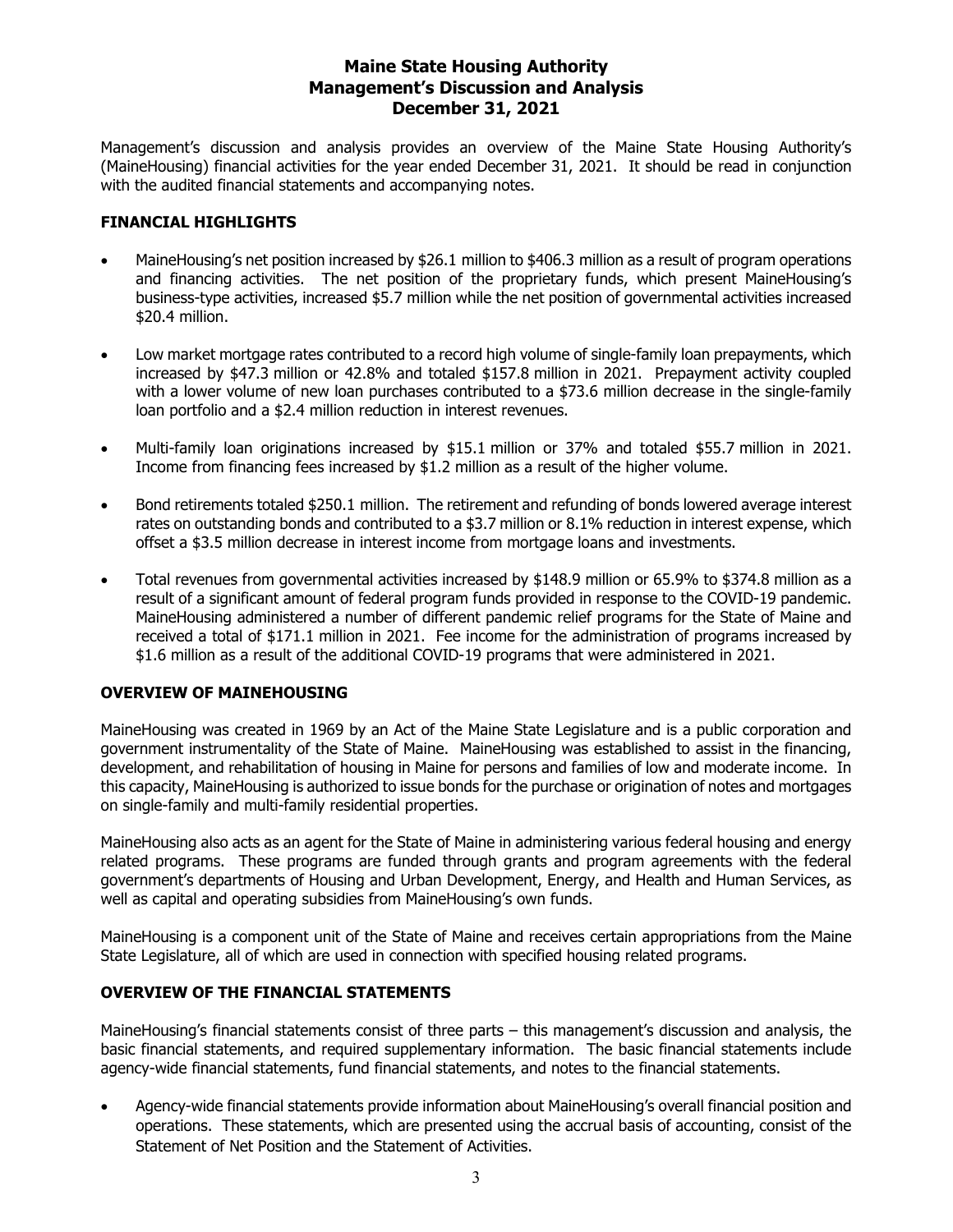# Maine State Housing Authority
# Management's Discussion and Analysis
# December 31, 2021

Management's discussion and analysis provides an overview of the Maine State Housing Authority's (MaineHousing) financial activities for the year ended December 31, 2021. It should be read in conjunction with the audited financial statements and accompanying notes.

## FINANCIAL HIGHLIGHTS

- MaineHousing's net position increased by $26.1 million to $406.3 million as a result of program operations and financing activities. The net position of the proprietary funds, which present MaineHousing's business-type activities, increased $5.7 million while the net position of governmental activities increased $20.4 million.

- Low market mortgage rates contributed to a record high volume of single-family loan prepayments, which increased by $47.3 million or 42.8% and totaled $157.8 million in 2021. Prepayment activity coupled with a lower volume of new loan purchases contributed to a $73.6 million decrease in the single-family loan portfolio and a $2.4 million reduction in interest revenues.

- Multi-family loan originations increased by $15.1 million or 37% and totaled $55.7 million in 2021. Income from financing fees increased by $1.2 million as a result of the higher volume.

- Bond retirements totaled $250.1 million. The retirement and refunding of bonds lowered average interest rates on outstanding bonds and contributed to a $3.7 million or 8.1% reduction in interest expense, which offset a $3.5 million decrease in interest income from mortgage loans and investments.

- Total revenues from governmental activities increased by $148.9 million or 65.9% to $374.8 million as a result of a significant amount of federal program funds provided in response to the COVID-19 pandemic. MaineHousing administered a number of different pandemic relief programs for the State of Maine and received a total of $171.1 million in 2021. Fee income for the administration of programs increased by $1.6 million as a result of the additional COVID-19 programs that were administered in 2021.

## OVERVIEW OF MAINEHOUSING

MaineHousing was created in 1969 by an Act of the Maine State Legislature and is a public corporation and government instrumentality of the State of Maine. MaineHousing was established to assist in the financing, development, and rehabilitation of housing in Maine for persons and families of low and moderate income. In this capacity, MaineHousing is authorized to issue bonds for the purchase or origination of notes and mortgages on single-family and multi-family residential properties.

MaineHousing also acts as an agent for the State of Maine in administering various federal housing and energy related programs. These programs are funded through grants and program agreements with the federal government's departments of Housing and Urban Development, Energy, and Health and Human Services, as well as capital and operating subsidies from MaineHousing's own funds.

MaineHousing is a component unit of the State of Maine and receives certain appropriations from the Maine State Legislature, all of which are used in connection with specified housing related programs.

## OVERVIEW OF THE FINANCIAL STATEMENTS

MaineHousing's financial statements consist of three parts – this management's discussion and analysis, the basic financial statements, and required supplementary information. The basic financial statements include agency-wide financial statements, fund financial statements, and notes to the financial statements.

- Agency-wide financial statements provide information about MaineHousing's overall financial position and operations. These statements, which are presented using the accrual basis of accounting, consist of the Statement of Net Position and the Statement of Activities.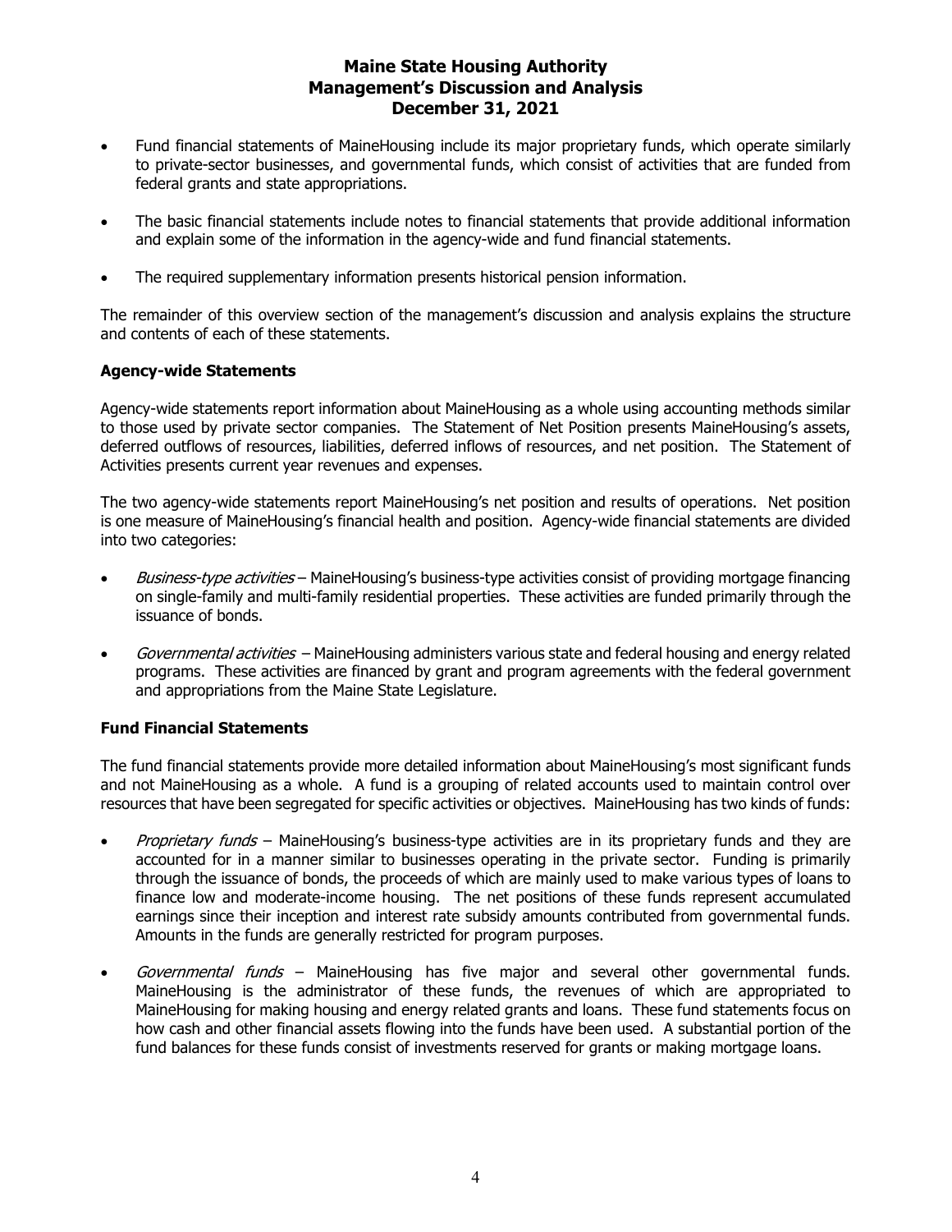- Fund financial statements of MaineHousing include its major proprietary funds, which operate similarly to private-sector businesses, and governmental funds, which consist of activities that are funded from federal grants and state appropriations.

- The basic financial statements include notes to financial statements that provide additional information and explain some of the information in the agency-wide and fund financial statements.

- The required supplementary information presents historical pension information.

The remainder of this overview section of the management's discussion and analysis explains the structure and contents of each of these statements.

**Agency-wide Statements**

Agency-wide statements report information about MaineHousing as a whole using accounting methods similar to those used by private sector companies. The Statement of Net Position presents MaineHousing's assets, deferred outflows of resources, liabilities, deferred inflows of resources, and net position. The Statement of Activities presents current year revenues and expenses.

The two agency-wide statements report MaineHousing's net position and results of operations. Net position is one measure of MaineHousing's financial health and position. Agency-wide financial statements are divided into two categories:

- *Business-type activities* – MaineHousing's business-type activities consist of providing mortgage financing on single-family and multi-family residential properties. These activities are funded primarily through the issuance of bonds.

- *Governmental activities* – MaineHousing administers various state and federal housing and energy related programs. These activities are financed by grant and program agreements with the federal government and appropriations from the Maine State Legislature.

**Fund Financial Statements**

The fund financial statements provide more detailed information about MaineHousing's most significant funds and not MaineHousing as a whole. A fund is a grouping of related accounts used to maintain control over resources that have been segregated for specific activities or objectives. MaineHousing has two kinds of funds:

- *Proprietary funds* – MaineHousing's business-type activities are in its proprietary funds and they are accounted for in a manner similar to businesses operating in the private sector. Funding is primarily through the issuance of bonds, the proceeds of which are mainly used to make various types of loans to finance low and moderate-income housing. The net positions of these funds represent accumulated earnings since their inception and interest rate subsidy amounts contributed from governmental funds. Amounts in the funds are generally restricted for program purposes.

- *Governmental funds* – MaineHousing has five major and several other governmental funds. MaineHousing is the administrator of these funds, the revenues of which are appropriated to MaineHousing for making housing and energy related grants and loans. These fund statements focus on how cash and other financial assets flowing into the funds have been used. A substantial portion of the fund balances for these funds consist of investments reserved for grants or making mortgage loans.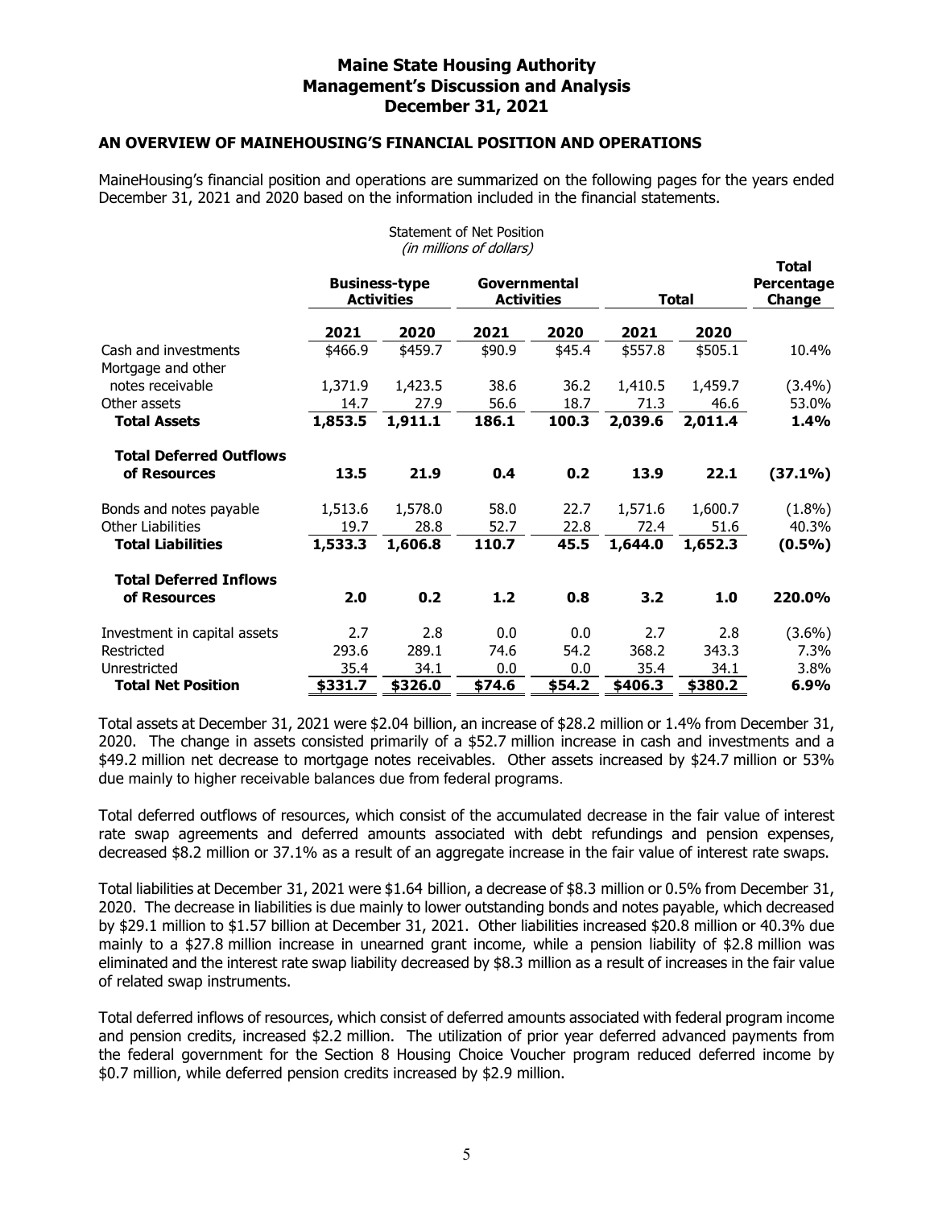## AN OVERVIEW OF MAINEHOUSING'S FINANCIAL POSITION AND OPERATIONS

MaineHousing's financial position and operations are summarized on the following pages for the years ended December 31, 2021 and 2020 based on the information included in the financial statements.

Statement of Net Position
*(in millions of dollars)*

| | Business-type Activities | | Governmental Activities | | Total | | Total Percentage Change |
|---|---|---|---|---|---|---|---|
| | **2021** | **2020** | **2021** | **2020** | **2021** | **2020** | |
| Cash and investments | $466.9 | $459.7 | $90.9 | $45.4 | $557.8 | $505.1 | 10.4% |
| Mortgage and other notes receivable | 1,371.9 | 1,423.5 | 38.6 | 36.2 | 1,410.5 | 1,459.7 | (3.4%) |
| Other assets | 14.7 | 27.9 | 56.6 | 18.7 | 71.3 | 46.6 | 53.0% |
| **Total Assets** | **1,853.5** | **1,911.1** | **186.1** | **100.3** | **2,039.6** | **2,011.4** | **1.4%** |
| **Total Deferred Outflows of Resources** | **13.5** | **21.9** | **0.4** | **0.2** | **13.9** | **22.1** | **(37.1%)** |
| Bonds and notes payable | 1,513.6 | 1,578.0 | 58.0 | 22.7 | 1,571.6 | 1,600.7 | (1.8%) |
| Other Liabilities | 19.7 | 28.8 | 52.7 | 22.8 | 72.4 | 51.6 | 40.3% |
| **Total Liabilities** | **1,533.3** | **1,606.8** | **110.7** | **45.5** | **1,644.0** | **1,652.3** | **(0.5%)** |
| **Total Deferred Inflows of Resources** | **2.0** | **0.2** | **1.2** | **0.8** | **3.2** | **1.0** | **220.0%** |
| Investment in capital assets | 2.7 | 2.8 | 0.0 | 0.0 | 2.7 | 2.8 | (3.6%) |
| Restricted | 293.6 | 289.1 | 74.6 | 54.2 | 368.2 | 343.3 | 7.3% |
| Unrestricted | 35.4 | 34.1 | 0.0 | 0.0 | 35.4 | 34.1 | 3.8% |
| **Total Net Position** | **$331.7** | **$326.0** | **$74.6** | **$54.2** | **$406.3** | **$380.2** | **6.9%** |

Total assets at December 31, 2021 were $2.04 billion, an increase of $28.2 million or 1.4% from December 31, 2020. The change in assets consisted primarily of a $52.7 million increase in cash and investments and a $49.2 million net decrease to mortgage notes receivables. Other assets increased by $24.7 million or 53% due mainly to higher receivable balances due from federal programs.

Total deferred outflows of resources, which consist of the accumulated decrease in the fair value of interest rate swap agreements and deferred amounts associated with debt refundings and pension expenses, decreased $8.2 million or 37.1% as a result of an aggregate increase in the fair value of interest rate swaps.

Total liabilities at December 31, 2021 were $1.64 billion, a decrease of $8.3 million or 0.5% from December 31, 2020. The decrease in liabilities is due mainly to lower outstanding bonds and notes payable, which decreased by $29.1 million to $1.57 billion at December 31, 2021. Other liabilities increased $20.8 million or 40.3% due mainly to a $27.8 million increase in unearned grant income, while a pension liability of $2.8 million was eliminated and the interest rate swap liability decreased by $8.3 million as a result of increases in the fair value of related swap instruments.

Total deferred inflows of resources, which consist of deferred amounts associated with federal program income and pension credits, increased $2.2 million. The utilization of prior year deferred advanced payments from the federal government for the Section 8 Housing Choice Voucher program reduced deferred income by $0.7 million, while deferred pension credits increased by $2.9 million.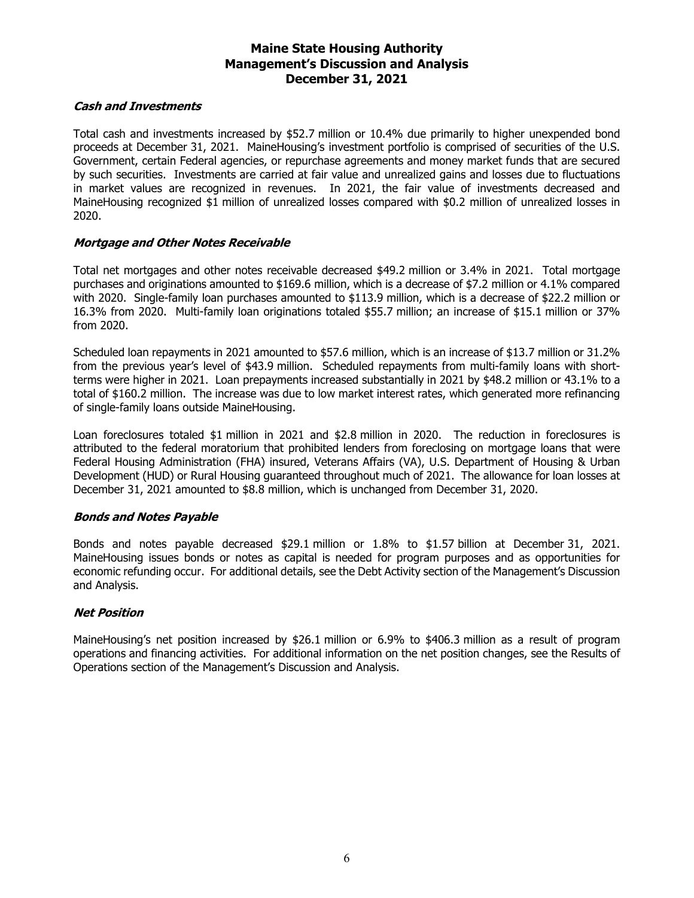### *Cash and Investments*

Total cash and investments increased by $52.7 million or 10.4% due primarily to higher unexpended bond proceeds at December 31, 2021. MaineHousing's investment portfolio is comprised of securities of the U.S. Government, certain Federal agencies, or repurchase agreements and money market funds that are secured by such securities. Investments are carried at fair value and unrealized gains and losses due to fluctuations in market values are recognized in revenues. In 2021, the fair value of investments decreased and MaineHousing recognized $1 million of unrealized losses compared with $0.2 million of unrealized losses in 2020.

### *Mortgage and Other Notes Receivable*

Total net mortgages and other notes receivable decreased $49.2 million or 3.4% in 2021. Total mortgage purchases and originations amounted to $169.6 million, which is a decrease of $7.2 million or 4.1% compared with 2020. Single-family loan purchases amounted to $113.9 million, which is a decrease of $22.2 million or 16.3% from 2020. Multi-family loan originations totaled $55.7 million; an increase of $15.1 million or 37% from 2020.

Scheduled loan repayments in 2021 amounted to $57.6 million, which is an increase of $13.7 million or 31.2% from the previous year's level of $43.9 million. Scheduled repayments from multi-family loans with short-terms were higher in 2021. Loan prepayments increased substantially in 2021 by $48.2 million or 43.1% to a total of $160.2 million. The increase was due to low market interest rates, which generated more refinancing of single-family loans outside MaineHousing.

Loan foreclosures totaled $1 million in 2021 and $2.8 million in 2020. The reduction in foreclosures is attributed to the federal moratorium that prohibited lenders from foreclosing on mortgage loans that were Federal Housing Administration (FHA) insured, Veterans Affairs (VA), U.S. Department of Housing & Urban Development (HUD) or Rural Housing guaranteed throughout much of 2021. The allowance for loan losses at December 31, 2021 amounted to $8.8 million, which is unchanged from December 31, 2020.

### *Bonds and Notes Payable*

Bonds and notes payable decreased $29.1 million or 1.8% to $1.57 billion at December 31, 2021. MaineHousing issues bonds or notes as capital is needed for program purposes and as opportunities for economic refunding occur. For additional details, see the Debt Activity section of the Management's Discussion and Analysis.

### *Net Position*

MaineHousing's net position increased by $26.1 million or 6.9% to $406.3 million as a result of program operations and financing activities. For additional information on the net position changes, see the Results of Operations section of the Management's Discussion and Analysis.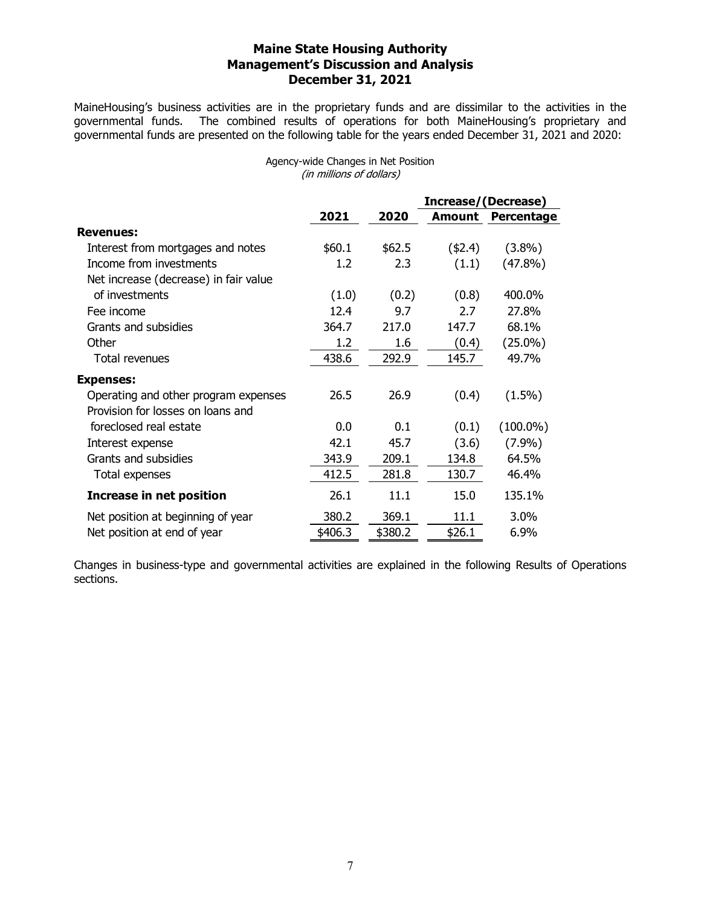## Maine State Housing Authority
## Management's Discussion and Analysis
## December 31, 2021

MaineHousing's business activities are in the proprietary funds and are dissimilar to the activities in the governmental funds. The combined results of operations for both MaineHousing's proprietary and governmental funds are presented on the following table for the years ended December 31, 2021 and 2020:

Agency-wide Changes in Net Position
*(in millions of dollars)*

| | 2021 | 2020 | Increase/(Decrease) Amount | Increase/(Decrease) Percentage |
|---|---|---|---|---|
| **Revenues:** | | | | |
| Interest from mortgages and notes | $60.1 | $62.5 | ($2.4) | (3.8%) |
| Income from investments | 1.2 | 2.3 | (1.1) | (47.8%) |
| Net increase (decrease) in fair value of investments | (1.0) | (0.2) | (0.8) | 400.0% |
| Fee income | 12.4 | 9.7 | 2.7 | 27.8% |
| Grants and subsidies | 364.7 | 217.0 | 147.7 | 68.1% |
| Other | 1.2 | 1.6 | (0.4) | (25.0%) |
| Total revenues | 438.6 | 292.9 | 145.7 | 49.7% |
| **Expenses:** | | | | |
| Operating and other program expenses | 26.5 | 26.9 | (0.4) | (1.5%) |
| Provision for losses on loans and foreclosed real estate | 0.0 | 0.1 | (0.1) | (100.0%) |
| Interest expense | 42.1 | 45.7 | (3.6) | (7.9%) |
| Grants and subsidies | 343.9 | 209.1 | 134.8 | 64.5% |
| Total expenses | 412.5 | 281.8 | 130.7 | 46.4% |
| **Increase in net position** | 26.1 | 11.1 | 15.0 | 135.1% |
| Net position at beginning of year | 380.2 | 369.1 | 11.1 | 3.0% |
| Net position at end of year | $406.3 | $380.2 | $26.1 | 6.9% |

Changes in business-type and governmental activities are explained in the following Results of Operations sections.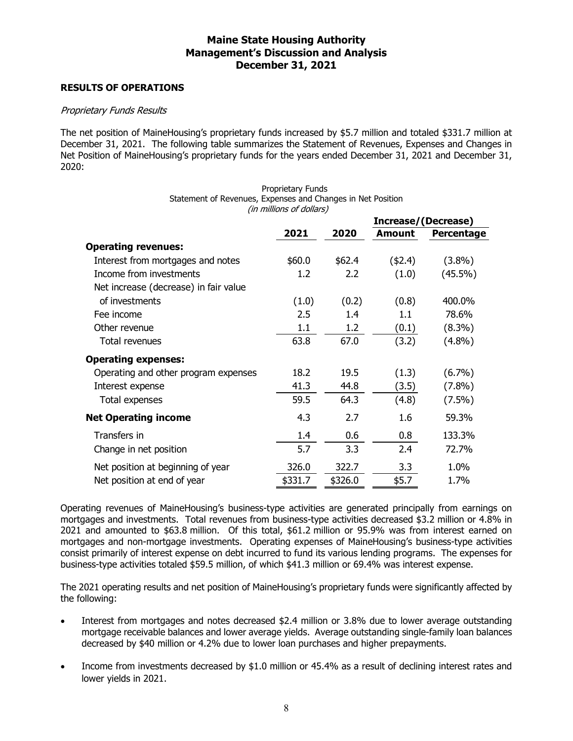# Maine State Housing Authority
## Management's Discussion and Analysis
## December 31, 2021

### RESULTS OF OPERATIONS

*Proprietary Funds Results*

The net position of MaineHousing's proprietary funds increased by $5.7 million and totaled $331.7 million at December 31, 2021. The following table summarizes the Statement of Revenues, Expenses and Changes in Net Position of MaineHousing's proprietary funds for the years ended December 31, 2021 and December 31, 2020:

Proprietary Funds
Statement of Revenues, Expenses and Changes in Net Position
*(in millions of dollars)*

| | 2021 | 2020 | Increase/(Decrease) Amount | Increase/(Decrease) Percentage |
|---|---|---|---|---|
| **Operating revenues:** | | | | |
| Interest from mortgages and notes | $60.0 | $62.4 | ($2.4) | (3.8%) |
| Income from investments | 1.2 | 2.2 | (1.0) | (45.5%) |
| Net increase (decrease) in fair value of investments | (1.0) | (0.2) | (0.8) | 400.0% |
| Fee income | 2.5 | 1.4 | 1.1 | 78.6% |
| Other revenue | 1.1 | 1.2 | (0.1) | (8.3%) |
| Total revenues | 63.8 | 67.0 | (3.2) | (4.8%) |
| **Operating expenses:** | | | | |
| Operating and other program expenses | 18.2 | 19.5 | (1.3) | (6.7%) |
| Interest expense | 41.3 | 44.8 | (3.5) | (7.8%) |
| Total expenses | 59.5 | 64.3 | (4.8) | (7.5%) |
| **Net Operating income** | 4.3 | 2.7 | 1.6 | 59.3% |
| Transfers in | 1.4 | 0.6 | 0.8 | 133.3% |
| Change in net position | 5.7 | 3.3 | 2.4 | 72.7% |
| Net position at beginning of year | 326.0 | 322.7 | 3.3 | 1.0% |
| Net position at end of year | $331.7 | $326.0 | $5.7 | 1.7% |

Operating revenues of MaineHousing's business-type activities are generated principally from earnings on mortgages and investments. Total revenues from business-type activities decreased $3.2 million or 4.8% in 2021 and amounted to $63.8 million. Of this total, $61.2 million or 95.9% was from interest earned on mortgages and non-mortgage investments. Operating expenses of MaineHousing's business-type activities consist primarily of interest expense on debt incurred to fund its various lending programs. The expenses for business-type activities totaled $59.5 million, of which $41.3 million or 69.4% was interest expense.

The 2021 operating results and net position of MaineHousing's proprietary funds were significantly affected by the following:

- Interest from mortgages and notes decreased $2.4 million or 3.8% due to lower average outstanding mortgage receivable balances and lower average yields. Average outstanding single-family loan balances decreased by $40 million or 4.2% due to lower loan purchases and higher prepayments.
- Income from investments decreased by $1.0 million or 45.4% as a result of declining interest rates and lower yields in 2021.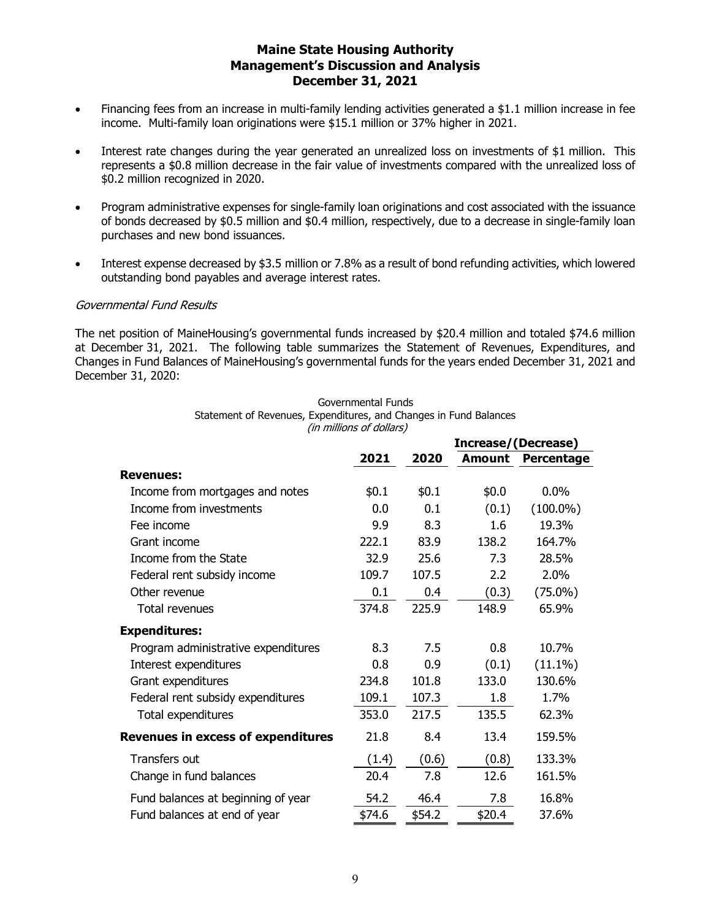- Financing fees from an increase in multi-family lending activities generated a $1.1 million increase in fee income. Multi-family loan originations were $15.1 million or 37% higher in 2021.
- Interest rate changes during the year generated an unrealized loss on investments of $1 million. This represents a $0.8 million decrease in the fair value of investments compared with the unrealized loss of $0.2 million recognized in 2020.
- Program administrative expenses for single-family loan originations and cost associated with the issuance of bonds decreased by $0.5 million and $0.4 million, respectively, due to a decrease in single-family loan purchases and new bond issuances.
- Interest expense decreased by $3.5 million or 7.8% as a result of bond refunding activities, which lowered outstanding bond payables and average interest rates.

*Governmental Fund Results*

The net position of MaineHousing's governmental funds increased by $20.4 million and totaled $74.6 million at December 31, 2021. The following table summarizes the Statement of Revenues, Expenditures, and Changes in Fund Balances of MaineHousing's governmental funds for the years ended December 31, 2021 and December 31, 2020:

Governmental Funds
Statement of Revenues, Expenditures, and Changes in Fund Balances
*(in millions of dollars)*

| | | | **Increase/(Decrease)** | |
|---|---|---|---|---|
| | **2021** | **2020** | **Amount** | **Percentage** |
| **Revenues:** | | | | |
| Income from mortgages and notes | $0.1 | $0.1 | $0.0 | 0.0% |
| Income from investments | 0.0 | 0.1 | (0.1) | (100.0%) |
| Fee income | 9.9 | 8.3 | 1.6 | 19.3% |
| Grant income | 222.1 | 83.9 | 138.2 | 164.7% |
| Income from the State | 32.9 | 25.6 | 7.3 | 28.5% |
| Federal rent subsidy income | 109.7 | 107.5 | 2.2 | 2.0% |
| Other revenue | 0.1 | 0.4 | (0.3) | (75.0%) |
| Total revenues | 374.8 | 225.9 | 148.9 | 65.9% |
| **Expenditures:** | | | | |
| Program administrative expenditures | 8.3 | 7.5 | 0.8 | 10.7% |
| Interest expenditures | 0.8 | 0.9 | (0.1) | (11.1%) |
| Grant expenditures | 234.8 | 101.8 | 133.0 | 130.6% |
| Federal rent subsidy expenditures | 109.1 | 107.3 | 1.8 | 1.7% |
| Total expenditures | 353.0 | 217.5 | 135.5 | 62.3% |
| **Revenues in excess of expenditures** | 21.8 | 8.4 | 13.4 | 159.5% |
| Transfers out | (1.4) | (0.6) | (0.8) | 133.3% |
| Change in fund balances | 20.4 | 7.8 | 12.6 | 161.5% |
| Fund balances at beginning of year | 54.2 | 46.4 | 7.8 | 16.8% |
| Fund balances at end of year | $74.6 | $54.2 | $20.4 | 37.6% |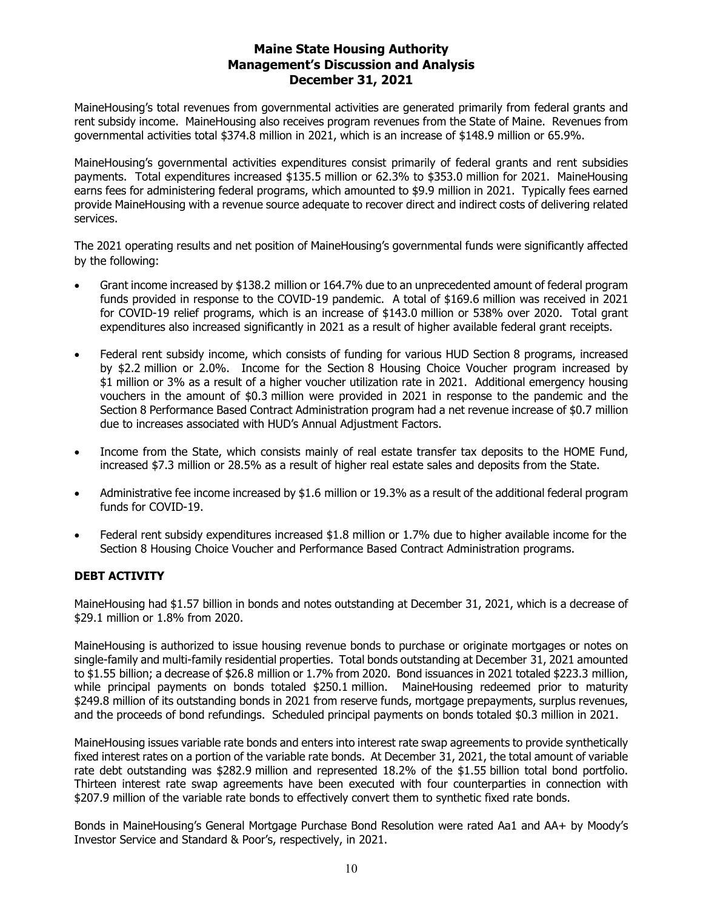MaineHousing's total revenues from governmental activities are generated primarily from federal grants and rent subsidy income. MaineHousing also receives program revenues from the State of Maine. Revenues from governmental activities total $374.8 million in 2021, which is an increase of $148.9 million or 65.9%.

MaineHousing's governmental activities expenditures consist primarily of federal grants and rent subsidies payments. Total expenditures increased $135.5 million or 62.3% to $353.0 million for 2021. MaineHousing earns fees for administering federal programs, which amounted to $9.9 million in 2021. Typically fees earned provide MaineHousing with a revenue source adequate to recover direct and indirect costs of delivering related services.

The 2021 operating results and net position of MaineHousing's governmental funds were significantly affected by the following:

- Grant income increased by $138.2 million or 164.7% due to an unprecedented amount of federal program funds provided in response to the COVID-19 pandemic. A total of $169.6 million was received in 2021 for COVID-19 relief programs, which is an increase of $143.0 million or 538% over 2020. Total grant expenditures also increased significantly in 2021 as a result of higher available federal grant receipts.
- Federal rent subsidy income, which consists of funding for various HUD Section 8 programs, increased by $2.2 million or 2.0%. Income for the Section 8 Housing Choice Voucher program increased by $1 million or 3% as a result of a higher voucher utilization rate in 2021. Additional emergency housing vouchers in the amount of $0.3 million were provided in 2021 in response to the pandemic and the Section 8 Performance Based Contract Administration program had a net revenue increase of $0.7 million due to increases associated with HUD's Annual Adjustment Factors.
- Income from the State, which consists mainly of real estate transfer tax deposits to the HOME Fund, increased $7.3 million or 28.5% as a result of higher real estate sales and deposits from the State.
- Administrative fee income increased by $1.6 million or 19.3% as a result of the additional federal program funds for COVID-19.
- Federal rent subsidy expenditures increased $1.8 million or 1.7% due to higher available income for the Section 8 Housing Choice Voucher and Performance Based Contract Administration programs.

## DEBT ACTIVITY

MaineHousing had $1.57 billion in bonds and notes outstanding at December 31, 2021, which is a decrease of $29.1 million or 1.8% from 2020.

MaineHousing is authorized to issue housing revenue bonds to purchase or originate mortgages or notes on single-family and multi-family residential properties. Total bonds outstanding at December 31, 2021 amounted to $1.55 billion; a decrease of $26.8 million or 1.7% from 2020. Bond issuances in 2021 totaled $223.3 million, while principal payments on bonds totaled $250.1 million. MaineHousing redeemed prior to maturity $249.8 million of its outstanding bonds in 2021 from reserve funds, mortgage prepayments, surplus revenues, and the proceeds of bond refundings. Scheduled principal payments on bonds totaled $0.3 million in 2021.

MaineHousing issues variable rate bonds and enters into interest rate swap agreements to provide synthetically fixed interest rates on a portion of the variable rate bonds. At December 31, 2021, the total amount of variable rate debt outstanding was $282.9 million and represented 18.2% of the $1.55 billion total bond portfolio. Thirteen interest rate swap agreements have been executed with four counterparties in connection with $207.9 million of the variable rate bonds to effectively convert them to synthetic fixed rate bonds.

Bonds in MaineHousing's General Mortgage Purchase Bond Resolution were rated Aa1 and AA+ by Moody's Investor Service and Standard & Poor's, respectively, in 2021.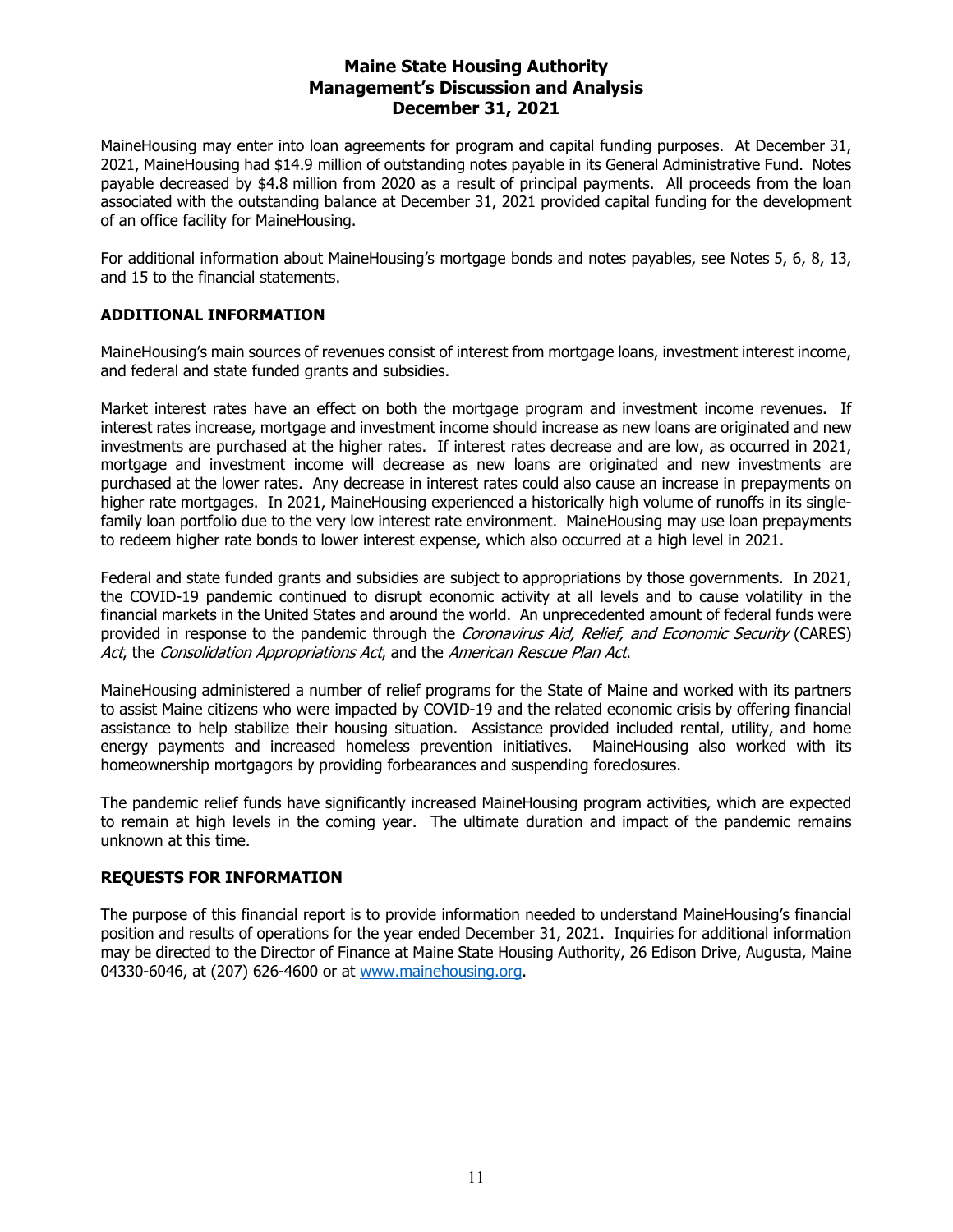MaineHousing may enter into loan agreements for program and capital funding purposes. At December 31, 2021, MaineHousing had $14.9 million of outstanding notes payable in its General Administrative Fund. Notes payable decreased by $4.8 million from 2020 as a result of principal payments. All proceeds from the loan associated with the outstanding balance at December 31, 2021 provided capital funding for the development of an office facility for MaineHousing.

For additional information about MaineHousing's mortgage bonds and notes payables, see Notes 5, 6, 8, 13, and 15 to the financial statements.

## ADDITIONAL INFORMATION

MaineHousing's main sources of revenues consist of interest from mortgage loans, investment interest income, and federal and state funded grants and subsidies.

Market interest rates have an effect on both the mortgage program and investment income revenues. If interest rates increase, mortgage and investment income should increase as new loans are originated and new investments are purchased at the higher rates. If interest rates decrease and are low, as occurred in 2021, mortgage and investment income will decrease as new loans are originated and new investments are purchased at the lower rates. Any decrease in interest rates could also cause an increase in prepayments on higher rate mortgages. In 2021, MaineHousing experienced a historically high volume of runoffs in its single-family loan portfolio due to the very low interest rate environment. MaineHousing may use loan prepayments to redeem higher rate bonds to lower interest expense, which also occurred at a high level in 2021.

Federal and state funded grants and subsidies are subject to appropriations by those governments. In 2021, the COVID-19 pandemic continued to disrupt economic activity at all levels and to cause volatility in the financial markets in the United States and around the world. An unprecedented amount of federal funds were provided in response to the pandemic through the *Coronavirus Aid, Relief, and Economic Security* (CARES) *Act*, the *Consolidation Appropriations Act*, and the *American Rescue Plan Act*.

MaineHousing administered a number of relief programs for the State of Maine and worked with its partners to assist Maine citizens who were impacted by COVID-19 and the related economic crisis by offering financial assistance to help stabilize their housing situation. Assistance provided included rental, utility, and home energy payments and increased homeless prevention initiatives. MaineHousing also worked with its homeownership mortgagors by providing forbearances and suspending foreclosures.

The pandemic relief funds have significantly increased MaineHousing program activities, which are expected to remain at high levels in the coming year. The ultimate duration and impact of the pandemic remains unknown at this time.

## REQUESTS FOR INFORMATION

The purpose of this financial report is to provide information needed to understand MaineHousing's financial position and results of operations for the year ended December 31, 2021. Inquiries for additional information may be directed to the Director of Finance at Maine State Housing Authority, 26 Edison Drive, Augusta, Maine 04330-6046, at (207) 626-4600 or at www.mainehousing.org.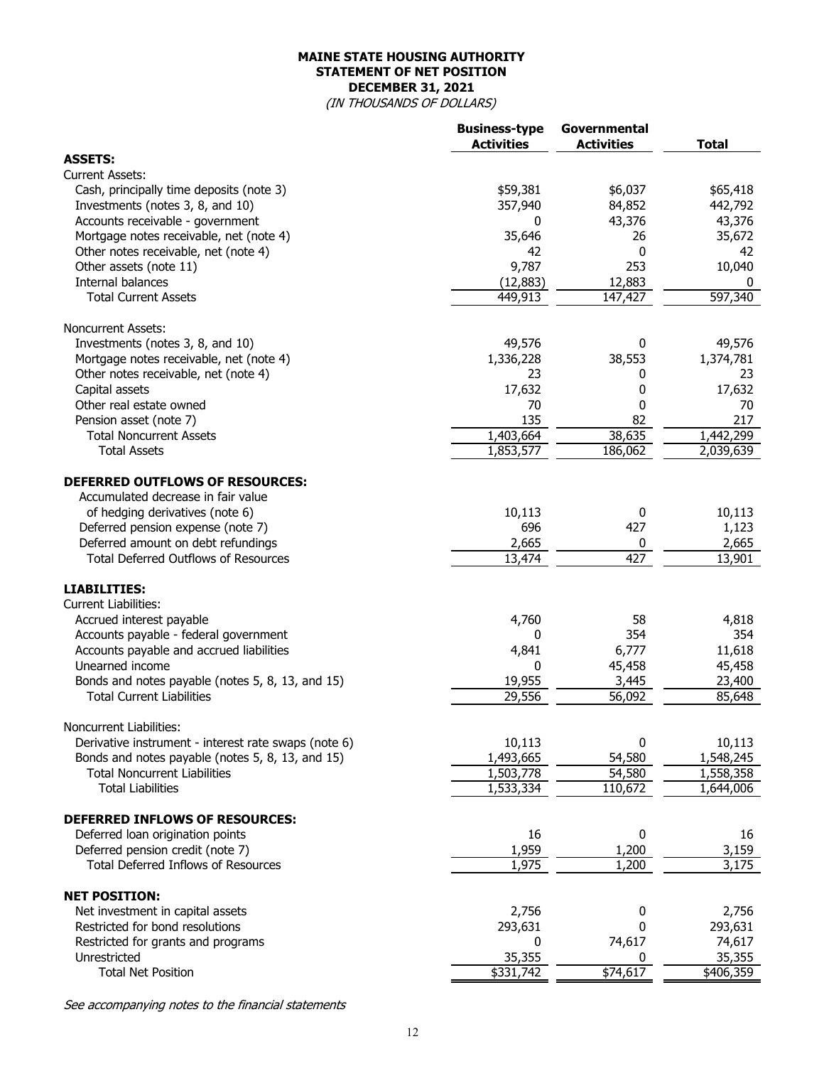# MAINE STATE HOUSING AUTHORITY
## STATEMENT OF NET POSITION
## DECEMBER 31, 2021
*(IN THOUSANDS OF DOLLARS)*

| | Business-type Activities | Governmental Activities | Total |
|---|---|---|---|
| **ASSETS:** | | | |
| Current Assets: | | | |
| Cash, principally time deposits (note 3) | $59,381 | $6,037 | $65,418 |
| Investments (notes 3, 8, and 10) | 357,940 | 84,852 | 442,792 |
| Accounts receivable - government | 0 | 43,376 | 43,376 |
| Mortgage notes receivable, net (note 4) | 35,646 | 26 | 35,672 |
| Other notes receivable, net (note 4) | 42 | 0 | 42 |
| Other assets (note 11) | 9,787 | 253 | 10,040 |
| Internal balances | (12,883) | 12,883 | 0 |
| Total Current Assets | 449,913 | 147,427 | 597,340 |
| Noncurrent Assets: | | | |
| Investments (notes 3, 8, and 10) | 49,576 | 0 | 49,576 |
| Mortgage notes receivable, net (note 4) | 1,336,228 | 38,553 | 1,374,781 |
| Other notes receivable, net (note 4) | 23 | 0 | 23 |
| Capital assets | 17,632 | 0 | 17,632 |
| Other real estate owned | 70 | 0 | 70 |
| Pension asset (note 7) | 135 | 82 | 217 |
| Total Noncurrent Assets | 1,403,664 | 38,635 | 1,442,299 |
| Total Assets | 1,853,577 | 186,062 | 2,039,639 |
| **DEFERRED OUTFLOWS OF RESOURCES:** | | | |
| Accumulated decrease in fair value of hedging derivatives (note 6) | 10,113 | 0 | 10,113 |
| Deferred pension expense (note 7) | 696 | 427 | 1,123 |
| Deferred amount on debt refundings | 2,665 | 0 | 2,665 |
| Total Deferred Outflows of Resources | 13,474 | 427 | 13,901 |
| **LIABILITIES:** | | | |
| Current Liabilities: | | | |
| Accrued interest payable | 4,760 | 58 | 4,818 |
| Accounts payable - federal government | 0 | 354 | 354 |
| Accounts payable and accrued liabilities | 4,841 | 6,777 | 11,618 |
| Unearned income | 0 | 45,458 | 45,458 |
| Bonds and notes payable (notes 5, 8, 13, and 15) | 19,955 | 3,445 | 23,400 |
| Total Current Liabilities | 29,556 | 56,092 | 85,648 |
| Noncurrent Liabilities: | | | |
| Derivative instrument - interest rate swaps (note 6) | 10,113 | 0 | 10,113 |
| Bonds and notes payable (notes 5, 8, 13, and 15) | 1,493,665 | 54,580 | 1,548,245 |
| Total Noncurrent Liabilities | 1,503,778 | 54,580 | 1,558,358 |
| Total Liabilities | 1,533,334 | 110,672 | 1,644,006 |
| **DEFERRED INFLOWS OF RESOURCES:** | | | |
| Deferred loan origination points | 16 | 0 | 16 |
| Deferred pension credit (note 7) | 1,959 | 1,200 | 3,159 |
| Total Deferred Inflows of Resources | 1,975 | 1,200 | 3,175 |
| **NET POSITION:** | | | |
| Net investment in capital assets | 2,756 | 0 | 2,756 |
| Restricted for bond resolutions | 293,631 | 0 | 293,631 |
| Restricted for grants and programs | 0 | 74,617 | 74,617 |
| Unrestricted | 35,355 | 0 | 35,355 |
| Total Net Position | $331,742 | $74,617 | $406,359 |

*See accompanying notes to the financial statements*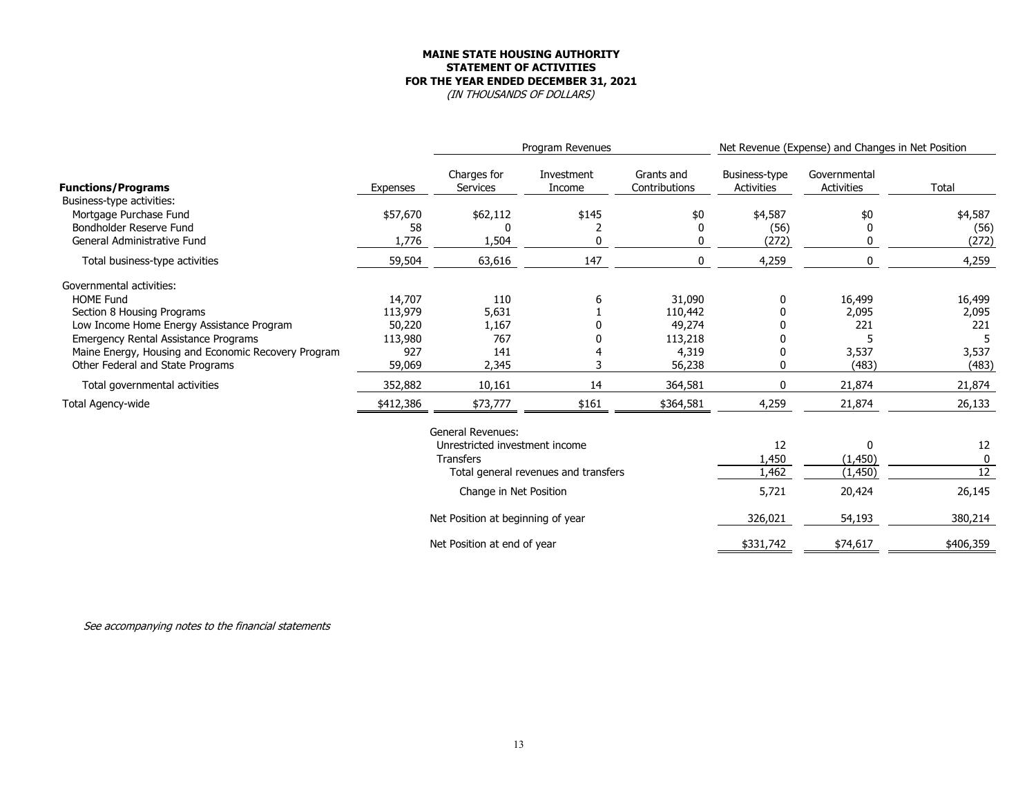**MAINE STATE HOUSING AUTHORITY**
**STATEMENT OF ACTIVITIES**
**FOR THE YEAR ENDED DECEMBER 31, 2021**
*(IN THOUSANDS OF DOLLARS)*

| | | Program Revenues | | | Net Revenue (Expense) and Changes in Net Position | | |
|---|---|---|---|---|---|---|---|
| **Functions/Programs** | Expenses | Charges for Services | Investment Income | Grants and Contributions | Business-type Activities | Governmental Activities | Total |
| Business-type activities: | | | | | | | |
| Mortgage Purchase Fund | $57,670 | $62,112 | $145 | $0 | $4,587 | $0 | $4,587 |
| Bondholder Reserve Fund | 58 | 0 | 2 | 0 | (56) | 0 | (56) |
| General Administrative Fund | 1,776 | 1,504 | 0 | 0 | (272) | 0 | (272) |
| Total business-type activities | 59,504 | 63,616 | 147 | 0 | 4,259 | 0 | 4,259 |
| Governmental activities: | | | | | | | |
| HOME Fund | 14,707 | 110 | 6 | 31,090 | 0 | 16,499 | 16,499 |
| Section 8 Housing Programs | 113,979 | 5,631 | 1 | 110,442 | 0 | 2,095 | 2,095 |
| Low Income Home Energy Assistance Program | 50,220 | 1,167 | 0 | 49,274 | 0 | 221 | 221 |
| Emergency Rental Assistance Programs | 113,980 | 767 | 0 | 113,218 | 0 | 5 | 5 |
| Maine Energy, Housing and Economic Recovery Program | 927 | 141 | 4 | 4,319 | 0 | 3,537 | 3,537 |
| Other Federal and State Programs | 59,069 | 2,345 | 3 | 56,238 | 0 | (483) | (483) |
| Total governmental activities | 352,882 | 10,161 | 14 | 364,581 | 0 | 21,874 | 21,874 |
| Total Agency-wide | $412,386 | $73,777 | $161 | $364,581 | 4,259 | 21,874 | 26,133 |
| | | General Revenues: | | | | | |
| | | Unrestricted investment income | | | 12 | 0 | 12 |
| | | Transfers | | | 1,450 | (1,450) | 0 |
| | | Total general revenues and transfers | | | 1,462 | (1,450) | 12 |
| | | Change in Net Position | | | 5,721 | 20,424 | 26,145 |
| | | Net Position at beginning of year | | | 326,021 | 54,193 | 380,214 |
| | | Net Position at end of year | | | $331,742 | $74,617 | $406,359 |

*See accompanying notes to the financial statements*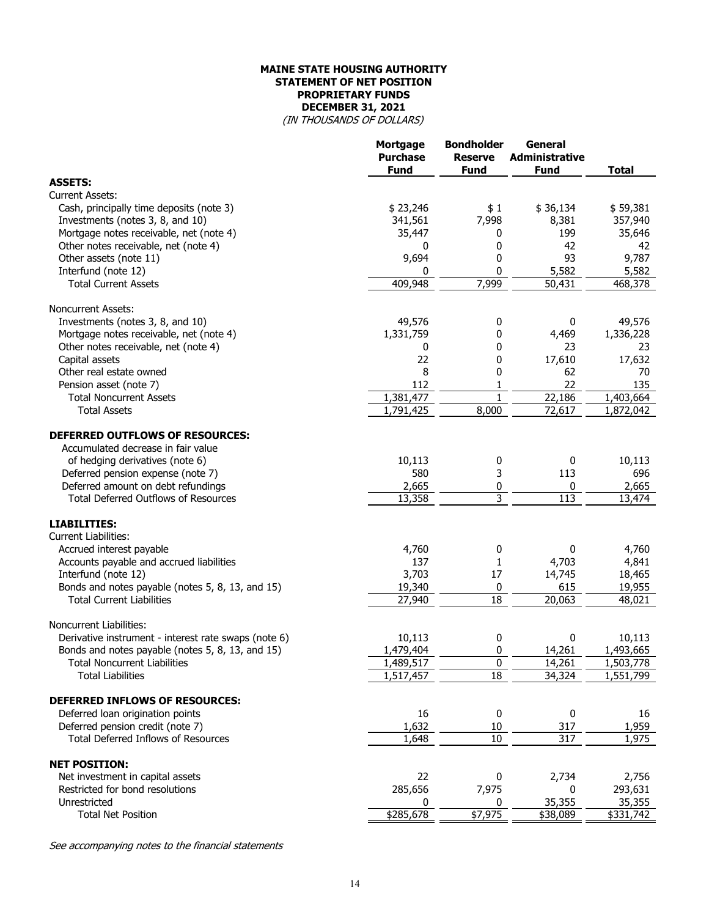**MAINE STATE HOUSING AUTHORITY**
**STATEMENT OF NET POSITION**
**PROPRIETARY FUNDS**
**DECEMBER 31, 2021**
*(IN THOUSANDS OF DOLLARS)*

| | Mortgage Purchase Fund | Bondholder Reserve Fund | General Administrative Fund | Total |
|---|---|---|---|---|
| **ASSETS:** | | | | |
| Current Assets: | | | | |
| Cash, principally time deposits (note 3) | $ 23,246 | $ 1 | $ 36,134 | $ 59,381 |
| Investments (notes 3, 8, and 10) | 341,561 | 7,998 | 8,381 | 357,940 |
| Mortgage notes receivable, net (note 4) | 35,447 | 0 | 199 | 35,646 |
| Other notes receivable, net (note 4) | 0 | 0 | 42 | 42 |
| Other assets (note 11) | 9,694 | 0 | 93 | 9,787 |
| Interfund (note 12) | 0 | 0 | 5,582 | 5,582 |
| Total Current Assets | 409,948 | 7,999 | 50,431 | 468,378 |
| Noncurrent Assets: | | | | |
| Investments (notes 3, 8, and 10) | 49,576 | 0 | 0 | 49,576 |
| Mortgage notes receivable, net (note 4) | 1,331,759 | 0 | 4,469 | 1,336,228 |
| Other notes receivable, net (note 4) | 0 | 0 | 23 | 23 |
| Capital assets | 22 | 0 | 17,610 | 17,632 |
| Other real estate owned | 8 | 0 | 62 | 70 |
| Pension asset (note 7) | 112 | 1 | 22 | 135 |
| Total Noncurrent Assets | 1,381,477 | 1 | 22,186 | 1,403,664 |
| Total Assets | 1,791,425 | 8,000 | 72,617 | 1,872,042 |
| **DEFERRED OUTFLOWS OF RESOURCES:** | | | | |
| Accumulated decrease in fair value of hedging derivatives (note 6) | 10,113 | 0 | 0 | 10,113 |
| Deferred pension expense (note 7) | 580 | 3 | 113 | 696 |
| Deferred amount on debt refundings | 2,665 | 0 | 0 | 2,665 |
| Total Deferred Outflows of Resources | 13,358 | 3 | 113 | 13,474 |
| **LIABILITIES:** | | | | |
| Current Liabilities: | | | | |
| Accrued interest payable | 4,760 | 0 | 0 | 4,760 |
| Accounts payable and accrued liabilities | 137 | 1 | 4,703 | 4,841 |
| Interfund (note 12) | 3,703 | 17 | 14,745 | 18,465 |
| Bonds and notes payable (notes 5, 8, 13, and 15) | 19,340 | 0 | 615 | 19,955 |
| Total Current Liabilities | 27,940 | 18 | 20,063 | 48,021 |
| Noncurrent Liabilities: | | | | |
| Derivative instrument - interest rate swaps (note 6) | 10,113 | 0 | 0 | 10,113 |
| Bonds and notes payable (notes 5, 8, 13, and 15) | 1,479,404 | 0 | 14,261 | 1,493,665 |
| Total Noncurrent Liabilities | 1,489,517 | 0 | 14,261 | 1,503,778 |
| Total Liabilities | 1,517,457 | 18 | 34,324 | 1,551,799 |
| **DEFERRED INFLOWS OF RESOURCES:** | | | | |
| Deferred loan origination points | 16 | 0 | 0 | 16 |
| Deferred pension credit (note 7) | 1,632 | 10 | 317 | 1,959 |
| Total Deferred Inflows of Resources | 1,648 | 10 | 317 | 1,975 |
| **NET POSITION:** | | | | |
| Net investment in capital assets | 22 | 0 | 2,734 | 2,756 |
| Restricted for bond resolutions | 285,656 | 7,975 | 0 | 293,631 |
| Unrestricted | 0 | 0 | 35,355 | 35,355 |
| Total Net Position | $285,678 | $7,975 | $38,089 | $331,742 |

*See accompanying notes to the financial statements*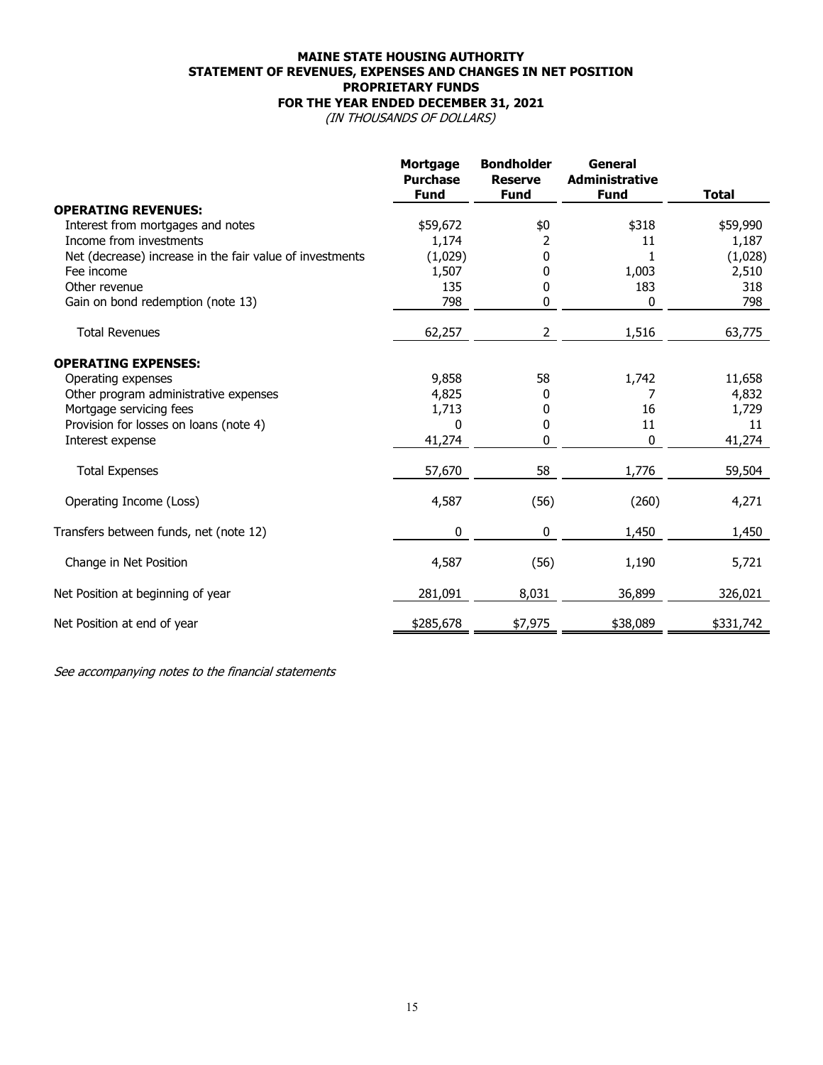# MAINE STATE HOUSING AUTHORITY
## STATEMENT OF REVENUES, EXPENSES AND CHANGES IN NET POSITION
## PROPRIETARY FUNDS
## FOR THE YEAR ENDED DECEMBER 31, 2021
*(IN THOUSANDS OF DOLLARS)*

| | Mortgage Purchase Fund | Bondholder Reserve Fund | General Administrative Fund | Total |
|---|---|---|---|---|
| **OPERATING REVENUES:** | | | | |
| Interest from mortgages and notes | $59,672 | $0 | $318 | $59,990 |
| Income from investments | 1,174 | 2 | 11 | 1,187 |
| Net (decrease) increase in the fair value of investments | (1,029) | 0 | 1 | (1,028) |
| Fee income | 1,507 | 0 | 1,003 | 2,510 |
| Other revenue | 135 | 0 | 183 | 318 |
| Gain on bond redemption (note 13) | 798 | 0 | 0 | 798 |
| Total Revenues | 62,257 | 2 | 1,516 | 63,775 |
| **OPERATING EXPENSES:** | | | | |
| Operating expenses | 9,858 | 58 | 1,742 | 11,658 |
| Other program administrative expenses | 4,825 | 0 | 7 | 4,832 |
| Mortgage servicing fees | 1,713 | 0 | 16 | 1,729 |
| Provision for losses on loans (note 4) | 0 | 0 | 11 | 11 |
| Interest expense | 41,274 | 0 | 0 | 41,274 |
| Total Expenses | 57,670 | 58 | 1,776 | 59,504 |
| Operating Income (Loss) | 4,587 | (56) | (260) | 4,271 |
| Transfers between funds, net (note 12) | 0 | 0 | 1,450 | 1,450 |
| Change in Net Position | 4,587 | (56) | 1,190 | 5,721 |
| Net Position at beginning of year | 281,091 | 8,031 | 36,899 | 326,021 |
| Net Position at end of year | $285,678 | $7,975 | $38,089 | $331,742 |

*See accompanying notes to the financial statements*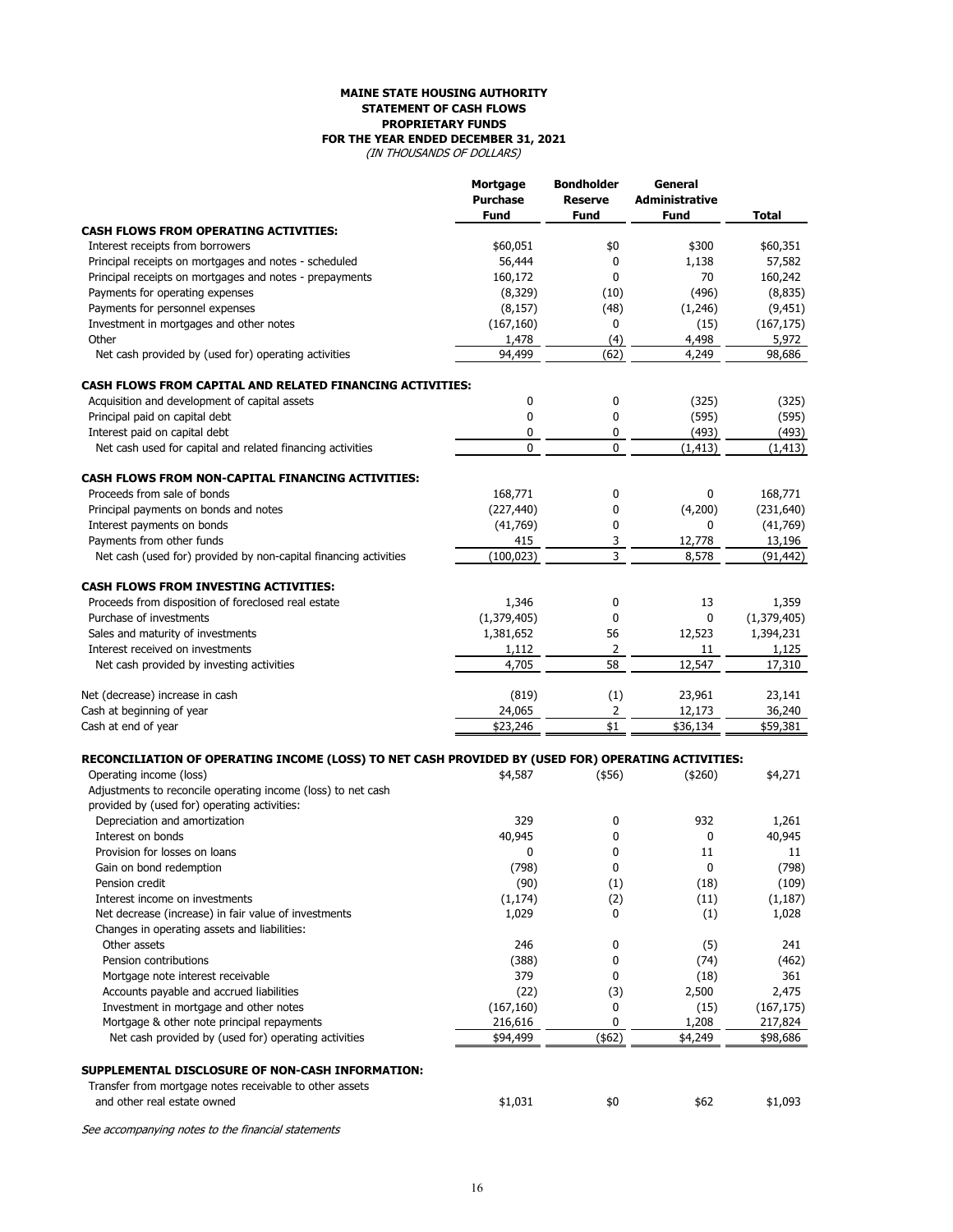# MAINE STATE HOUSING AUTHORITY
## STATEMENT OF CASH FLOWS
## PROPRIETARY FUNDS
## FOR THE YEAR ENDED DECEMBER 31, 2021
*(IN THOUSANDS OF DOLLARS)*

| | Mortgage Purchase Fund | Bondholder Reserve Fund | General Administrative Fund | Total |
|---|---|---|---|---|
| **CASH FLOWS FROM OPERATING ACTIVITIES:** | | | | |
| Interest receipts from borrowers | $60,051 | $0 | $300 | $60,351 |
| Principal receipts on mortgages and notes - scheduled | 56,444 | 0 | 1,138 | 57,582 |
| Principal receipts on mortgages and notes - prepayments | 160,172 | 0 | 70 | 160,242 |
| Payments for operating expenses | (8,329) | (10) | (496) | (8,835) |
| Payments for personnel expenses | (8,157) | (48) | (1,246) | (9,451) |
| Investment in mortgages and other notes | (167,160) | 0 | (15) | (167,175) |
| Other | 1,478 | (4) | 4,498 | 5,972 |
| Net cash provided by (used for) operating activities | 94,499 | (62) | 4,249 | 98,686 |
| **CASH FLOWS FROM CAPITAL AND RELATED FINANCING ACTIVITIES:** | | | | |
| Acquisition and development of capital assets | 0 | 0 | (325) | (325) |
| Principal paid on capital debt | 0 | 0 | (595) | (595) |
| Interest paid on capital debt | 0 | 0 | (493) | (493) |
| Net cash used for capital and related financing activities | 0 | 0 | (1,413) | (1,413) |
| **CASH FLOWS FROM NON-CAPITAL FINANCING ACTIVITIES:** | | | | |
| Proceeds from sale of bonds | 168,771 | 0 | 0 | 168,771 |
| Principal payments on bonds and notes | (227,440) | 0 | (4,200) | (231,640) |
| Interest payments on bonds | (41,769) | 0 | 0 | (41,769) |
| Payments from other funds | 415 | 3 | 12,778 | 13,196 |
| Net cash (used for) provided by non-capital financing activities | (100,023) | 3 | 8,578 | (91,442) |
| **CASH FLOWS FROM INVESTING ACTIVITIES:** | | | | |
| Proceeds from disposition of foreclosed real estate | 1,346 | 0 | 13 | 1,359 |
| Purchase of investments | (1,379,405) | 0 | 0 | (1,379,405) |
| Sales and maturity of investments | 1,381,652 | 56 | 12,523 | 1,394,231 |
| Interest received on investments | 1,112 | 2 | 11 | 1,125 |
| Net cash provided by investing activities | 4,705 | 58 | 12,547 | 17,310 |
| Net (decrease) increase in cash | (819) | (1) | 23,961 | 23,141 |
| Cash at beginning of year | 24,065 | 2 | 12,173 | 36,240 |
| Cash at end of year | $23,246 | $1 | $36,134 | $59,381 |
| **RECONCILIATION OF OPERATING INCOME (LOSS) TO NET CASH PROVIDED BY (USED FOR) OPERATING ACTIVITIES:** | | | | |
| Operating income (loss) | $4,587 | ($56) | ($260) | $4,271 |
| Adjustments to reconcile operating income (loss) to net cash provided by (used for) operating activities: | | | | |
| Depreciation and amortization | 329 | 0 | 932 | 1,261 |
| Interest on bonds | 40,945 | 0 | 0 | 40,945 |
| Provision for losses on loans | 0 | 0 | 11 | 11 |
| Gain on bond redemption | (798) | 0 | 0 | (798) |
| Pension credit | (90) | (1) | (18) | (109) |
| Interest income on investments | (1,174) | (2) | (11) | (1,187) |
| Net decrease (increase) in fair value of investments | 1,029 | 0 | (1) | 1,028 |
| Changes in operating assets and liabilities: | | | | |
| Other assets | 246 | 0 | (5) | 241 |
| Pension contributions | (388) | 0 | (74) | (462) |
| Mortgage note interest receivable | 379 | 0 | (18) | 361 |
| Accounts payable and accrued liabilities | (22) | (3) | 2,500 | 2,475 |
| Investment in mortgage and other notes | (167,160) | 0 | (15) | (167,175) |
| Mortgage & other note principal repayments | 216,616 | 0 | 1,208 | 217,824 |
| Net cash provided by (used for) operating activities | $94,499 | ($62) | $4,249 | $98,686 |
| **SUPPLEMENTAL DISCLOSURE OF NON-CASH INFORMATION:** | | | | |
| Transfer from mortgage notes receivable to other assets and other real estate owned | $1,031 | $0 | $62 | $1,093 |

*See accompanying notes to the financial statements*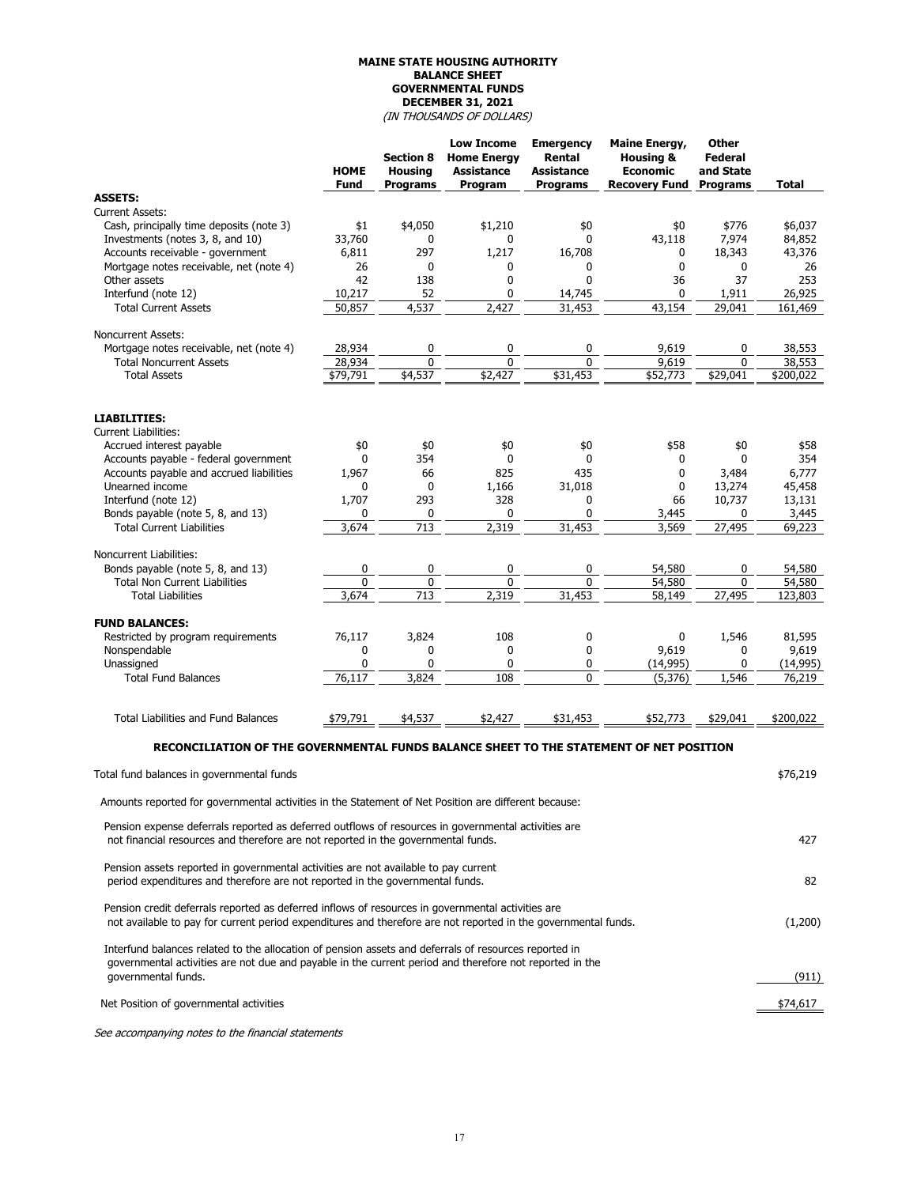# MAINE STATE HOUSING AUTHORITY
## BALANCE SHEET
## GOVERNMENTAL FUNDS
## DECEMBER 31, 2021
*(IN THOUSANDS OF DOLLARS)*

| | HOME Fund | Section 8 Housing Programs | Low Income Home Energy Assistance Program | Emergency Rental Assistance Programs | Maine Energy, Housing & Economic Recovery Fund | Other Federal and State Programs | Total |
|---|---|---|---|---|---|---|---|
| **ASSETS:** | | | | | | | |
| Current Assets: | | | | | | | |
| Cash, principally time deposits (note 3) | $1 | $4,050 | $1,210 | $0 | $0 | $776 | $6,037 |
| Investments (notes 3, 8, and 10) | 33,760 | 0 | 0 | 0 | 43,118 | 7,974 | 84,852 |
| Accounts receivable - government | 6,811 | 297 | 1,217 | 16,708 | 0 | 18,343 | 43,376 |
| Mortgage notes receivable, net (note 4) | 26 | 0 | 0 | 0 | 0 | 0 | 26 |
| Other assets | 42 | 138 | 0 | 0 | 36 | 37 | 253 |
| Interfund (note 12) | 10,217 | 52 | 0 | 14,745 | 0 | 1,911 | 26,925 |
| Total Current Assets | 50,857 | 4,537 | 2,427 | 31,453 | 43,154 | 29,041 | 161,469 |
| Noncurrent Assets: | | | | | | | |
| Mortgage notes receivable, net (note 4) | 28,934 | 0 | 0 | 0 | 9,619 | 0 | 38,553 |
| Total Noncurrent Assets | 28,934 | 0 | 0 | 0 | 9,619 | 0 | 38,553 |
| Total Assets | $79,791 | $4,537 | $2,427 | $31,453 | $52,773 | $29,041 | $200,022 |
| **LIABILITIES:** | | | | | | | |
| Current Liabilities: | | | | | | | |
| Accrued interest payable | $0 | $0 | $0 | $0 | $58 | $0 | $58 |
| Accounts payable - federal government | 0 | 354 | 0 | 0 | 0 | 0 | 354 |
| Accounts payable and accrued liabilities | 1,967 | 66 | 825 | 435 | 0 | 3,484 | 6,777 |
| Unearned income | 0 | 0 | 1,166 | 31,018 | 0 | 13,274 | 45,458 |
| Interfund (note 12) | 1,707 | 293 | 328 | 0 | 66 | 10,737 | 13,131 |
| Bonds payable (note 5, 8, and 13) | 0 | 0 | 0 | 0 | 3,445 | 0 | 3,445 |
| Total Current Liabilities | 3,674 | 713 | 2,319 | 31,453 | 3,569 | 27,495 | 69,223 |
| Noncurrent Liabilities: | | | | | | | |
| Bonds payable (note 5, 8, and 13) | 0 | 0 | 0 | 0 | 54,580 | 0 | 54,580 |
| Total Non Current Liabilities | 0 | 0 | 0 | 0 | 54,580 | 0 | 54,580 |
| Total Liabilities | 3,674 | 713 | 2,319 | 31,453 | 58,149 | 27,495 | 123,803 |
| **FUND BALANCES:** | | | | | | | |
| Restricted by program requirements | 76,117 | 3,824 | 108 | 0 | 0 | 1,546 | 81,595 |
| Nonspendable | 0 | 0 | 0 | 0 | 9,619 | 0 | 9,619 |
| Unassigned | 0 | 0 | 0 | 0 | (14,995) | 0 | (14,995) |
| Total Fund Balances | 76,117 | 3,824 | 108 | 0 | (5,376) | 1,546 | 76,219 |
| Total Liabilities and Fund Balances | $79,791 | $4,537 | $2,427 | $31,453 | $52,773 | $29,041 | $200,022 |

## RECONCILIATION OF THE GOVERNMENTAL FUNDS BALANCE SHEET TO THE STATEMENT OF NET POSITION

| | |
|---|---|
| Total fund balances in governmental funds | $76,219 |
| Amounts reported for governmental activities in the Statement of Net Position are different because: | |
| Pension expense deferrals reported as deferred outflows of resources in governmental activities are not financial resources and therefore are not reported in the governmental funds. | 427 |
| Pension assets reported in governmental activities are not available to pay current period expenditures and therefore are not reported in the governmental funds. | 82 |
| Pension credit deferrals reported as deferred inflows of resources in governmental activities are not available to pay for current period expenditures and therefore are not reported in the governmental funds. | (1,200) |
| Interfund balances related to the allocation of pension assets and deferrals of resources reported in governmental activities are not due and payable in the current period and therefore not reported in the governmental funds. | (911) |
| Net Position of governmental activities | $74,617 |

*See accompanying notes to the financial statements*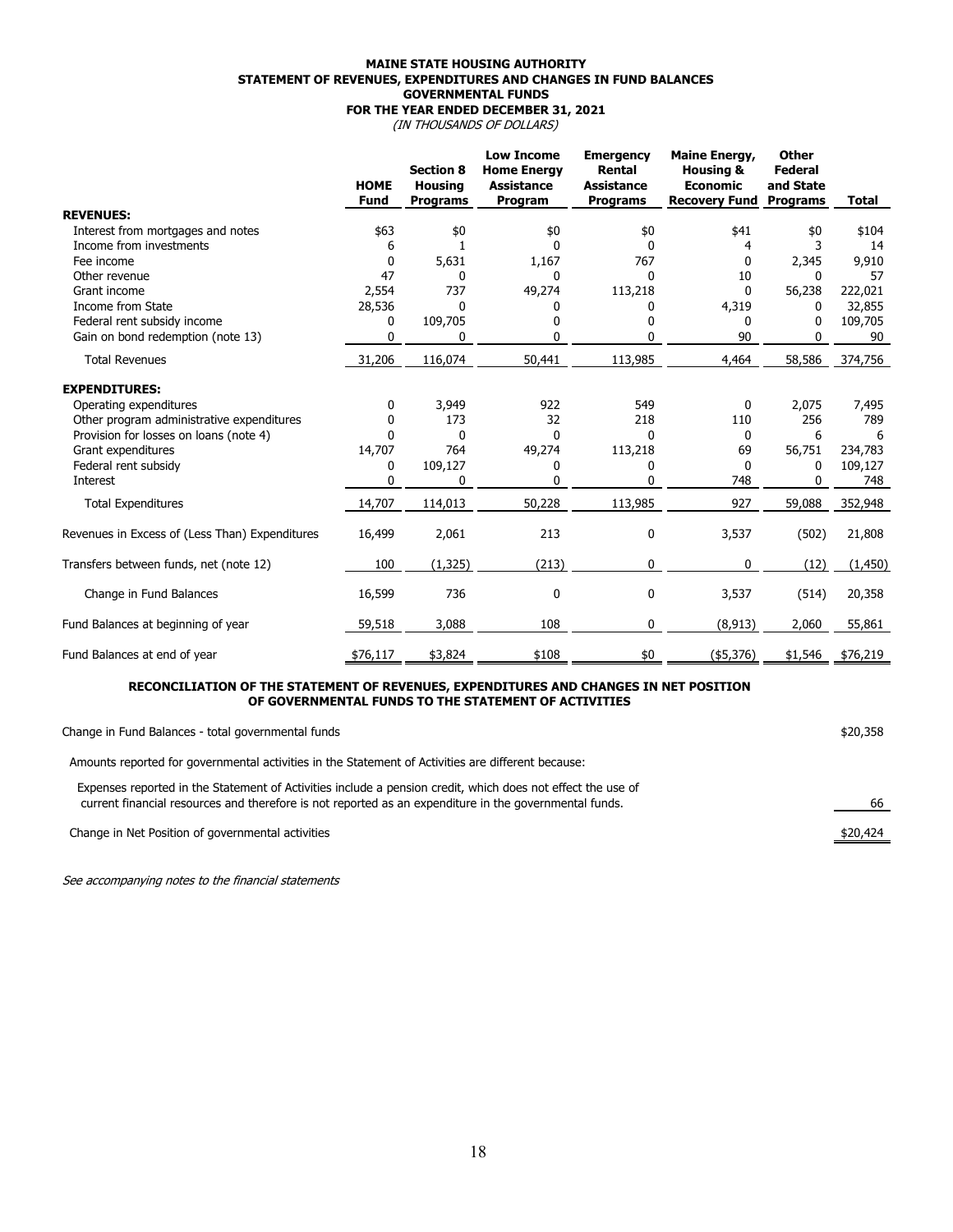# MAINE STATE HOUSING AUTHORITY
## STATEMENT OF REVENUES, EXPENDITURES AND CHANGES IN FUND BALANCES
## GOVERNMENTAL FUNDS
## FOR THE YEAR ENDED DECEMBER 31, 2021

*(IN THOUSANDS OF DOLLARS)*

| | HOME Fund | Section 8 Housing Programs | Low Income Home Energy Assistance Program | Emergency Rental Assistance Programs | Maine Energy, Housing & Economic Recovery Fund | Other Federal and State Programs | Total |
|---|---|---|---|---|---|---|---|
| **REVENUES:** | | | | | | | |
| Interest from mortgages and notes | $63 | $0 | $0 | $0 | $41 | $0 | $104 |
| Income from investments | 6 | 1 | 0 | 0 | 4 | 3 | 14 |
| Fee income | 0 | 5,631 | 1,167 | 767 | 0 | 2,345 | 9,910 |
| Other revenue | 47 | 0 | 0 | 0 | 10 | 0 | 57 |
| Grant income | 2,554 | 737 | 49,274 | 113,218 | 0 | 56,238 | 222,021 |
| Income from State | 28,536 | 0 | 0 | 0 | 4,319 | 0 | 32,855 |
| Federal rent subsidy income | 0 | 109,705 | 0 | 0 | 0 | 0 | 109,705 |
| Gain on bond redemption (note 13) | 0 | 0 | 0 | 0 | 90 | 0 | 90 |
| Total Revenues | 31,206 | 116,074 | 50,441 | 113,985 | 4,464 | 58,586 | 374,756 |
| **EXPENDITURES:** | | | | | | | |
| Operating expenditures | 0 | 3,949 | 922 | 549 | 0 | 2,075 | 7,495 |
| Other program administrative expenditures | 0 | 173 | 32 | 218 | 110 | 256 | 789 |
| Provision for losses on loans (note 4) | 0 | 0 | 0 | 0 | 0 | 6 | 6 |
| Grant expenditures | 14,707 | 764 | 49,274 | 113,218 | 69 | 56,751 | 234,783 |
| Federal rent subsidy | 0 | 109,127 | 0 | 0 | 0 | 0 | 109,127 |
| Interest | 0 | 0 | 0 | 0 | 748 | 0 | 748 |
| Total Expenditures | 14,707 | 114,013 | 50,228 | 113,985 | 927 | 59,088 | 352,948 |
| Revenues in Excess of (Less Than) Expenditures | 16,499 | 2,061 | 213 | 0 | 3,537 | (502) | 21,808 |
| Transfers between funds, net (note 12) | 100 | (1,325) | (213) | 0 | 0 | (12) | (1,450) |
| Change in Fund Balances | 16,599 | 736 | 0 | 0 | 3,537 | (514) | 20,358 |
| Fund Balances at beginning of year | 59,518 | 3,088 | 108 | 0 | (8,913) | 2,060 | 55,861 |
| Fund Balances at end of year | $76,117 | $3,824 | $108 | $0 | ($5,376) | $1,546 | $76,219 |

## RECONCILIATION OF THE STATEMENT OF REVENUES, EXPENDITURES AND CHANGES IN NET POSITION OF GOVERNMENTAL FUNDS TO THE STATEMENT OF ACTIVITIES

| | |
|---|---|
| Change in Fund Balances - total governmental funds | $20,358 |
| Amounts reported for governmental activities in the Statement of Activities are different because: | |
| Expenses reported in the Statement of Activities include a pension credit, which does not effect the use of current financial resources and therefore is not reported as an expenditure in the governmental funds. | 66 |
| Change in Net Position of governmental activities | $20,424 |

*See accompanying notes to the financial statements*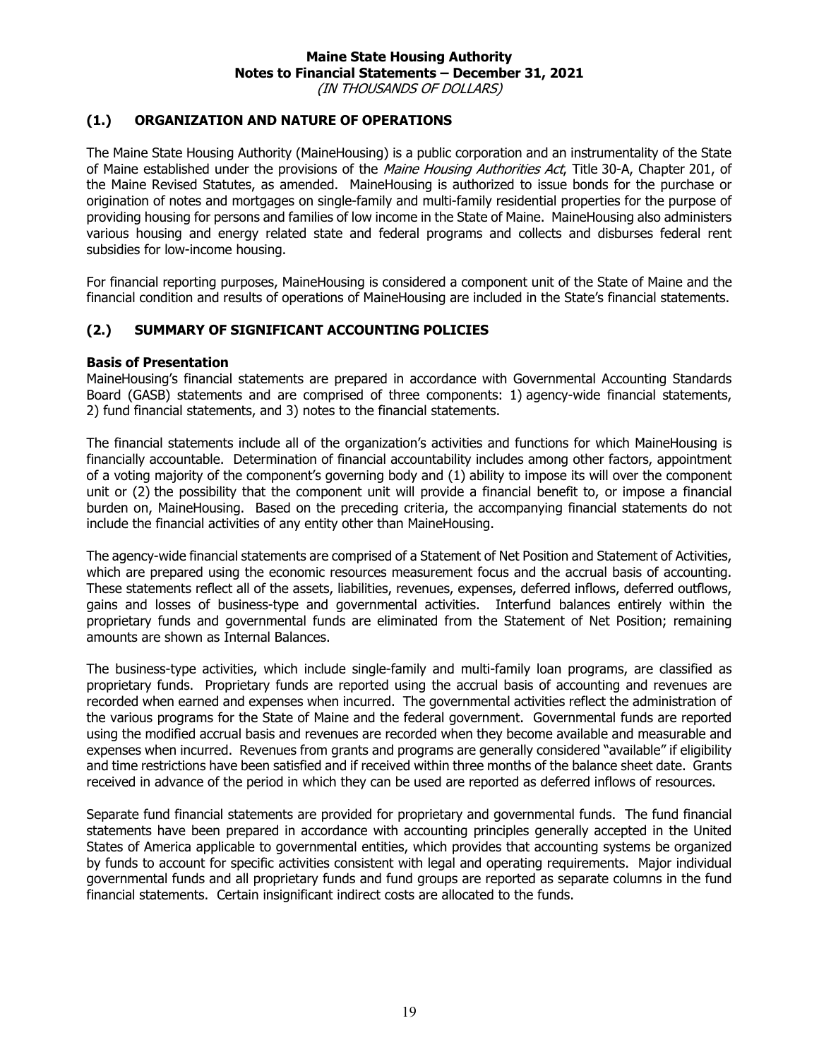# Maine State Housing Authority
## Notes to Financial Statements – December 31, 2021
*(IN THOUSANDS OF DOLLARS)*

## (1.) ORGANIZATION AND NATURE OF OPERATIONS

The Maine State Housing Authority (MaineHousing) is a public corporation and an instrumentality of the State of Maine established under the provisions of the *Maine Housing Authorities Act*, Title 30-A, Chapter 201, of the Maine Revised Statutes, as amended. MaineHousing is authorized to issue bonds for the purchase or origination of notes and mortgages on single-family and multi-family residential properties for the purpose of providing housing for persons and families of low income in the State of Maine. MaineHousing also administers various housing and energy related state and federal programs and collects and disburses federal rent subsidies for low-income housing.

For financial reporting purposes, MaineHousing is considered a component unit of the State of Maine and the financial condition and results of operations of MaineHousing are included in the State's financial statements.

## (2.) SUMMARY OF SIGNIFICANT ACCOUNTING POLICIES

### Basis of Presentation

MaineHousing's financial statements are prepared in accordance with Governmental Accounting Standards Board (GASB) statements and are comprised of three components: 1) agency-wide financial statements, 2) fund financial statements, and 3) notes to the financial statements.

The financial statements include all of the organization's activities and functions for which MaineHousing is financially accountable. Determination of financial accountability includes among other factors, appointment of a voting majority of the component's governing body and (1) ability to impose its will over the component unit or (2) the possibility that the component unit will provide a financial benefit to, or impose a financial burden on, MaineHousing. Based on the preceding criteria, the accompanying financial statements do not include the financial activities of any entity other than MaineHousing.

The agency-wide financial statements are comprised of a Statement of Net Position and Statement of Activities, which are prepared using the economic resources measurement focus and the accrual basis of accounting. These statements reflect all of the assets, liabilities, revenues, expenses, deferred inflows, deferred outflows, gains and losses of business-type and governmental activities. Interfund balances entirely within the proprietary funds and governmental funds are eliminated from the Statement of Net Position; remaining amounts are shown as Internal Balances.

The business-type activities, which include single-family and multi-family loan programs, are classified as proprietary funds. Proprietary funds are reported using the accrual basis of accounting and revenues are recorded when earned and expenses when incurred. The governmental activities reflect the administration of the various programs for the State of Maine and the federal government. Governmental funds are reported using the modified accrual basis and revenues are recorded when they become available and measurable and expenses when incurred. Revenues from grants and programs are generally considered "available" if eligibility and time restrictions have been satisfied and if received within three months of the balance sheet date. Grants received in advance of the period in which they can be used are reported as deferred inflows of resources.

Separate fund financial statements are provided for proprietary and governmental funds. The fund financial statements have been prepared in accordance with accounting principles generally accepted in the United States of America applicable to governmental entities, which provides that accounting systems be organized by funds to account for specific activities consistent with legal and operating requirements. Major individual governmental funds and all proprietary funds and fund groups are reported as separate columns in the fund financial statements. Certain insignificant indirect costs are allocated to the funds.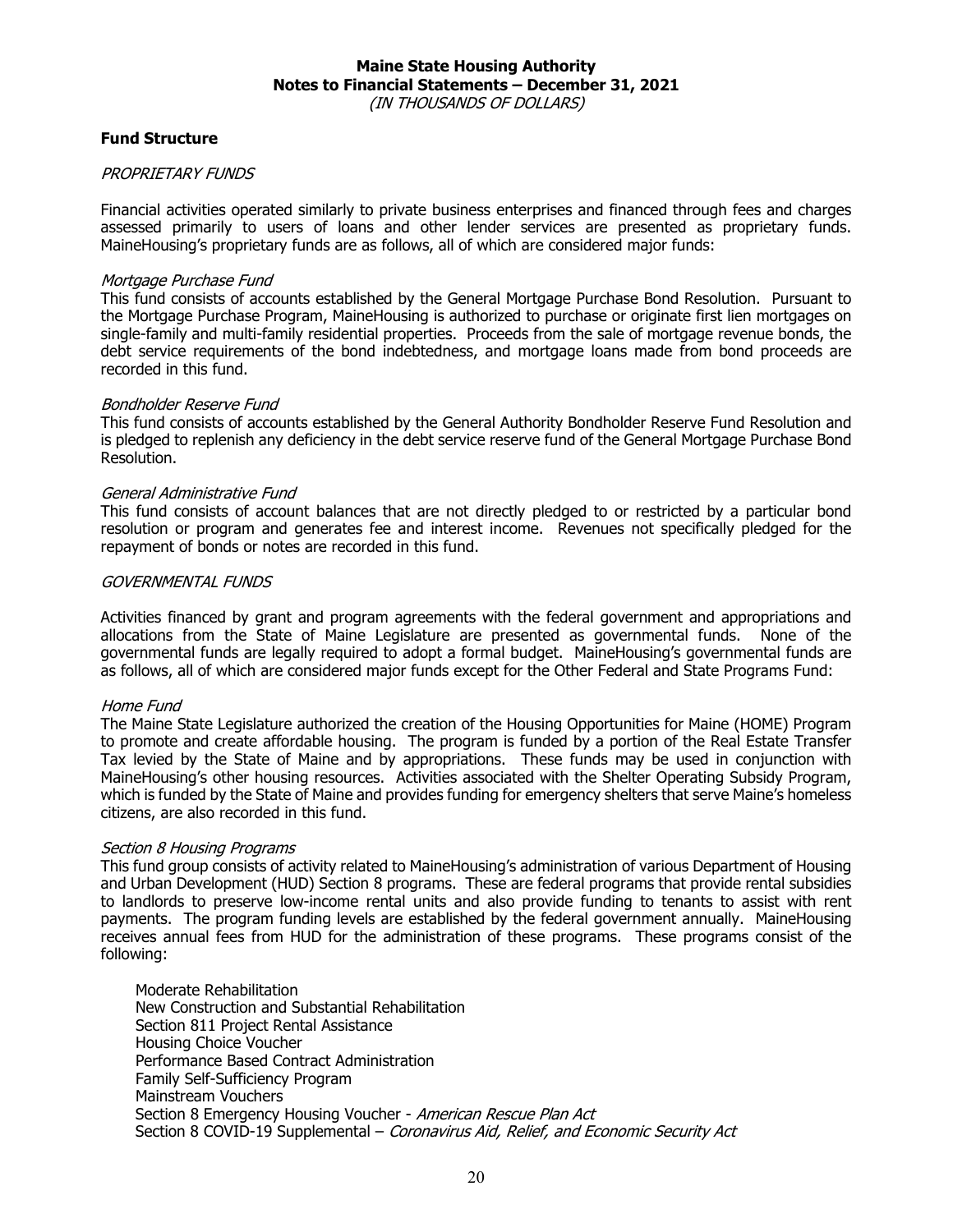## Fund Structure

*PROPRIETARY FUNDS*

Financial activities operated similarly to private business enterprises and financed through fees and charges assessed primarily to users of loans and other lender services are presented as proprietary funds. MaineHousing's proprietary funds are as follows, all of which are considered major funds:

*Mortgage Purchase Fund*
This fund consists of accounts established by the General Mortgage Purchase Bond Resolution. Pursuant to the Mortgage Purchase Program, MaineHousing is authorized to purchase or originate first lien mortgages on single-family and multi-family residential properties. Proceeds from the sale of mortgage revenue bonds, the debt service requirements of the bond indebtedness, and mortgage loans made from bond proceeds are recorded in this fund.

*Bondholder Reserve Fund*
This fund consists of accounts established by the General Authority Bondholder Reserve Fund Resolution and is pledged to replenish any deficiency in the debt service reserve fund of the General Mortgage Purchase Bond Resolution.

*General Administrative Fund*
This fund consists of account balances that are not directly pledged to or restricted by a particular bond resolution or program and generates fee and interest income. Revenues not specifically pledged for the repayment of bonds or notes are recorded in this fund.

*GOVERNMENTAL FUNDS*

Activities financed by grant and program agreements with the federal government and appropriations and allocations from the State of Maine Legislature are presented as governmental funds. None of the governmental funds are legally required to adopt a formal budget. MaineHousing's governmental funds are as follows, all of which are considered major funds except for the Other Federal and State Programs Fund:

*Home Fund*
The Maine State Legislature authorized the creation of the Housing Opportunities for Maine (HOME) Program to promote and create affordable housing. The program is funded by a portion of the Real Estate Transfer Tax levied by the State of Maine and by appropriations. These funds may be used in conjunction with MaineHousing's other housing resources. Activities associated with the Shelter Operating Subsidy Program, which is funded by the State of Maine and provides funding for emergency shelters that serve Maine's homeless citizens, are also recorded in this fund.

*Section 8 Housing Programs*
This fund group consists of activity related to MaineHousing's administration of various Department of Housing and Urban Development (HUD) Section 8 programs. These are federal programs that provide rental subsidies to landlords to preserve low-income rental units and also provide funding to tenants to assist with rent payments. The program funding levels are established by the federal government annually. MaineHousing receives annual fees from HUD for the administration of these programs. These programs consist of the following:

- Moderate Rehabilitation
- New Construction and Substantial Rehabilitation
- Section 811 Project Rental Assistance
- Housing Choice Voucher
- Performance Based Contract Administration
- Family Self-Sufficiency Program
- Mainstream Vouchers
- Section 8 Emergency Housing Voucher - *American Rescue Plan Act*
- Section 8 COVID-19 Supplemental – *Coronavirus Aid, Relief, and Economic Security Act*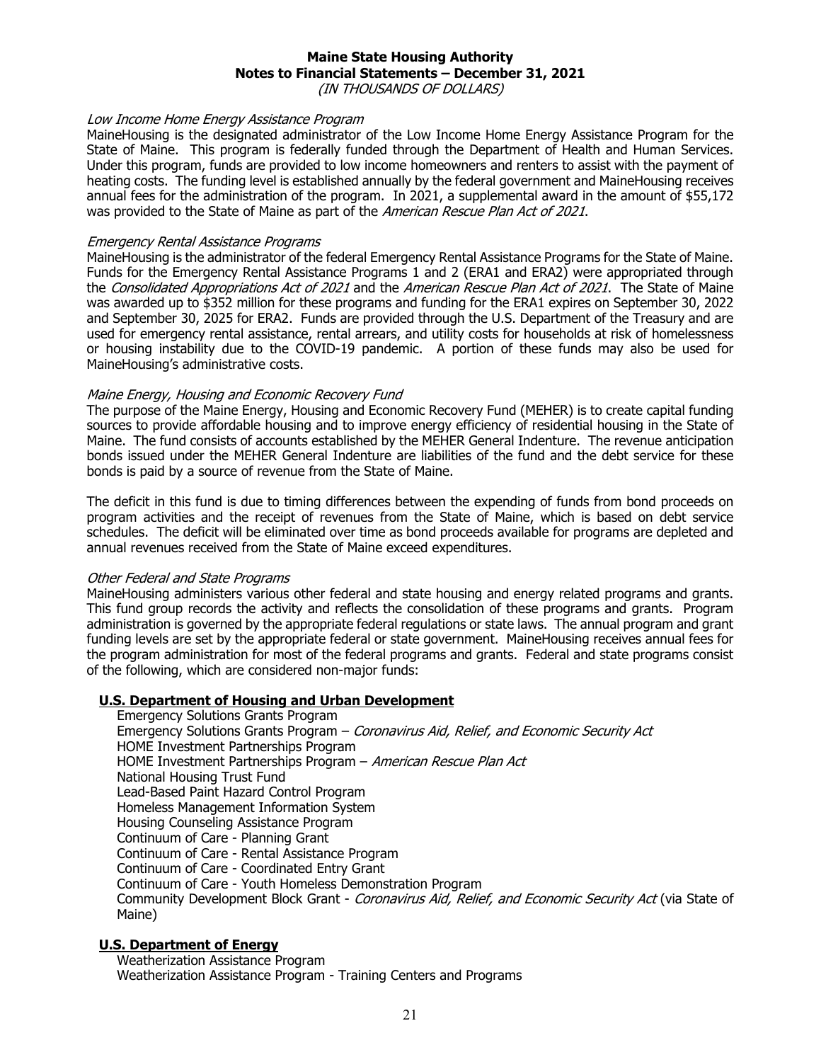# Maine State Housing Authority
## Notes to Financial Statements – December 31, 2021
*(IN THOUSANDS OF DOLLARS)*

*Low Income Home Energy Assistance Program*

MaineHousing is the designated administrator of the Low Income Home Energy Assistance Program for the State of Maine. This program is federally funded through the Department of Health and Human Services. Under this program, funds are provided to low income homeowners and renters to assist with the payment of heating costs. The funding level is established annually by the federal government and MaineHousing receives annual fees for the administration of the program. In 2021, a supplemental award in the amount of $55,172 was provided to the State of Maine as part of the *American Rescue Plan Act of 2021*.

*Emergency Rental Assistance Programs*

MaineHousing is the administrator of the federal Emergency Rental Assistance Programs for the State of Maine. Funds for the Emergency Rental Assistance Programs 1 and 2 (ERA1 and ERA2) were appropriated through the *Consolidated Appropriations Act of 2021* and the *American Rescue Plan Act of 2021*. The State of Maine was awarded up to $352 million for these programs and funding for the ERA1 expires on September 30, 2022 and September 30, 2025 for ERA2. Funds are provided through the U.S. Department of the Treasury and are used for emergency rental assistance, rental arrears, and utility costs for households at risk of homelessness or housing instability due to the COVID-19 pandemic. A portion of these funds may also be used for MaineHousing's administrative costs.

*Maine Energy, Housing and Economic Recovery Fund*

The purpose of the Maine Energy, Housing and Economic Recovery Fund (MEHER) is to create capital funding sources to provide affordable housing and to improve energy efficiency of residential housing in the State of Maine. The fund consists of accounts established by the MEHER General Indenture. The revenue anticipation bonds issued under the MEHER General Indenture are liabilities of the fund and the debt service for these bonds is paid by a source of revenue from the State of Maine.

The deficit in this fund is due to timing differences between the expending of funds from bond proceeds on program activities and the receipt of revenues from the State of Maine, which is based on debt service schedules. The deficit will be eliminated over time as bond proceeds available for programs are depleted and annual revenues received from the State of Maine exceed expenditures.

*Other Federal and State Programs*

MaineHousing administers various other federal and state housing and energy related programs and grants. This fund group records the activity and reflects the consolidation of these programs and grants. Program administration is governed by the appropriate federal regulations or state laws. The annual program and grant funding levels are set by the appropriate federal or state government. MaineHousing receives annual fees for the program administration for most of the federal programs and grants. Federal and state programs consist of the following, which are considered non-major funds:

**U.S. Department of Housing and Urban Development**

- Emergency Solutions Grants Program
- Emergency Solutions Grants Program – *Coronavirus Aid, Relief, and Economic Security Act*
- HOME Investment Partnerships Program
- HOME Investment Partnerships Program – *American Rescue Plan Act*
- National Housing Trust Fund
- Lead-Based Paint Hazard Control Program
- Homeless Management Information System
- Housing Counseling Assistance Program
- Continuum of Care - Planning Grant
- Continuum of Care - Rental Assistance Program
- Continuum of Care - Coordinated Entry Grant
- Continuum of Care - Youth Homeless Demonstration Program
- Community Development Block Grant - *Coronavirus Aid, Relief, and Economic Security Act* (via State of Maine)

**U.S. Department of Energy**

- Weatherization Assistance Program
- Weatherization Assistance Program - Training Centers and Programs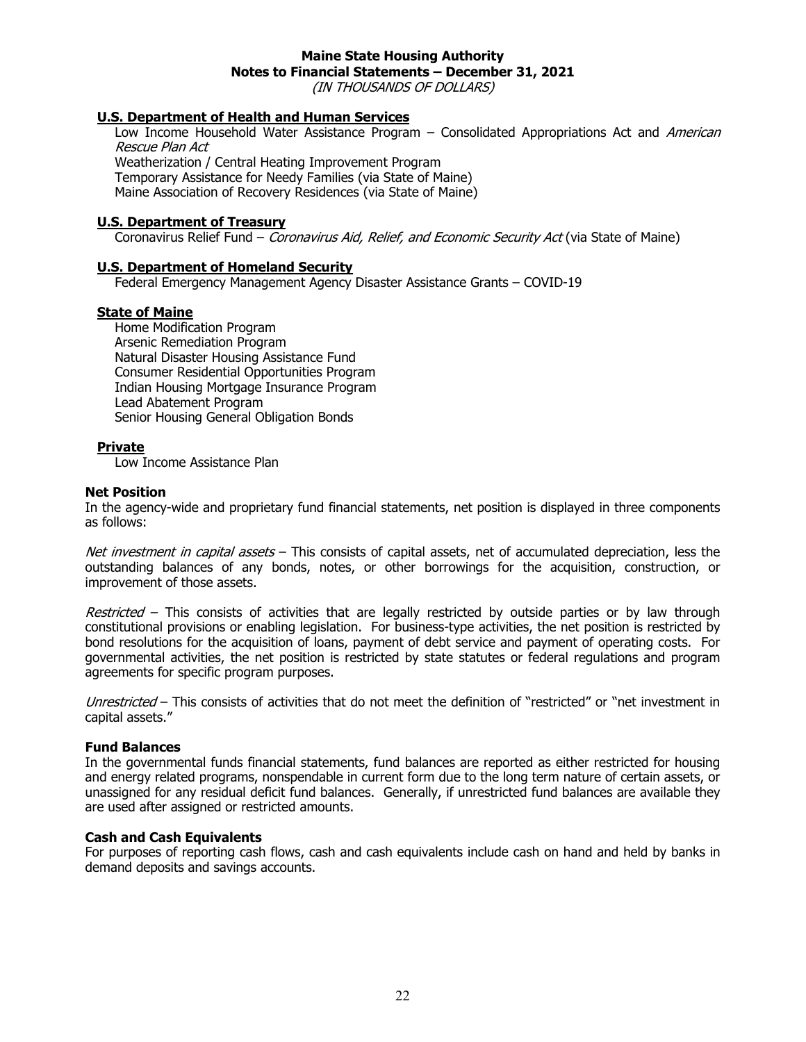**U.S. Department of Health and Human Services**

Low Income Household Water Assistance Program – Consolidated Appropriations Act and *American Rescue Plan Act*
Weatherization / Central Heating Improvement Program
Temporary Assistance for Needy Families (via State of Maine)
Maine Association of Recovery Residences (via State of Maine)

**U.S. Department of Treasury**

Coronavirus Relief Fund – *Coronavirus Aid, Relief, and Economic Security Act* (via State of Maine)

**U.S. Department of Homeland Security**

Federal Emergency Management Agency Disaster Assistance Grants – COVID-19

**State of Maine**

Home Modification Program
Arsenic Remediation Program
Natural Disaster Housing Assistance Fund
Consumer Residential Opportunities Program
Indian Housing Mortgage Insurance Program
Lead Abatement Program
Senior Housing General Obligation Bonds

**Private**

Low Income Assistance Plan

### Net Position

In the agency-wide and proprietary fund financial statements, net position is displayed in three components as follows:

*Net investment in capital assets* – This consists of capital assets, net of accumulated depreciation, less the outstanding balances of any bonds, notes, or other borrowings for the acquisition, construction, or improvement of those assets.

*Restricted* – This consists of activities that are legally restricted by outside parties or by law through constitutional provisions or enabling legislation. For business-type activities, the net position is restricted by bond resolutions for the acquisition of loans, payment of debt service and payment of operating costs. For governmental activities, the net position is restricted by state statutes or federal regulations and program agreements for specific program purposes.

*Unrestricted* – This consists of activities that do not meet the definition of "restricted" or "net investment in capital assets."

### Fund Balances

In the governmental funds financial statements, fund balances are reported as either restricted for housing and energy related programs, nonspendable in current form due to the long term nature of certain assets, or unassigned for any residual deficit fund balances. Generally, if unrestricted fund balances are available they are used after assigned or restricted amounts.

### Cash and Cash Equivalents

For purposes of reporting cash flows, cash and cash equivalents include cash on hand and held by banks in demand deposits and savings accounts.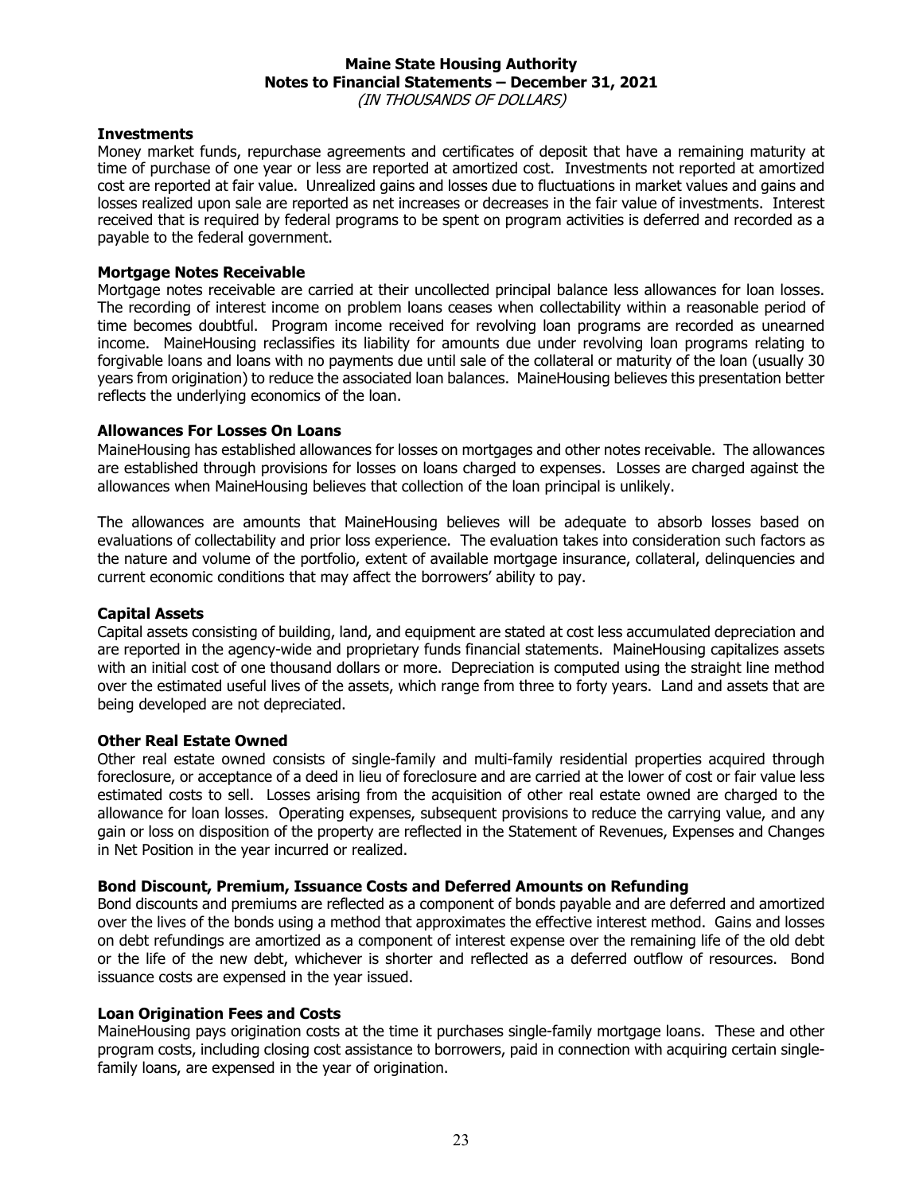### Investments

Money market funds, repurchase agreements and certificates of deposit that have a remaining maturity at time of purchase of one year or less are reported at amortized cost. Investments not reported at amortized cost are reported at fair value. Unrealized gains and losses due to fluctuations in market values and gains and losses realized upon sale are reported as net increases or decreases in the fair value of investments. Interest received that is required by federal programs to be spent on program activities is deferred and recorded as a payable to the federal government.

### Mortgage Notes Receivable

Mortgage notes receivable are carried at their uncollected principal balance less allowances for loan losses. The recording of interest income on problem loans ceases when collectability within a reasonable period of time becomes doubtful. Program income received for revolving loan programs are recorded as unearned income. MaineHousing reclassifies its liability for amounts due under revolving loan programs relating to forgivable loans and loans with no payments due until sale of the collateral or maturity of the loan (usually 30 years from origination) to reduce the associated loan balances. MaineHousing believes this presentation better reflects the underlying economics of the loan.

### Allowances For Losses On Loans

MaineHousing has established allowances for losses on mortgages and other notes receivable. The allowances are established through provisions for losses on loans charged to expenses. Losses are charged against the allowances when MaineHousing believes that collection of the loan principal is unlikely.

The allowances are amounts that MaineHousing believes will be adequate to absorb losses based on evaluations of collectability and prior loss experience. The evaluation takes into consideration such factors as the nature and volume of the portfolio, extent of available mortgage insurance, collateral, delinquencies and current economic conditions that may affect the borrowers' ability to pay.

### Capital Assets

Capital assets consisting of building, land, and equipment are stated at cost less accumulated depreciation and are reported in the agency-wide and proprietary funds financial statements. MaineHousing capitalizes assets with an initial cost of one thousand dollars or more. Depreciation is computed using the straight line method over the estimated useful lives of the assets, which range from three to forty years. Land and assets that are being developed are not depreciated.

### Other Real Estate Owned

Other real estate owned consists of single-family and multi-family residential properties acquired through foreclosure, or acceptance of a deed in lieu of foreclosure and are carried at the lower of cost or fair value less estimated costs to sell. Losses arising from the acquisition of other real estate owned are charged to the allowance for loan losses. Operating expenses, subsequent provisions to reduce the carrying value, and any gain or loss on disposition of the property are reflected in the Statement of Revenues, Expenses and Changes in Net Position in the year incurred or realized.

### Bond Discount, Premium, Issuance Costs and Deferred Amounts on Refunding

Bond discounts and premiums are reflected as a component of bonds payable and are deferred and amortized over the lives of the bonds using a method that approximates the effective interest method. Gains and losses on debt refundings are amortized as a component of interest expense over the remaining life of the old debt or the life of the new debt, whichever is shorter and reflected as a deferred outflow of resources. Bond issuance costs are expensed in the year issued.

### Loan Origination Fees and Costs

MaineHousing pays origination costs at the time it purchases single-family mortgage loans. These and other program costs, including closing cost assistance to borrowers, paid in connection with acquiring certain single-family loans, are expensed in the year of origination.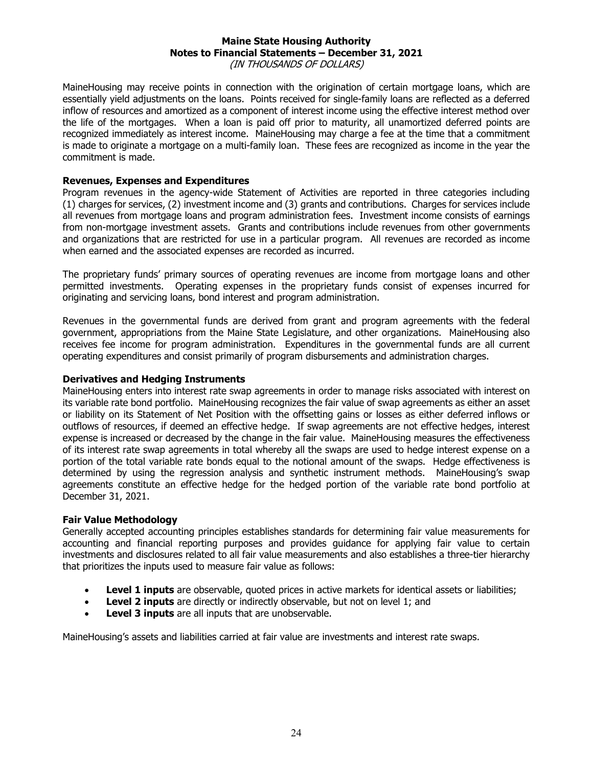MaineHousing may receive points in connection with the origination of certain mortgage loans, which are essentially yield adjustments on the loans. Points received for single-family loans are reflected as a deferred inflow of resources and amortized as a component of interest income using the effective interest method over the life of the mortgages. When a loan is paid off prior to maturity, all unamortized deferred points are recognized immediately as interest income. MaineHousing may charge a fee at the time that a commitment is made to originate a mortgage on a multi-family loan. These fees are recognized as income in the year the commitment is made.

### Revenues, Expenses and Expenditures

Program revenues in the agency-wide Statement of Activities are reported in three categories including (1) charges for services, (2) investment income and (3) grants and contributions. Charges for services include all revenues from mortgage loans and program administration fees. Investment income consists of earnings from non-mortgage investment assets. Grants and contributions include revenues from other governments and organizations that are restricted for use in a particular program. All revenues are recorded as income when earned and the associated expenses are recorded as incurred.

The proprietary funds' primary sources of operating revenues are income from mortgage loans and other permitted investments. Operating expenses in the proprietary funds consist of expenses incurred for originating and servicing loans, bond interest and program administration.

Revenues in the governmental funds are derived from grant and program agreements with the federal government, appropriations from the Maine State Legislature, and other organizations. MaineHousing also receives fee income for program administration. Expenditures in the governmental funds are all current operating expenditures and consist primarily of program disbursements and administration charges.

### Derivatives and Hedging Instruments

MaineHousing enters into interest rate swap agreements in order to manage risks associated with interest on its variable rate bond portfolio. MaineHousing recognizes the fair value of swap agreements as either an asset or liability on its Statement of Net Position with the offsetting gains or losses as either deferred inflows or outflows of resources, if deemed an effective hedge. If swap agreements are not effective hedges, interest expense is increased or decreased by the change in the fair value. MaineHousing measures the effectiveness of its interest rate swap agreements in total whereby all the swaps are used to hedge interest expense on a portion of the total variable rate bonds equal to the notional amount of the swaps. Hedge effectiveness is determined by using the regression analysis and synthetic instrument methods. MaineHousing's swap agreements constitute an effective hedge for the hedged portion of the variable rate bond portfolio at December 31, 2021.

### Fair Value Methodology

Generally accepted accounting principles establishes standards for determining fair value measurements for accounting and financial reporting purposes and provides guidance for applying fair value to certain investments and disclosures related to all fair value measurements and also establishes a three-tier hierarchy that prioritizes the inputs used to measure fair value as follows:

- **Level 1 inputs** are observable, quoted prices in active markets for identical assets or liabilities;
- **Level 2 inputs** are directly or indirectly observable, but not on level 1; and
- **Level 3 inputs** are all inputs that are unobservable.

MaineHousing's assets and liabilities carried at fair value are investments and interest rate swaps.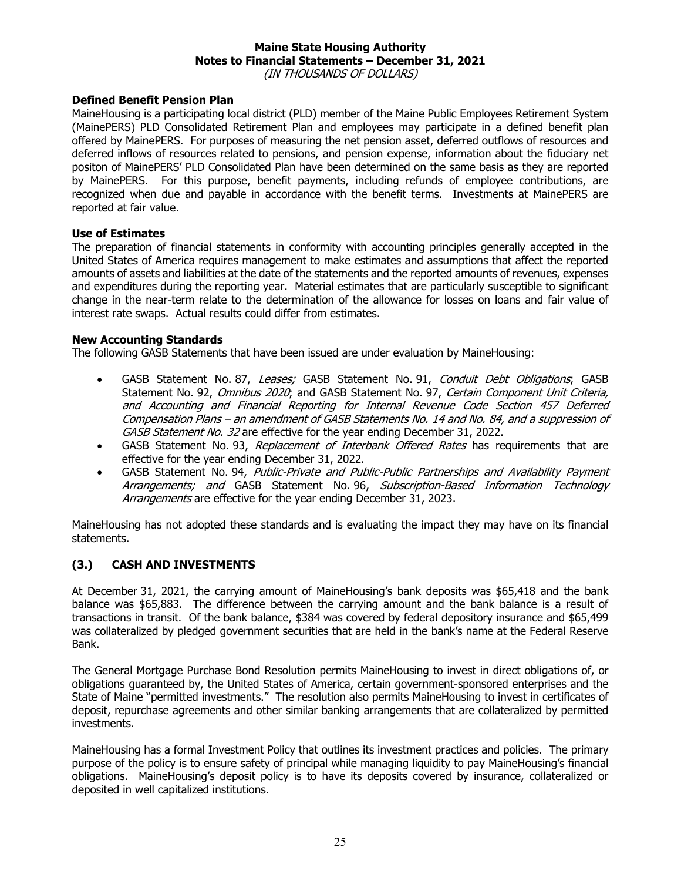**Defined Benefit Pension Plan**

MaineHousing is a participating local district (PLD) member of the Maine Public Employees Retirement System (MainePERS) PLD Consolidated Retirement Plan and employees may participate in a defined benefit plan offered by MainePERS. For purposes of measuring the net pension asset, deferred outflows of resources and deferred inflows of resources related to pensions, and pension expense, information about the fiduciary net positon of MainePERS' PLD Consolidated Plan have been determined on the same basis as they are reported by MainePERS. For this purpose, benefit payments, including refunds of employee contributions, are recognized when due and payable in accordance with the benefit terms. Investments at MainePERS are reported at fair value.

**Use of Estimates**

The preparation of financial statements in conformity with accounting principles generally accepted in the United States of America requires management to make estimates and assumptions that affect the reported amounts of assets and liabilities at the date of the statements and the reported amounts of revenues, expenses and expenditures during the reporting year. Material estimates that are particularly susceptible to significant change in the near-term relate to the determination of the allowance for losses on loans and fair value of interest rate swaps. Actual results could differ from estimates.

**New Accounting Standards**

The following GASB Statements that have been issued are under evaluation by MaineHousing:

- GASB Statement No. 87, *Leases;* GASB Statement No. 91, *Conduit Debt Obligations*; GASB Statement No. 92, *Omnibus 2020*; and GASB Statement No. 97, *Certain Component Unit Criteria, and Accounting and Financial Reporting for Internal Revenue Code Section 457 Deferred Compensation Plans – an amendment of GASB Statements No. 14 and No. 84, and a suppression of GASB Statement No. 32* are effective for the year ending December 31, 2022.
- GASB Statement No. 93, *Replacement of Interbank Offered Rates* has requirements that are effective for the year ending December 31, 2022.
- GASB Statement No. 94, *Public-Private and Public-Public Partnerships and Availability Payment Arrangements; and* GASB Statement No. 96, *Subscription-Based Information Technology Arrangements* are effective for the year ending December 31, 2023.

MaineHousing has not adopted these standards and is evaluating the impact they may have on its financial statements.

## (3.) CASH AND INVESTMENTS

At December 31, 2021, the carrying amount of MaineHousing's bank deposits was $65,418 and the bank balance was $65,883. The difference between the carrying amount and the bank balance is a result of transactions in transit. Of the bank balance, $384 was covered by federal depository insurance and $65,499 was collateralized by pledged government securities that are held in the bank's name at the Federal Reserve Bank.

The General Mortgage Purchase Bond Resolution permits MaineHousing to invest in direct obligations of, or obligations guaranteed by, the United States of America, certain government-sponsored enterprises and the State of Maine "permitted investments." The resolution also permits MaineHousing to invest in certificates of deposit, repurchase agreements and other similar banking arrangements that are collateralized by permitted investments.

MaineHousing has a formal Investment Policy that outlines its investment practices and policies. The primary purpose of the policy is to ensure safety of principal while managing liquidity to pay MaineHousing's financial obligations. MaineHousing's deposit policy is to have its deposits covered by insurance, collateralized or deposited in well capitalized institutions.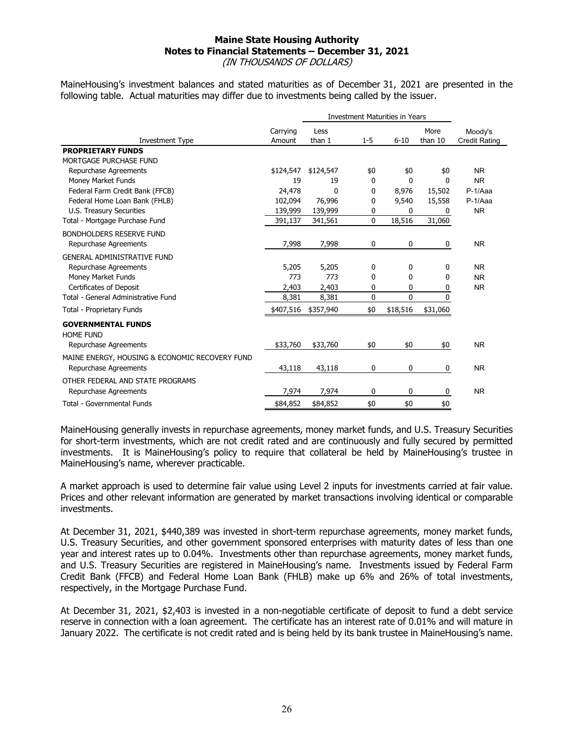MaineHousing's investment balances and stated maturities as of December 31, 2021 are presented in the following table. Actual maturities may differ due to investments being called by the issuer.

| Investment Type | Carrying Amount | Investment Maturities in Years | | | | Moody's Credit Rating |
|---|---|---|---|---|---|---|
| | | Less than 1 | 1-5 | 6-10 | More than 10 | |
| **PROPRIETARY FUNDS** | | | | | | |
| MORTGAGE PURCHASE FUND | | | | | | |
| Repurchase Agreements | $124,547 | $124,547 | $0 | $0 | $0 | NR |
| Money Market Funds | 19 | 19 | 0 | 0 | 0 | NR |
| Federal Farm Credit Bank (FFCB) | 24,478 | 0 | 0 | 8,976 | 15,502 | P-1/Aaa |
| Federal Home Loan Bank (FHLB) | 102,094 | 76,996 | 0 | 9,540 | 15,558 | P-1/Aaa |
| U.S. Treasury Securities | 139,999 | 139,999 | 0 | 0 | 0 | NR |
| Total - Mortgage Purchase Fund | 391,137 | 341,561 | 0 | 18,516 | 31,060 | |
| BONDHOLDERS RESERVE FUND | | | | | | |
| Repurchase Agreements | 7,998 | 7,998 | 0 | 0 | 0 | NR |
| GENERAL ADMINISTRATIVE FUND | | | | | | |
| Repurchase Agreements | 5,205 | 5,205 | 0 | 0 | 0 | NR |
| Money Market Funds | 773 | 773 | 0 | 0 | 0 | NR |
| Certificates of Deposit | 2,403 | 2,403 | 0 | 0 | 0 | NR |
| Total - General Administrative Fund | 8,381 | 8,381 | 0 | 0 | 0 | |
| Total - Proprietary Funds | $407,516 | $357,940 | $0 | $18,516 | $31,060 | |
| **GOVERNMENTAL FUNDS** | | | | | | |
| HOME FUND | | | | | | |
| Repurchase Agreements | $33,760 | $33,760 | $0 | $0 | $0 | NR |
| MAINE ENERGY, HOUSING & ECONOMIC RECOVERY FUND | | | | | | |
| Repurchase Agreements | 43,118 | 43,118 | 0 | 0 | 0 | NR |
| OTHER FEDERAL AND STATE PROGRAMS | | | | | | |
| Repurchase Agreements | 7,974 | 7,974 | 0 | 0 | 0 | NR |
| Total - Governmental Funds | $84,852 | $84,852 | $0 | $0 | $0 | |

MaineHousing generally invests in repurchase agreements, money market funds, and U.S. Treasury Securities for short-term investments, which are not credit rated and are continuously and fully secured by permitted investments. It is MaineHousing's policy to require that collateral be held by MaineHousing's trustee in MaineHousing's name, wherever practicable.

A market approach is used to determine fair value using Level 2 inputs for investments carried at fair value. Prices and other relevant information are generated by market transactions involving identical or comparable investments.

At December 31, 2021, $440,389 was invested in short-term repurchase agreements, money market funds, U.S. Treasury Securities, and other government sponsored enterprises with maturity dates of less than one year and interest rates up to 0.04%. Investments other than repurchase agreements, money market funds, and U.S. Treasury Securities are registered in MaineHousing's name. Investments issued by Federal Farm Credit Bank (FFCB) and Federal Home Loan Bank (FHLB) make up 6% and 26% of total investments, respectively, in the Mortgage Purchase Fund.

At December 31, 2021, $2,403 is invested in a non-negotiable certificate of deposit to fund a debt service reserve in connection with a loan agreement. The certificate has an interest rate of 0.01% and will mature in January 2022. The certificate is not credit rated and is being held by its bank trustee in MaineHousing's name.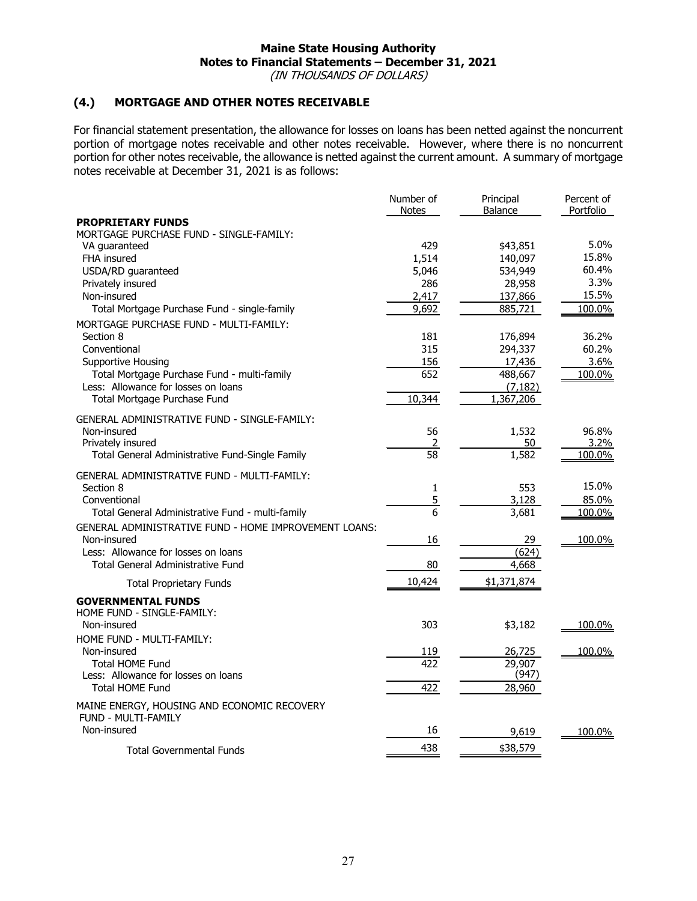**Maine State Housing Authority**
**Notes to Financial Statements – December 31, 2021**
*(IN THOUSANDS OF DOLLARS)*

## (4.) MORTGAGE AND OTHER NOTES RECEIVABLE

For financial statement presentation, the allowance for losses on loans has been netted against the noncurrent portion of mortgage notes receivable and other notes receivable. However, where there is no noncurrent portion for other notes receivable, the allowance is netted against the current amount. A summary of mortgage notes receivable at December 31, 2021 is as follows:

| | Number of Notes | Principal Balance | Percent of Portfolio |
|---|---|---|---|
| **PROPRIETARY FUNDS** | | | |
| MORTGAGE PURCHASE FUND - SINGLE-FAMILY: | | | |
| VA guaranteed | 429 | $43,851 | 5.0% |
| FHA insured | 1,514 | 140,097 | 15.8% |
| USDA/RD guaranteed | 5,046 | 534,949 | 60.4% |
| Privately insured | 286 | 28,958 | 3.3% |
| Non-insured | 2,417 | 137,866 | 15.5% |
| Total Mortgage Purchase Fund - single-family | 9,692 | 885,721 | 100.0% |
| MORTGAGE PURCHASE FUND - MULTI-FAMILY: | | | |
| Section 8 | 181 | 176,894 | 36.2% |
| Conventional | 315 | 294,337 | 60.2% |
| Supportive Housing | 156 | 17,436 | 3.6% |
| Total Mortgage Purchase Fund - multi-family | 652 | 488,667 | 100.0% |
| Less: Allowance for losses on loans | | (7,182) | |
| Total Mortgage Purchase Fund | 10,344 | 1,367,206 | |
| GENERAL ADMINISTRATIVE FUND - SINGLE-FAMILY: | | | |
| Non-insured | 56 | 1,532 | 96.8% |
| Privately insured | 2 | 50 | 3.2% |
| Total General Administrative Fund-Single Family | 58 | 1,582 | 100.0% |
| GENERAL ADMINISTRATIVE FUND - MULTI-FAMILY: | | | |
| Section 8 | 1 | 553 | 15.0% |
| Conventional | 5 | 3,128 | 85.0% |
| Total General Administrative Fund - multi-family | 6 | 3,681 | 100.0% |
| GENERAL ADMINISTRATIVE FUND - HOME IMPROVEMENT LOANS: | | | |
| Non-insured | 16 | 29 | 100.0% |
| Less: Allowance for losses on loans | | (624) | |
| Total General Administrative Fund | 80 | 4,668 | |
| Total Proprietary Funds | 10,424 | $1,371,874 | |
| **GOVERNMENTAL FUNDS** | | | |
| HOME FUND - SINGLE-FAMILY: | | | |
| Non-insured | 303 | $3,182 | 100.0% |
| HOME FUND - MULTI-FAMILY: | | | |
| Non-insured | 119 | 26,725 | 100.0% |
| Total HOME Fund | 422 | 29,907 | |
| Less: Allowance for losses on loans | | (947) | |
| Total HOME Fund | 422 | 28,960 | |
| MAINE ENERGY, HOUSING AND ECONOMIC RECOVERY FUND - MULTI-FAMILY | | | |
| Non-insured | 16 | 9,619 | 100.0% |
| Total Governmental Funds | 438 | $38,579 | |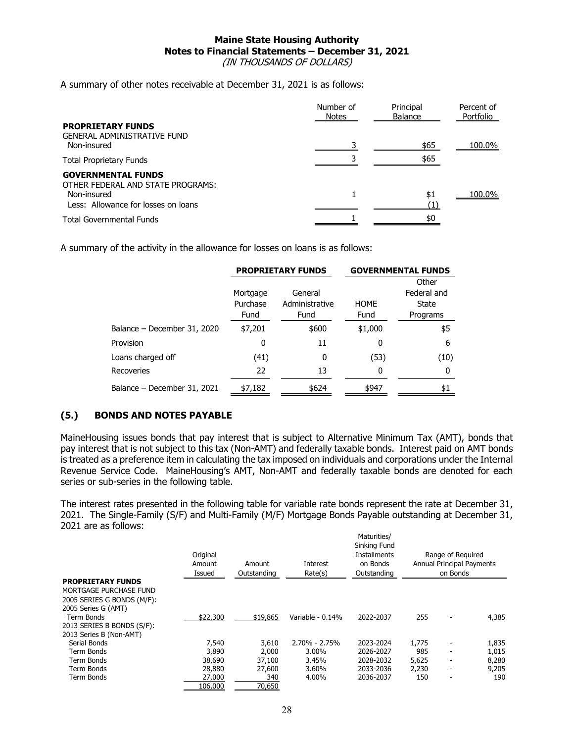**Maine State Housing Authority**
**Notes to Financial Statements – December 31, 2021**
*(IN THOUSANDS OF DOLLARS)*

A summary of other notes receivable at December 31, 2021 is as follows:

| | Number of Notes | Principal Balance | Percent of Portfolio |
|---|---|---|---|
| **PROPRIETARY FUNDS** | | | |
| GENERAL ADMINISTRATIVE FUND | | | |
| Non-insured | 3 | $65 | 100.0% |
| Total Proprietary Funds | 3 | $65 | |
| **GOVERNMENTAL FUNDS** | | | |
| OTHER FEDERAL AND STATE PROGRAMS: | | | |
| Non-insured | 1 | $1 | 100.0% |
| Less: Allowance for losses on loans | | (1) | |
| Total Governmental Funds | 1 | $0 | |

A summary of the activity in the allowance for losses on loans is as follows:

| | **PROPRIETARY FUNDS** | | **GOVERNMENTAL FUNDS** | |
|---|---|---|---|---|
| | Mortgage Purchase Fund | General Administrative Fund | HOME Fund | Other Federal and State Programs |
| Balance – December 31, 2020 | $7,201 | $600 | $1,000 | $5 |
| Provision | 0 | 11 | 0 | 6 |
| Loans charged off | (41) | 0 | (53) | (10) |
| Recoveries | 22 | 13 | 0 | 0 |
| Balance – December 31, 2021 | $7,182 | $624 | $947 | $1 |

## (5.) BONDS AND NOTES PAYABLE

MaineHousing issues bonds that pay interest that is subject to Alternative Minimum Tax (AMT), bonds that pay interest that is not subject to this tax (Non-AMT) and federally taxable bonds. Interest paid on AMT bonds is treated as a preference item in calculating the tax imposed on individuals and corporations under the Internal Revenue Service Code. MaineHousing's AMT, Non-AMT and federally taxable bonds are denoted for each series or sub-series in the following table.

The interest rates presented in the following table for variable rate bonds represent the rate at December 31, 2021. The Single-Family (S/F) and Multi-Family (M/F) Mortgage Bonds Payable outstanding at December 31, 2021 are as follows:

| | Original Amount Issued | Amount Outstanding | Interest Rate(s) | Maturities/ Sinking Fund Installments on Bonds Outstanding | Range of Required Annual Principal Payments on Bonds | | |
|---|---|---|---|---|---|---|---|
| **PROPRIETARY FUNDS** | | | | | | | |
| MORTGAGE PURCHASE FUND | | | | | | | |
| 2005 SERIES G BONDS (M/F): | | | | | | | |
| 2005 Series G (AMT) | | | | | | | |
| Term Bonds | $22,300 | $19,865 | Variable - 0.14% | 2022-2037 | 255 | - | 4,385 |
| 2013 SERIES B BONDS (S/F): | | | | | | | |
| 2013 Series B (Non-AMT) | | | | | | | |
| Serial Bonds | 7,540 | 3,610 | 2.70% - 2.75% | 2023-2024 | 1,775 | - | 1,835 |
| Term Bonds | 3,890 | 2,000 | 3.00% | 2026-2027 | 985 | - | 1,015 |
| Term Bonds | 38,690 | 37,100 | 3.45% | 2028-2032 | 5,625 | - | 8,280 |
| Term Bonds | 28,880 | 27,600 | 3.60% | 2033-2036 | 2,230 | - | 9,205 |
| Term Bonds | 27,000 | 340 | 4.00% | 2036-2037 | 150 | - | 190 |
| | 106,000 | 70,650 | | | | | |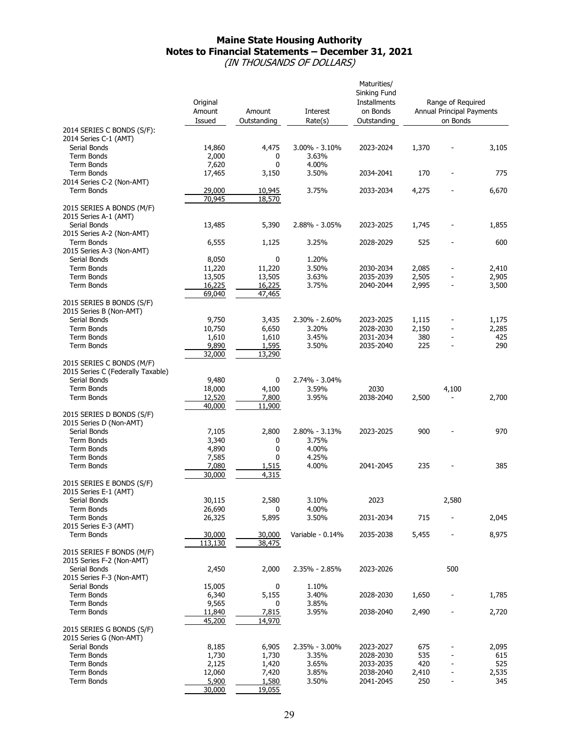# Maine State Housing Authority
## Notes to Financial Statements – December 31, 2021
*(IN THOUSANDS OF DOLLARS)*

| | Original Amount Issued | Amount Outstanding | Interest Rate(s) | Maturities/ Sinking Fund Installments on Bonds Outstanding | Range of Required Annual Principal Payments on Bonds | | |
|---|---|---|---|---|---|---|---|
| 2014 SERIES C BONDS (S/F): | | | | | | | |
| 2014 Series C-1 (AMT) | | | | | | | |
| Serial Bonds | 14,860 | 4,475 | 3.00% - 3.10% | 2023-2024 | 1,370 | - | 3,105 |
| Term Bonds | 2,000 | 0 | 3.63% | | | | |
| Term Bonds | 7,620 | 0 | 4.00% | | | | |
| Term Bonds | 17,465 | 3,150 | 3.50% | 2034-2041 | 170 | - | 775 |
| 2014 Series C-2 (Non-AMT) | | | | | | | |
| Term Bonds | 29,000 | 10,945 | 3.75% | 2033-2034 | 4,275 | - | 6,670 |
| | 70,945 | 18,570 | | | | | |
| 2015 SERIES A BONDS (M/F) | | | | | | | |
| 2015 Series A-1 (AMT) | | | | | | | |
| Serial Bonds | 13,485 | 5,390 | 2.88% - 3.05% | 2023-2025 | 1,745 | - | 1,855 |
| 2015 Series A-2 (Non-AMT) | | | | | | | |
| Term Bonds | 6,555 | 1,125 | 3.25% | 2028-2029 | 525 | - | 600 |
| 2015 Series A-3 (Non-AMT) | | | | | | | |
| Serial Bonds | 8,050 | 0 | 1.20% | | | | |
| Term Bonds | 11,220 | 11,220 | 3.50% | 2030-2034 | 2,085 | - | 2,410 |
| Term Bonds | 13,505 | 13,505 | 3.63% | 2035-2039 | 2,505 | - | 2,905 |
| Term Bonds | 16,225 | 16,225 | 3.75% | 2040-2044 | 2,995 | - | 3,500 |
| | 69,040 | 47,465 | | | | | |
| 2015 SERIES B BONDS (S/F) | | | | | | | |
| 2015 Series B (Non-AMT) | | | | | | | |
| Serial Bonds | 9,750 | 3,435 | 2.30% - 2.60% | 2023-2025 | 1,115 | - | 1,175 |
| Term Bonds | 10,750 | 6,650 | 3.20% | 2028-2030 | 2,150 | - | 2,285 |
| Term Bonds | 1,610 | 1,610 | 3.45% | 2031-2034 | 380 | - | 425 |
| Term Bonds | 9,890 | 1,595 | 3.50% | 2035-2040 | 225 | - | 290 |
| | 32,000 | 13,290 | | | | | |
| 2015 SERIES C BONDS (M/F) | | | | | | | |
| 2015 Series C (Federally Taxable) | | | | | | | |
| Serial Bonds | 9,480 | 0 | 2.74% - 3.04% | | | | |
| Term Bonds | 18,000 | 4,100 | 3.59% | 2030 | | 4,100 | |
| Term Bonds | 12,520 | 7,800 | 3.95% | 2038-2040 | 2,500 | - | 2,700 |
| | 40,000 | 11,900 | | | | | |
| 2015 SERIES D BONDS (S/F) | | | | | | | |
| 2015 Series D (Non-AMT) | | | | | | | |
| Serial Bonds | 7,105 | 2,800 | 2.80% - 3.13% | 2023-2025 | 900 | - | 970 |
| Term Bonds | 3,340 | 0 | 3.75% | | | | |
| Term Bonds | 4,890 | 0 | 4.00% | | | | |
| Term Bonds | 7,585 | 0 | 4.25% | | | | |
| Term Bonds | 7,080 | 1,515 | 4.00% | 2041-2045 | 235 | - | 385 |
| | 30,000 | 4,315 | | | | | |
| 2015 SERIES E BONDS (S/F) | | | | | | | |
| 2015 Series E-1 (AMT) | | | | | | | |
| Serial Bonds | 30,115 | 2,580 | 3.10% | 2023 | | 2,580 | |
| Term Bonds | 26,690 | 0 | 4.00% | | | | |
| Term Bonds | 26,325 | 5,895 | 3.50% | 2031-2034 | 715 | - | 2,045 |
| 2015 Series E-3 (AMT) | | | | | | | |
| Term Bonds | 30,000 | 30,000 | Variable - 0.14% | 2035-2038 | 5,455 | - | 8,975 |
| | 113,130 | 38,475 | | | | | |
| 2015 SERIES F BONDS (M/F) | | | | | | | |
| 2015 Series F-2 (Non-AMT) | | | | | | | |
| Serial Bonds | 2,450 | 2,000 | 2.35% - 2.85% | 2023-2026 | | 500 | |
| 2015 Series F-3 (Non-AMT) | | | | | | | |
| Serial Bonds | 15,005 | 0 | 1.10% | | | | |
| Term Bonds | 6,340 | 5,155 | 3.40% | 2028-2030 | 1,650 | - | 1,785 |
| Term Bonds | 9,565 | 0 | 3.85% | | | | |
| Term Bonds | 11,840 | 7,815 | 3.95% | 2038-2040 | 2,490 | - | 2,720 |
| | 45,200 | 14,970 | | | | | |
| 2015 SERIES G BONDS (S/F) | | | | | | | |
| 2015 Series G (Non-AMT) | | | | | | | |
| Serial Bonds | 8,185 | 6,905 | 2.35% - 3.00% | 2023-2027 | 675 | - | 2,095 |
| Term Bonds | 1,730 | 1,730 | 3.35% | 2028-2030 | 535 | - | 615 |
| Term Bonds | 2,125 | 1,420 | 3.65% | 2033-2035 | 420 | - | 525 |
| Term Bonds | 12,060 | 7,420 | 3.85% | 2038-2040 | 2,410 | - | 2,535 |
| Term Bonds | 5,900 | 1,580 | 3.50% | 2041-2045 | 250 | - | 345 |
| | 30,000 | 19,055 | | | | | |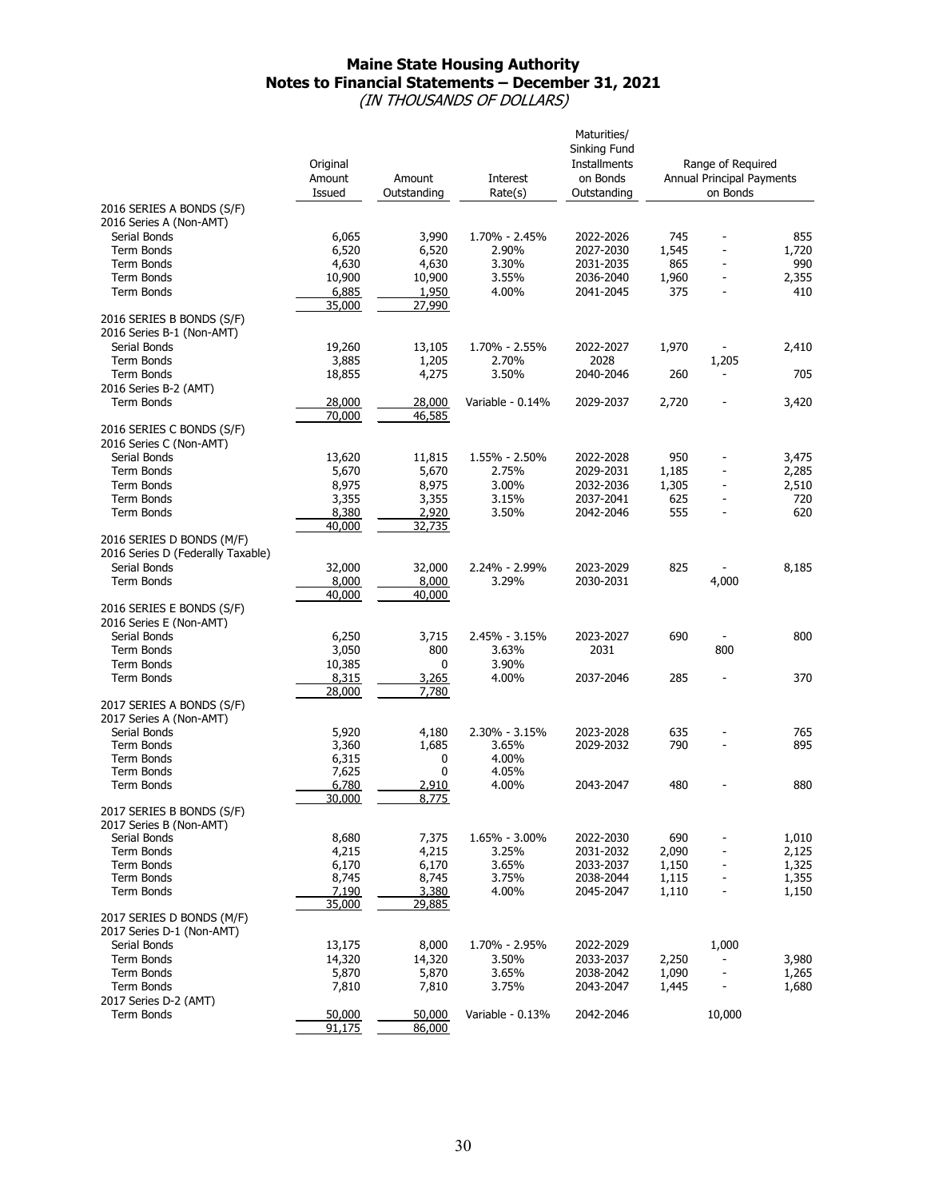# Maine State Housing Authority
## Notes to Financial Statements – December 31, 2021
*(IN THOUSANDS OF DOLLARS)*

| | Original Amount Issued | Amount Outstanding | Interest Rate(s) | Maturities/ Sinking Fund Installments on Bonds Outstanding | Range of Required Annual Principal Payments on Bonds | | |
|---|---|---|---|---|---|---|---|
| **2016 SERIES A BONDS (S/F)** | | | | | | | |
| 2016 Series A (Non-AMT) | | | | | | | |
| Serial Bonds | 6,065 | 3,990 | 1.70% - 2.45% | 2022-2026 | 745 | - | 855 |
| Term Bonds | 6,520 | 6,520 | 2.90% | 2027-2030 | 1,545 | - | 1,720 |
| Term Bonds | 4,630 | 4,630 | 3.30% | 2031-2035 | 865 | - | 990 |
| Term Bonds | 10,900 | 10,900 | 3.55% | 2036-2040 | 1,960 | - | 2,355 |
| Term Bonds | 6,885 | 1,950 | 4.00% | 2041-2045 | 375 | - | 410 |
| | 35,000 | 27,990 | | | | | |
| **2016 SERIES B BONDS (S/F)** | | | | | | | |
| 2016 Series B-1 (Non-AMT) | | | | | | | |
| Serial Bonds | 19,260 | 13,105 | 1.70% - 2.55% | 2022-2027 | 1,970 | - | 2,410 |
| Term Bonds | 3,885 | 1,205 | 2.70% | 2028 | | 1,205 | |
| Term Bonds | 18,855 | 4,275 | 3.50% | 2040-2046 | 260 | - | 705 |
| 2016 Series B-2 (AMT) | | | | | | | |
| Term Bonds | 28,000 | 28,000 | Variable - 0.14% | 2029-2037 | 2,720 | - | 3,420 |
| | 70,000 | 46,585 | | | | | |
| **2016 SERIES C BONDS (S/F)** | | | | | | | |
| 2016 Series C (Non-AMT) | | | | | | | |
| Serial Bonds | 13,620 | 11,815 | 1.55% - 2.50% | 2022-2028 | 950 | - | 3,475 |
| Term Bonds | 5,670 | 5,670 | 2.75% | 2029-2031 | 1,185 | - | 2,285 |
| Term Bonds | 8,975 | 8,975 | 3.00% | 2032-2036 | 1,305 | - | 2,510 |
| Term Bonds | 3,355 | 3,355 | 3.15% | 2037-2041 | 625 | - | 720 |
| Term Bonds | 8,380 | 2,920 | 3.50% | 2042-2046 | 555 | - | 620 |
| | 40,000 | 32,735 | | | | | |
| **2016 SERIES D BONDS (M/F)** | | | | | | | |
| 2016 Series D (Federally Taxable) | | | | | | | |
| Serial Bonds | 32,000 | 32,000 | 2.24% - 2.99% | 2023-2029 | 825 | - | 8,185 |
| Term Bonds | 8,000 | 8,000 | 3.29% | 2030-2031 | | 4,000 | |
| | 40,000 | 40,000 | | | | | |
| **2016 SERIES E BONDS (S/F)** | | | | | | | |
| 2016 Series E (Non-AMT) | | | | | | | |
| Serial Bonds | 6,250 | 3,715 | 2.45% - 3.15% | 2023-2027 | 690 | - | 800 |
| Term Bonds | 3,050 | 800 | 3.63% | 2031 | | 800 | |
| Term Bonds | 10,385 | 0 | 3.90% | | | | |
| Term Bonds | 8,315 | 3,265 | 4.00% | 2037-2046 | 285 | - | 370 |
| | 28,000 | 7,780 | | | | | |
| **2017 SERIES A BONDS (S/F)** | | | | | | | |
| 2017 Series A (Non-AMT) | | | | | | | |
| Serial Bonds | 5,920 | 4,180 | 2.30% - 3.15% | 2023-2028 | 635 | - | 765 |
| Term Bonds | 3,360 | 1,685 | 3.65% | 2029-2032 | 790 | - | 895 |
| Term Bonds | 6,315 | 0 | 4.00% | | | | |
| Term Bonds | 7,625 | 0 | 4.05% | | | | |
| Term Bonds | 6,780 | 2,910 | 4.00% | 2043-2047 | 480 | - | 880 |
| | 30,000 | 8,775 | | | | | |
| **2017 SERIES B BONDS (S/F)** | | | | | | | |
| 2017 Series B (Non-AMT) | | | | | | | |
| Serial Bonds | 8,680 | 7,375 | 1.65% - 3.00% | 2022-2030 | 690 | - | 1,010 |
| Term Bonds | 4,215 | 4,215 | 3.25% | 2031-2032 | 2,090 | - | 2,125 |
| Term Bonds | 6,170 | 6,170 | 3.65% | 2033-2037 | 1,150 | - | 1,325 |
| Term Bonds | 8,745 | 8,745 | 3.75% | 2038-2044 | 1,115 | - | 1,355 |
| Term Bonds | 7,190 | 3,380 | 4.00% | 2045-2047 | 1,110 | - | 1,150 |
| | 35,000 | 29,885 | | | | | |
| **2017 SERIES D BONDS (M/F)** | | | | | | | |
| 2017 Series D-1 (Non-AMT) | | | | | | | |
| Serial Bonds | 13,175 | 8,000 | 1.70% - 2.95% | 2022-2029 | | 1,000 | |
| Term Bonds | 14,320 | 14,320 | 3.50% | 2033-2037 | 2,250 | - | 3,980 |
| Term Bonds | 5,870 | 5,870 | 3.65% | 2038-2042 | 1,090 | - | 1,265 |
| Term Bonds | 7,810 | 7,810 | 3.75% | 2043-2047 | 1,445 | - | 1,680 |
| 2017 Series D-2 (AMT) | | | | | | | |
| Term Bonds | 50,000 | 50,000 | Variable - 0.13% | 2042-2046 | | 10,000 | |
| | 91,175 | 86,000 | | | | | |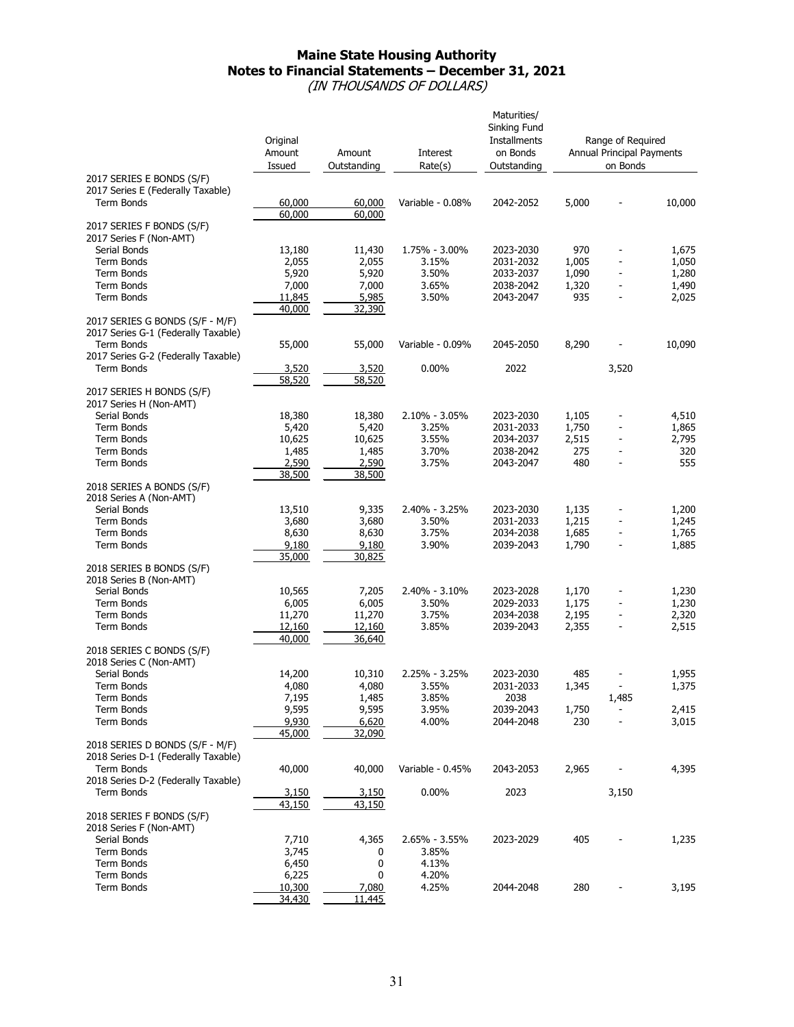# Maine State Housing Authority
## Notes to Financial Statements – December 31, 2021
*(IN THOUSANDS OF DOLLARS)*

| | Original Amount Issued | Amount Outstanding | Interest Rate(s) | Maturities/ Sinking Fund Installments on Bonds Outstanding | Range of Required Annual Principal Payments on Bonds | | |
|---|---|---|---|---|---|---|---|
| 2017 SERIES E BONDS (S/F) | | | | | | | |
| 2017 Series E (Federally Taxable) | | | | | | | |
| Term Bonds | 60,000 | 60,000 | Variable - 0.08% | 2042-2052 | 5,000 | - | 10,000 |
| | 60,000 | 60,000 | | | | | |
| 2017 SERIES F BONDS (S/F) | | | | | | | |
| 2017 Series F (Non-AMT) | | | | | | | |
| Serial Bonds | 13,180 | 11,430 | 1.75% - 3.00% | 2023-2030 | 970 | - | 1,675 |
| Term Bonds | 2,055 | 2,055 | 3.15% | 2031-2032 | 1,005 | - | 1,050 |
| Term Bonds | 5,920 | 5,920 | 3.50% | 2033-2037 | 1,090 | - | 1,280 |
| Term Bonds | 7,000 | 7,000 | 3.65% | 2038-2042 | 1,320 | - | 1,490 |
| Term Bonds | 11,845 | 5,985 | 3.50% | 2043-2047 | 935 | - | 2,025 |
| | 40,000 | 32,390 | | | | | |
| 2017 SERIES G BONDS (S/F - M/F) | | | | | | | |
| 2017 Series G-1 (Federally Taxable) | | | | | | | |
| Term Bonds | 55,000 | 55,000 | Variable - 0.09% | 2045-2050 | 8,290 | - | 10,090 |
| 2017 Series G-2 (Federally Taxable) | | | | | | | |
| Term Bonds | 3,520 | 3,520 | 0.00% | 2022 | | 3,520 | |
| | 58,520 | 58,520 | | | | | |
| 2017 SERIES H BONDS (S/F) | | | | | | | |
| 2017 Series H (Non-AMT) | | | | | | | |
| Serial Bonds | 18,380 | 18,380 | 2.10% - 3.05% | 2023-2030 | 1,105 | - | 4,510 |
| Term Bonds | 5,420 | 5,420 | 3.25% | 2031-2033 | 1,750 | - | 1,865 |
| Term Bonds | 10,625 | 10,625 | 3.55% | 2034-2037 | 2,515 | - | 2,795 |
| Term Bonds | 1,485 | 1,485 | 3.70% | 2038-2042 | 275 | - | 320 |
| Term Bonds | 2,590 | 2,590 | 3.75% | 2043-2047 | 480 | - | 555 |
| | 38,500 | 38,500 | | | | | |
| 2018 SERIES A BONDS (S/F) | | | | | | | |
| 2018 Series A (Non-AMT) | | | | | | | |
| Serial Bonds | 13,510 | 9,335 | 2.40% - 3.25% | 2023-2030 | 1,135 | - | 1,200 |
| Term Bonds | 3,680 | 3,680 | 3.50% | 2031-2033 | 1,215 | - | 1,245 |
| Term Bonds | 8,630 | 8,630 | 3.75% | 2034-2038 | 1,685 | - | 1,765 |
| Term Bonds | 9,180 | 9,180 | 3.90% | 2039-2043 | 1,790 | - | 1,885 |
| | 35,000 | 30,825 | | | | | |
| 2018 SERIES B BONDS (S/F) | | | | | | | |
| 2018 Series B (Non-AMT) | | | | | | | |
| Serial Bonds | 10,565 | 7,205 | 2.40% - 3.10% | 2023-2028 | 1,170 | - | 1,230 |
| Term Bonds | 6,005 | 6,005 | 3.50% | 2029-2033 | 1,175 | - | 1,230 |
| Term Bonds | 11,270 | 11,270 | 3.75% | 2034-2038 | 2,195 | - | 2,320 |
| Term Bonds | 12,160 | 12,160 | 3.85% | 2039-2043 | 2,355 | - | 2,515 |
| | 40,000 | 36,640 | | | | | |
| 2018 SERIES C BONDS (S/F) | | | | | | | |
| 2018 Series C (Non-AMT) | | | | | | | |
| Serial Bonds | 14,200 | 10,310 | 2.25% - 3.25% | 2023-2030 | 485 | - | 1,955 |
| Term Bonds | 4,080 | 4,080 | 3.55% | 2031-2033 | 1,345 | - | 1,375 |
| Term Bonds | 7,195 | 1,485 | 3.85% | 2038 | | 1,485 | |
| Term Bonds | 9,595 | 9,595 | 3.95% | 2039-2043 | 1,750 | - | 2,415 |
| Term Bonds | 9,930 | 6,620 | 4.00% | 2044-2048 | 230 | - | 3,015 |
| | 45,000 | 32,090 | | | | | |
| 2018 SERIES D BONDS (S/F - M/F) | | | | | | | |
| 2018 Series D-1 (Federally Taxable) | | | | | | | |
| Term Bonds | 40,000 | 40,000 | Variable - 0.45% | 2043-2053 | 2,965 | - | 4,395 |
| 2018 Series D-2 (Federally Taxable) | | | | | | | |
| Term Bonds | 3,150 | 3,150 | 0.00% | 2023 | | 3,150 | |
| | 43,150 | 43,150 | | | | | |
| 2018 SERIES F BONDS (S/F) | | | | | | | |
| 2018 Series F (Non-AMT) | | | | | | | |
| Serial Bonds | 7,710 | 4,365 | 2.65% - 3.55% | 2023-2029 | 405 | - | 1,235 |
| Term Bonds | 3,745 | 0 | 3.85% | | | | |
| Term Bonds | 6,450 | 0 | 4.13% | | | | |
| Term Bonds | 6,225 | 0 | 4.20% | | | | |
| Term Bonds | 10,300 | 7,080 | 4.25% | 2044-2048 | 280 | - | 3,195 |
| | 34,430 | 11,445 | | | | | |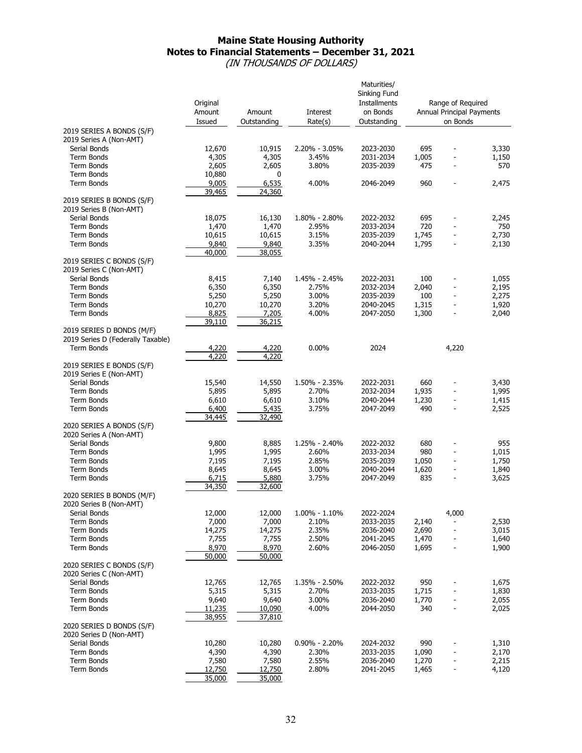# Maine State Housing Authority
## Notes to Financial Statements – December 31, 2021
*(IN THOUSANDS OF DOLLARS)*

| | Original Amount Issued | Amount Outstanding | Interest Rate(s) | Maturities/ Sinking Fund Installments on Bonds Outstanding | Range of Required Annual Principal Payments on Bonds | | |
|---|---|---|---|---|---|---|---|
| **2019 SERIES A BONDS (S/F)** | | | | | | | |
| 2019 Series A (Non-AMT) | | | | | | | |
| Serial Bonds | 12,670 | 10,915 | 2.20% - 3.05% | 2023-2030 | 695 | - | 3,330 |
| Term Bonds | 4,305 | 4,305 | 3.45% | 2031-2034 | 1,005 | - | 1,150 |
| Term Bonds | 2,605 | 2,605 | 3.80% | 2035-2039 | 475 | - | 570 |
| Term Bonds | 10,880 | 0 | | | | | |
| Term Bonds | 9,005 | 6,535 | 4.00% | 2046-2049 | 960 | - | 2,475 |
| | 39,465 | 24,360 | | | | | |
| **2019 SERIES B BONDS (S/F)** | | | | | | | |
| 2019 Series B (Non-AMT) | | | | | | | |
| Serial Bonds | 18,075 | 16,130 | 1.80% - 2.80% | 2022-2032 | 695 | - | 2,245 |
| Term Bonds | 1,470 | 1,470 | 2.95% | 2033-2034 | 720 | - | 750 |
| Term Bonds | 10,615 | 10,615 | 3.15% | 2035-2039 | 1,745 | - | 2,730 |
| Term Bonds | 9,840 | 9,840 | 3.35% | 2040-2044 | 1,795 | - | 2,130 |
| | 40,000 | 38,055 | | | | | |
| **2019 SERIES C BONDS (S/F)** | | | | | | | |
| 2019 Series C (Non-AMT) | | | | | | | |
| Serial Bonds | 8,415 | 7,140 | 1.45% - 2.45% | 2022-2031 | 100 | - | 1,055 |
| Term Bonds | 6,350 | 6,350 | 2.75% | 2032-2034 | 2,040 | - | 2,195 |
| Term Bonds | 5,250 | 5,250 | 3.00% | 2035-2039 | 100 | - | 2,275 |
| Term Bonds | 10,270 | 10,270 | 3.20% | 2040-2045 | 1,315 | - | 1,920 |
| Term Bonds | 8,825 | 7,205 | 4.00% | 2047-2050 | 1,300 | - | 2,040 |
| | 39,110 | 36,215 | | | | | |
| **2019 SERIES D BONDS (M/F)** | | | | | | | |
| 2019 Series D (Federally Taxable) | | | | | | | |
| Term Bonds | 4,220 | 4,220 | 0.00% | 2024 | | 4,220 | |
| | 4,220 | 4,220 | | | | | |
| **2019 SERIES E BONDS (S/F)** | | | | | | | |
| 2019 Series E (Non-AMT) | | | | | | | |
| Serial Bonds | 15,540 | 14,550 | 1.50% - 2.35% | 2022-2031 | 660 | - | 3,430 |
| Term Bonds | 5,895 | 5,895 | 2.70% | 2032-2034 | 1,935 | - | 1,995 |
| Term Bonds | 6,610 | 6,610 | 3.10% | 2040-2044 | 1,230 | - | 1,415 |
| Term Bonds | 6,400 | 5,435 | 3.75% | 2047-2049 | 490 | - | 2,525 |
| | 34,445 | 32,490 | | | | | |
| **2020 SERIES A BONDS (S/F)** | | | | | | | |
| 2020 Series A (Non-AMT) | | | | | | | |
| Serial Bonds | 9,800 | 8,885 | 1.25% - 2.40% | 2022-2032 | 680 | - | 955 |
| Term Bonds | 1,995 | 1,995 | 2.60% | 2033-2034 | 980 | - | 1,015 |
| Term Bonds | 7,195 | 7,195 | 2.85% | 2035-2039 | 1,050 | - | 1,750 |
| Term Bonds | 8,645 | 8,645 | 3.00% | 2040-2044 | 1,620 | - | 1,840 |
| Term Bonds | 6,715 | 5,880 | 3.75% | 2047-2049 | 835 | - | 3,625 |
| | 34,350 | 32,600 | | | | | |
| **2020 SERIES B BONDS (M/F)** | | | | | | | |
| 2020 Series B (Non-AMT) | | | | | | | |
| Serial Bonds | 12,000 | 12,000 | 1.00% - 1.10% | 2022-2024 | | 4,000 | |
| Term Bonds | 7,000 | 7,000 | 2.10% | 2033-2035 | 2,140 | - | 2,530 |
| Term Bonds | 14,275 | 14,275 | 2.35% | 2036-2040 | 2,690 | - | 3,015 |
| Term Bonds | 7,755 | 7,755 | 2.50% | 2041-2045 | 1,470 | - | 1,640 |
| Term Bonds | 8,970 | 8,970 | 2.60% | 2046-2050 | 1,695 | - | 1,900 |
| | 50,000 | 50,000 | | | | | |
| **2020 SERIES C BONDS (S/F)** | | | | | | | |
| 2020 Series C (Non-AMT) | | | | | | | |
| Serial Bonds | 12,765 | 12,765 | 1.35% - 2.50% | 2022-2032 | 950 | - | 1,675 |
| Term Bonds | 5,315 | 5,315 | 2.70% | 2033-2035 | 1,715 | - | 1,830 |
| Term Bonds | 9,640 | 9,640 | 3.00% | 2036-2040 | 1,770 | - | 2,055 |
| Term Bonds | 11,235 | 10,090 | 4.00% | 2044-2050 | 340 | - | 2,025 |
| | 38,955 | 37,810 | | | | | |
| **2020 SERIES D BONDS (S/F)** | | | | | | | |
| 2020 Series D (Non-AMT) | | | | | | | |
| Serial Bonds | 10,280 | 10,280 | 0.90% - 2.20% | 2024-2032 | 990 | - | 1,310 |
| Term Bonds | 4,390 | 4,390 | 2.30% | 2033-2035 | 1,090 | - | 2,170 |
| Term Bonds | 7,580 | 7,580 | 2.55% | 2036-2040 | 1,270 | - | 2,215 |
| Term Bonds | 12,750 | 12,750 | 2.80% | 2041-2045 | 1,465 | - | 4,120 |
| | 35,000 | 35,000 | | | | | |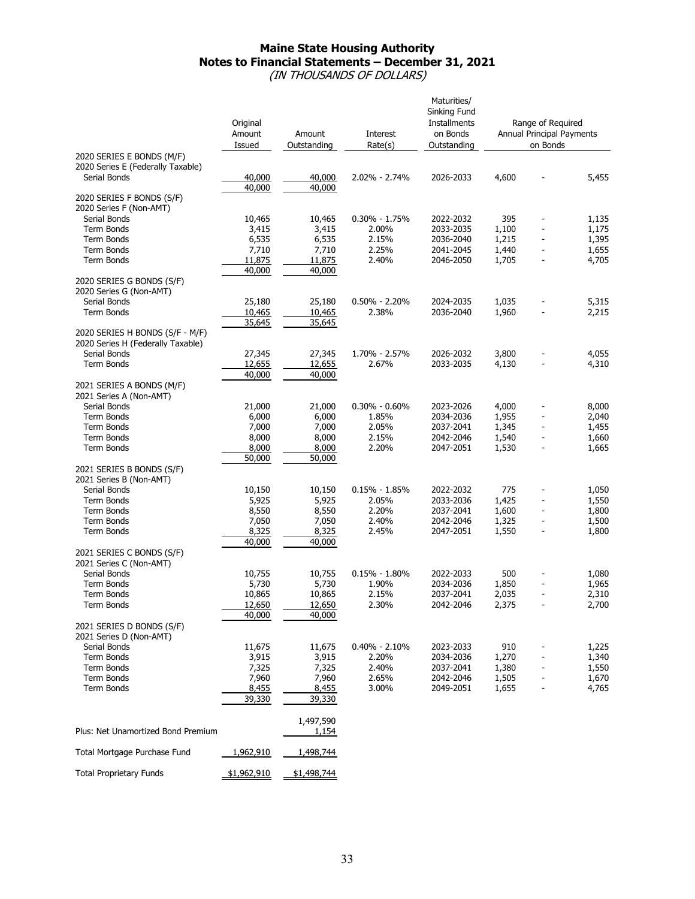# Maine State Housing Authority
## Notes to Financial Statements – December 31, 2021
*(IN THOUSANDS OF DOLLARS)*

| | Original Amount Issued | Amount Outstanding | Interest Rate(s) | Maturities/ Sinking Fund Installments on Bonds Outstanding | Range of Required Annual Principal Payments on Bonds | | |
|---|---|---|---|---|---|---|---|
| **2020 SERIES E BONDS (M/F)** | | | | | | | |
| 2020 Series E (Federally Taxable) | | | | | | | |
| Serial Bonds | 40,000 | 40,000 | 2.02% - 2.74% | 2026-2033 | 4,600 | - | 5,455 |
| | 40,000 | 40,000 | | | | | |
| **2020 SERIES F BONDS (S/F)** | | | | | | | |
| 2020 Series F (Non-AMT) | | | | | | | |
| Serial Bonds | 10,465 | 10,465 | 0.30% - 1.75% | 2022-2032 | 395 | - | 1,135 |
| Term Bonds | 3,415 | 3,415 | 2.00% | 2033-2035 | 1,100 | - | 1,175 |
| Term Bonds | 6,535 | 6,535 | 2.15% | 2036-2040 | 1,215 | - | 1,395 |
| Term Bonds | 7,710 | 7,710 | 2.25% | 2041-2045 | 1,440 | - | 1,655 |
| Term Bonds | 11,875 | 11,875 | 2.40% | 2046-2050 | 1,705 | - | 4,705 |
| | 40,000 | 40,000 | | | | | |
| **2020 SERIES G BONDS (S/F)** | | | | | | | |
| 2020 Series G (Non-AMT) | | | | | | | |
| Serial Bonds | 25,180 | 25,180 | 0.50% - 2.20% | 2024-2035 | 1,035 | - | 5,315 |
| Term Bonds | 10,465 | 10,465 | 2.38% | 2036-2040 | 1,960 | - | 2,215 |
| | 35,645 | 35,645 | | | | | |
| **2020 SERIES H BONDS (S/F - M/F)** | | | | | | | |
| 2020 Series H (Federally Taxable) | | | | | | | |
| Serial Bonds | 27,345 | 27,345 | 1.70% - 2.57% | 2026-2032 | 3,800 | - | 4,055 |
| Term Bonds | 12,655 | 12,655 | 2.67% | 2033-2035 | 4,130 | - | 4,310 |
| | 40,000 | 40,000 | | | | | |
| **2021 SERIES A BONDS (M/F)** | | | | | | | |
| 2021 Series A (Non-AMT) | | | | | | | |
| Serial Bonds | 21,000 | 21,000 | 0.30% - 0.60% | 2023-2026 | 4,000 | - | 8,000 |
| Term Bonds | 6,000 | 6,000 | 1.85% | 2034-2036 | 1,955 | - | 2,040 |
| Term Bonds | 7,000 | 7,000 | 2.05% | 2037-2041 | 1,345 | - | 1,455 |
| Term Bonds | 8,000 | 8,000 | 2.15% | 2042-2046 | 1,540 | - | 1,660 |
| Term Bonds | 8,000 | 8,000 | 2.20% | 2047-2051 | 1,530 | - | 1,665 |
| | 50,000 | 50,000 | | | | | |
| **2021 SERIES B BONDS (S/F)** | | | | | | | |
| 2021 Series B (Non-AMT) | | | | | | | |
| Serial Bonds | 10,150 | 10,150 | 0.15% - 1.85% | 2022-2032 | 775 | - | 1,050 |
| Term Bonds | 5,925 | 5,925 | 2.05% | 2033-2036 | 1,425 | - | 1,550 |
| Term Bonds | 8,550 | 8,550 | 2.20% | 2037-2041 | 1,600 | - | 1,800 |
| Term Bonds | 7,050 | 7,050 | 2.40% | 2042-2046 | 1,325 | - | 1,500 |
| Term Bonds | 8,325 | 8,325 | 2.45% | 2047-2051 | 1,550 | - | 1,800 |
| | 40,000 | 40,000 | | | | | |
| **2021 SERIES C BONDS (S/F)** | | | | | | | |
| 2021 Series C (Non-AMT) | | | | | | | |
| Serial Bonds | 10,755 | 10,755 | 0.15% - 1.80% | 2022-2033 | 500 | - | 1,080 |
| Term Bonds | 5,730 | 5,730 | 1.90% | 2034-2036 | 1,850 | - | 1,965 |
| Term Bonds | 10,865 | 10,865 | 2.15% | 2037-2041 | 2,035 | - | 2,310 |
| Term Bonds | 12,650 | 12,650 | 2.30% | 2042-2046 | 2,375 | - | 2,700 |
| | 40,000 | 40,000 | | | | | |
| **2021 SERIES D BONDS (S/F)** | | | | | | | |
| 2021 Series D (Non-AMT) | | | | | | | |
| Serial Bonds | 11,675 | 11,675 | 0.40% - 2.10% | 2023-2033 | 910 | - | 1,225 |
| Term Bonds | 3,915 | 3,915 | 2.20% | 2034-2036 | 1,270 | - | 1,340 |
| Term Bonds | 7,325 | 7,325 | 2.40% | 2037-2041 | 1,380 | - | 1,550 |
| Term Bonds | 7,960 | 7,960 | 2.65% | 2042-2046 | 1,505 | - | 1,670 |
| Term Bonds | 8,455 | 8,455 | 3.00% | 2049-2051 | 1,655 | - | 4,765 |
| | 39,330 | 39,330 | | | | | |
| | | 1,497,590 | | | | | |
| Plus: Net Unamortized Bond Premium | | 1,154 | | | | | |
| Total Mortgage Purchase Fund | 1,962,910 | 1,498,744 | | | | | |
| Total Proprietary Funds | $1,962,910 | $1,498,744 | | | | | |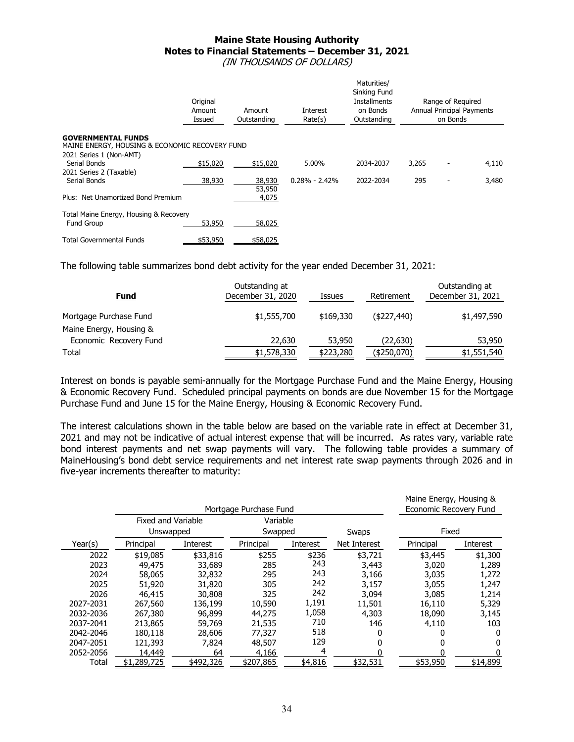**Maine State Housing Authority**
**Notes to Financial Statements – December 31, 2021**
*(IN THOUSANDS OF DOLLARS)*

| | Original Amount Issued | Amount Outstanding | Interest Rate(s) | Maturities/ Sinking Fund Installments on Bonds Outstanding | Range of Required Annual Principal Payments on Bonds | | |
|---|---|---|---|---|---|---|---|
| **GOVERNMENTAL FUNDS** | | | | | | | |
| MAINE ENERGY, HOUSING & ECONOMIC RECOVERY FUND | | | | | | | |
| 2021 Series 1 (Non-AMT) | | | | | | | |
| Serial Bonds | $15,020 | $15,020 | 5.00% | 2034-2037 | 3,265 | - | 4,110 |
| 2021 Series 2 (Taxable) | | | | | | | |
| Serial Bonds | 38,930 | 38,930 | 0.28% - 2.42% | 2022-2034 | 295 | - | 3,480 |
| | | 53,950 | | | | | |
| Plus: Net Unamortized Bond Premium | | 4,075 | | | | | |
| Total Maine Energy, Housing & Recovery Fund Group | 53,950 | 58,025 | | | | | |
| Total Governmental Funds | $53,950 | $58,025 | | | | | |

The following table summarizes bond debt activity for the year ended December 31, 2021:

| **Fund** | Outstanding at December 31, 2020 | Issues | Retirement | Outstanding at December 31, 2021 |
|---|---|---|---|---|
| Mortgage Purchase Fund | $1,555,700 | $169,330 | ($227,440) | $1,497,590 |
| Maine Energy, Housing & Economic Recovery Fund | 22,630 | 53,950 | (22,630) | 53,950 |
| Total | $1,578,330 | $223,280 | ($250,070) | $1,551,540 |

Interest on bonds is payable semi-annually for the Mortgage Purchase Fund and the Maine Energy, Housing & Economic Recovery Fund. Scheduled principal payments on bonds are due November 15 for the Mortgage Purchase Fund and June 15 for the Maine Energy, Housing & Economic Recovery Fund.

The interest calculations shown in the table below are based on the variable rate in effect at December 31, 2021 and may not be indicative of actual interest expense that will be incurred. As rates vary, variable rate bond interest payments and net swap payments will vary. The following table provides a summary of MaineHousing's bond debt service requirements and net interest rate swap payments through 2026 and in five-year increments thereafter to maturity:

| | Mortgage Purchase Fund | | | | | Maine Energy, Housing & Economic Recovery Fund | |
|---|---|---|---|---|---|---|---|
| | Fixed and Variable Unswapped | | Variable Swapped | | Swaps | Fixed | |
| Year(s) | Principal | Interest | Principal | Interest | Net Interest | Principal | Interest |
| 2022 | $19,085 | $33,816 | $255 | $236 | $3,721 | $3,445 | $1,300 |
| 2023 | 49,475 | 33,689 | 285 | 243 | 3,443 | 3,020 | 1,289 |
| 2024 | 58,065 | 32,832 | 295 | 243 | 3,166 | 3,035 | 1,272 |
| 2025 | 51,920 | 31,820 | 305 | 242 | 3,157 | 3,055 | 1,247 |
| 2026 | 46,415 | 30,808 | 325 | 242 | 3,094 | 3,085 | 1,214 |
| 2027-2031 | 267,560 | 136,199 | 10,590 | 1,191 | 11,501 | 16,110 | 5,329 |
| 2032-2036 | 267,380 | 96,899 | 44,275 | 1,058 | 4,303 | 18,090 | 3,145 |
| 2037-2041 | 213,865 | 59,769 | 21,535 | 710 | 146 | 4,110 | 103 |
| 2042-2046 | 180,118 | 28,606 | 77,327 | 518 | 0 | 0 | 0 |
| 2047-2051 | 121,393 | 7,824 | 48,507 | 129 | 0 | 0 | 0 |
| 2052-2056 | 14,449 | 64 | 4,166 | 4 | 0 | 0 | 0 |
| Total | $1,289,725 | $492,326 | $207,865 | $4,816 | $32,531 | $53,950 | $14,899 |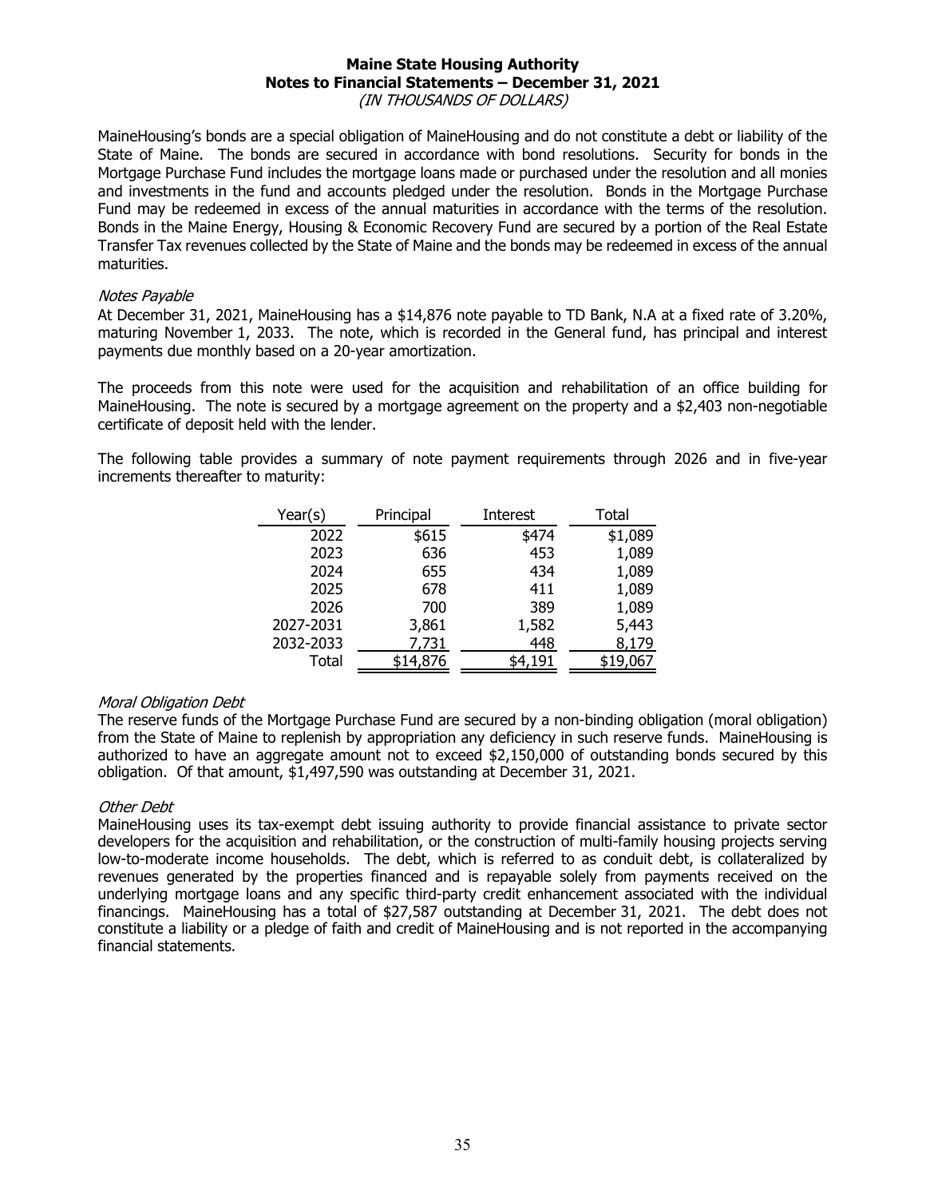MaineHousing's bonds are a special obligation of MaineHousing and do not constitute a debt or liability of the State of Maine. The bonds are secured in accordance with bond resolutions. Security for bonds in the Mortgage Purchase Fund includes the mortgage loans made or purchased under the resolution and all monies and investments in the fund and accounts pledged under the resolution. Bonds in the Mortgage Purchase Fund may be redeemed in excess of the annual maturities in accordance with the terms of the resolution. Bonds in the Maine Energy, Housing & Economic Recovery Fund are secured by a portion of the Real Estate Transfer Tax revenues collected by the State of Maine and the bonds may be redeemed in excess of the annual maturities.

*Notes Payable*

At December 31, 2021, MaineHousing has a $14,876 note payable to TD Bank, N.A at a fixed rate of 3.20%, maturing November 1, 2033. The note, which is recorded in the General fund, has principal and interest payments due monthly based on a 20-year amortization.

The proceeds from this note were used for the acquisition and rehabilitation of an office building for MaineHousing. The note is secured by a mortgage agreement on the property and a $2,403 non-negotiable certificate of deposit held with the lender.

The following table provides a summary of note payment requirements through 2026 and in five-year increments thereafter to maturity:

| Year(s) | Principal | Interest | Total |
|---|---|---|---|
| 2022 | $615 | $474 | $1,089 |
| 2023 | 636 | 453 | 1,089 |
| 2024 | 655 | 434 | 1,089 |
| 2025 | 678 | 411 | 1,089 |
| 2026 | 700 | 389 | 1,089 |
| 2027-2031 | 3,861 | 1,582 | 5,443 |
| 2032-2033 | 7,731 | 448 | 8,179 |
| Total | $14,876 | $4,191 | $19,067 |

*Moral Obligation Debt*

The reserve funds of the Mortgage Purchase Fund are secured by a non-binding obligation (moral obligation) from the State of Maine to replenish by appropriation any deficiency in such reserve funds. MaineHousing is authorized to have an aggregate amount not to exceed $2,150,000 of outstanding bonds secured by this obligation. Of that amount, $1,497,590 was outstanding at December 31, 2021.

*Other Debt*

MaineHousing uses its tax-exempt debt issuing authority to provide financial assistance to private sector developers for the acquisition and rehabilitation, or the construction of multi-family housing projects serving low-to-moderate income households. The debt, which is referred to as conduit debt, is collateralized by revenues generated by the properties financed and is repayable solely from payments received on the underlying mortgage loans and any specific third-party credit enhancement associated with the individual financings. MaineHousing has a total of $27,587 outstanding at December 31, 2021. The debt does not constitute a liability or a pledge of faith and credit of MaineHousing and is not reported in the accompanying financial statements.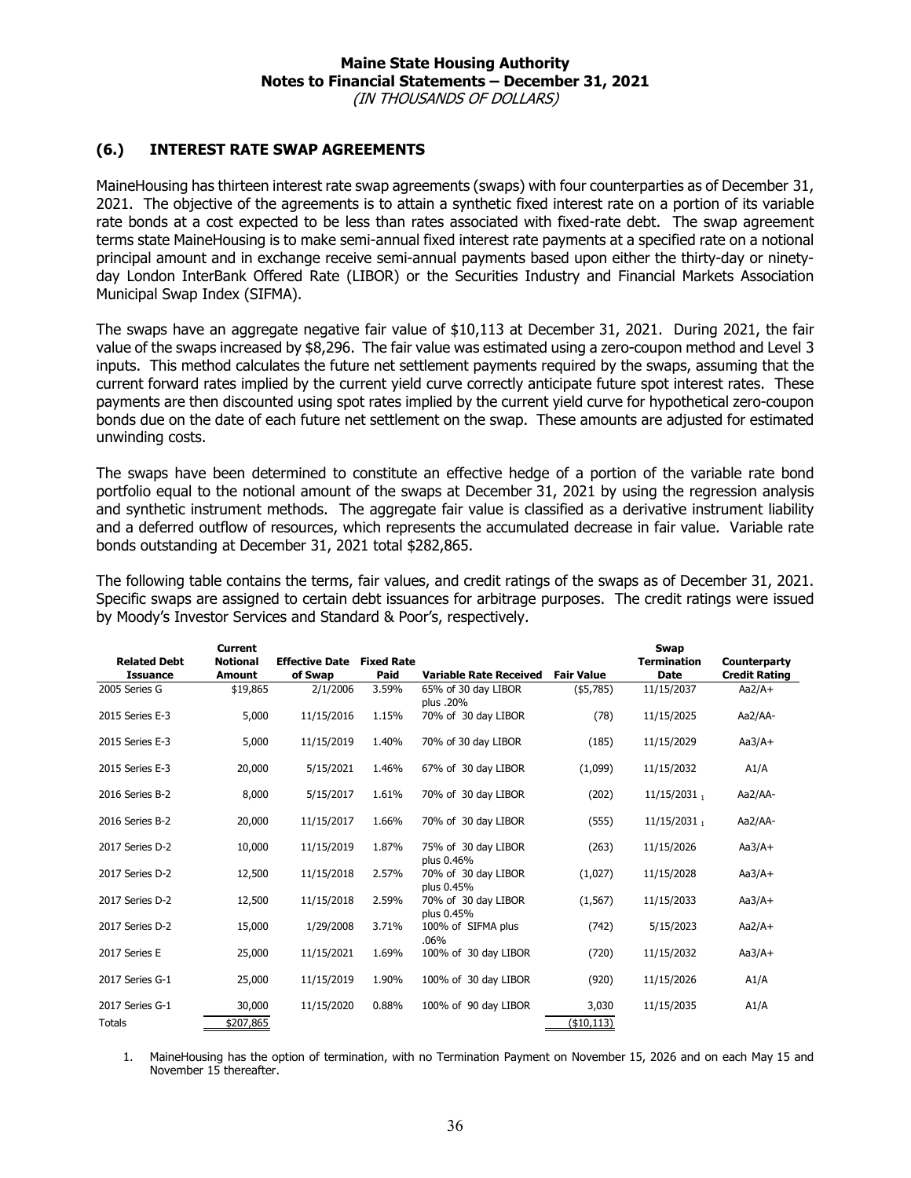**Maine State Housing Authority**
**Notes to Financial Statements – December 31, 2021**
*(IN THOUSANDS OF DOLLARS)*

## (6.) INTEREST RATE SWAP AGREEMENTS

MaineHousing has thirteen interest rate swap agreements (swaps) with four counterparties as of December 31, 2021. The objective of the agreements is to attain a synthetic fixed interest rate on a portion of its variable rate bonds at a cost expected to be less than rates associated with fixed-rate debt. The swap agreement terms state MaineHousing is to make semi-annual fixed interest rate payments at a specified rate on a notional principal amount and in exchange receive semi-annual payments based upon either the thirty-day or ninety-day London InterBank Offered Rate (LIBOR) or the Securities Industry and Financial Markets Association Municipal Swap Index (SIFMA).

The swaps have an aggregate negative fair value of $10,113 at December 31, 2021. During 2021, the fair value of the swaps increased by $8,296. The fair value was estimated using a zero-coupon method and Level 3 inputs. This method calculates the future net settlement payments required by the swaps, assuming that the current forward rates implied by the current yield curve correctly anticipate future spot interest rates. These payments are then discounted using spot rates implied by the current yield curve for hypothetical zero-coupon bonds due on the date of each future net settlement on the swap. These amounts are adjusted for estimated unwinding costs.

The swaps have been determined to constitute an effective hedge of a portion of the variable rate bond portfolio equal to the notional amount of the swaps at December 31, 2021 by using the regression analysis and synthetic instrument methods. The aggregate fair value is classified as a derivative instrument liability and a deferred outflow of resources, which represents the accumulated decrease in fair value. Variable rate bonds outstanding at December 31, 2021 total $282,865.

The following table contains the terms, fair values, and credit ratings of the swaps as of December 31, 2021. Specific swaps are assigned to certain debt issuances for arbitrage purposes. The credit ratings were issued by Moody's Investor Services and Standard & Poor's, respectively.

| Related Debt Issuance | Current Notional Amount | Effective Date of Swap | Fixed Rate Paid | Variable Rate Received | Fair Value | Swap Termination Date | Counterparty Credit Rating |
|---|---|---|---|---|---|---|---|
| 2005 Series G | $19,865 | 2/1/2006 | 3.59% | 65% of 30 day LIBOR plus .20% | ($5,785) | 11/15/2037 | Aa2/A+ |
| 2015 Series E-3 | 5,000 | 11/15/2016 | 1.15% | 70% of 30 day LIBOR | (78) | 11/15/2025 | Aa2/AA- |
| 2015 Series E-3 | 5,000 | 11/15/2019 | 1.40% | 70% of 30 day LIBOR | (185) | 11/15/2029 | Aa3/A+ |
| 2015 Series E-3 | 20,000 | 5/15/2021 | 1.46% | 67% of 30 day LIBOR | (1,099) | 11/15/2032 | A1/A |
| 2016 Series B-2 | 8,000 | 5/15/2017 | 1.61% | 70% of 30 day LIBOR | (202) | 11/15/2031 [1] | Aa2/AA- |
| 2016 Series B-2 | 20,000 | 11/15/2017 | 1.66% | 70% of 30 day LIBOR | (555) | 11/15/2031 [1] | Aa2/AA- |
| 2017 Series D-2 | 10,000 | 11/15/2019 | 1.87% | 75% of 30 day LIBOR plus 0.46% | (263) | 11/15/2026 | Aa3/A+ |
| 2017 Series D-2 | 12,500 | 11/15/2018 | 2.57% | 70% of 30 day LIBOR plus 0.45% | (1,027) | 11/15/2028 | Aa3/A+ |
| 2017 Series D-2 | 12,500 | 11/15/2018 | 2.59% | 70% of 30 day LIBOR plus 0.45% | (1,567) | 11/15/2033 | Aa3/A+ |
| 2017 Series D-2 | 15,000 | 1/29/2008 | 3.71% | 100% of SIFMA plus .06% | (742) | 5/15/2023 | Aa2/A+ |
| 2017 Series E | 25,000 | 11/15/2021 | 1.69% | 100% of 30 day LIBOR | (720) | 11/15/2032 | Aa3/A+ |
| 2017 Series G-1 | 25,000 | 11/15/2019 | 1.90% | 100% of 30 day LIBOR | (920) | 11/15/2026 | A1/A |
| 2017 Series G-1 | 30,000 | 11/15/2020 | 0.88% | 100% of 90 day LIBOR | 3,030 | 11/15/2035 | A1/A |
| Totals | $207,865 | | | | ($10,113) | | |

1. MaineHousing has the option of termination, with no Termination Payment on November 15, 2026 and on each May 15 and November 15 thereafter.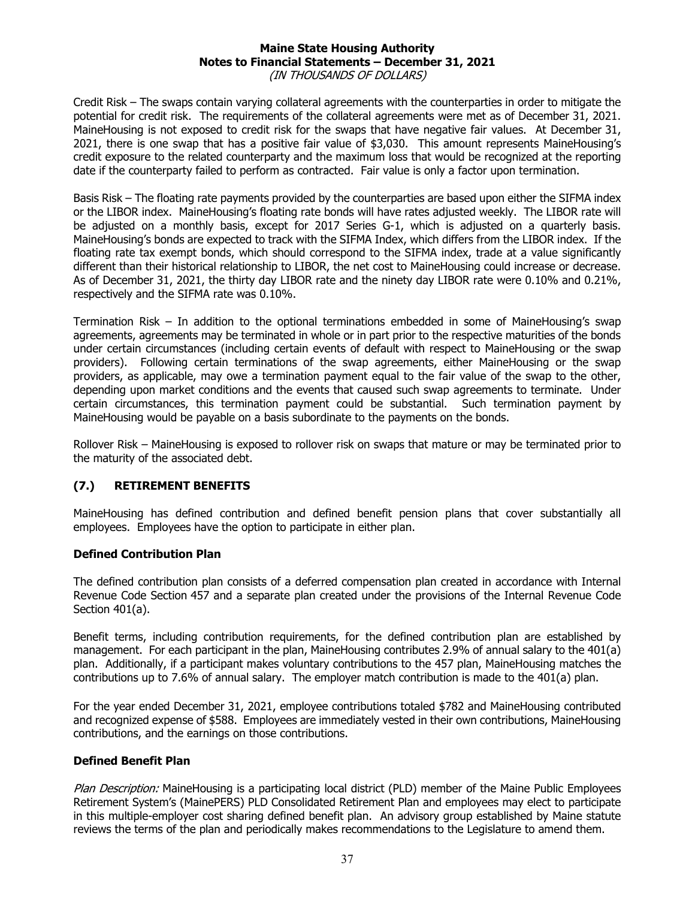Credit Risk – The swaps contain varying collateral agreements with the counterparties in order to mitigate the potential for credit risk. The requirements of the collateral agreements were met as of December 31, 2021. MaineHousing is not exposed to credit risk for the swaps that have negative fair values. At December 31, 2021, there is one swap that has a positive fair value of $3,030. This amount represents MaineHousing's credit exposure to the related counterparty and the maximum loss that would be recognized at the reporting date if the counterparty failed to perform as contracted. Fair value is only a factor upon termination.

Basis Risk – The floating rate payments provided by the counterparties are based upon either the SIFMA index or the LIBOR index. MaineHousing's floating rate bonds will have rates adjusted weekly. The LIBOR rate will be adjusted on a monthly basis, except for 2017 Series G-1, which is adjusted on a quarterly basis. MaineHousing's bonds are expected to track with the SIFMA Index, which differs from the LIBOR index. If the floating rate tax exempt bonds, which should correspond to the SIFMA index, trade at a value significantly different than their historical relationship to LIBOR, the net cost to MaineHousing could increase or decrease. As of December 31, 2021, the thirty day LIBOR rate and the ninety day LIBOR rate were 0.10% and 0.21%, respectively and the SIFMA rate was 0.10%.

Termination Risk – In addition to the optional terminations embedded in some of MaineHousing's swap agreements, agreements may be terminated in whole or in part prior to the respective maturities of the bonds under certain circumstances (including certain events of default with respect to MaineHousing or the swap providers). Following certain terminations of the swap agreements, either MaineHousing or the swap providers, as applicable, may owe a termination payment equal to the fair value of the swap to the other, depending upon market conditions and the events that caused such swap agreements to terminate. Under certain circumstances, this termination payment could be substantial. Such termination payment by MaineHousing would be payable on a basis subordinate to the payments on the bonds.

Rollover Risk – MaineHousing is exposed to rollover risk on swaps that mature or may be terminated prior to the maturity of the associated debt.

## (7.) RETIREMENT BENEFITS

MaineHousing has defined contribution and defined benefit pension plans that cover substantially all employees. Employees have the option to participate in either plan.

### Defined Contribution Plan

The defined contribution plan consists of a deferred compensation plan created in accordance with Internal Revenue Code Section 457 and a separate plan created under the provisions of the Internal Revenue Code Section 401(a).

Benefit terms, including contribution requirements, for the defined contribution plan are established by management. For each participant in the plan, MaineHousing contributes 2.9% of annual salary to the 401(a) plan. Additionally, if a participant makes voluntary contributions to the 457 plan, MaineHousing matches the contributions up to 7.6% of annual salary. The employer match contribution is made to the 401(a) plan.

For the year ended December 31, 2021, employee contributions totaled $782 and MaineHousing contributed and recognized expense of $588. Employees are immediately vested in their own contributions, MaineHousing contributions, and the earnings on those contributions.

### Defined Benefit Plan

*Plan Description:* MaineHousing is a participating local district (PLD) member of the Maine Public Employees Retirement System's (MainePERS) PLD Consolidated Retirement Plan and employees may elect to participate in this multiple-employer cost sharing defined benefit plan. An advisory group established by Maine statute reviews the terms of the plan and periodically makes recommendations to the Legislature to amend them.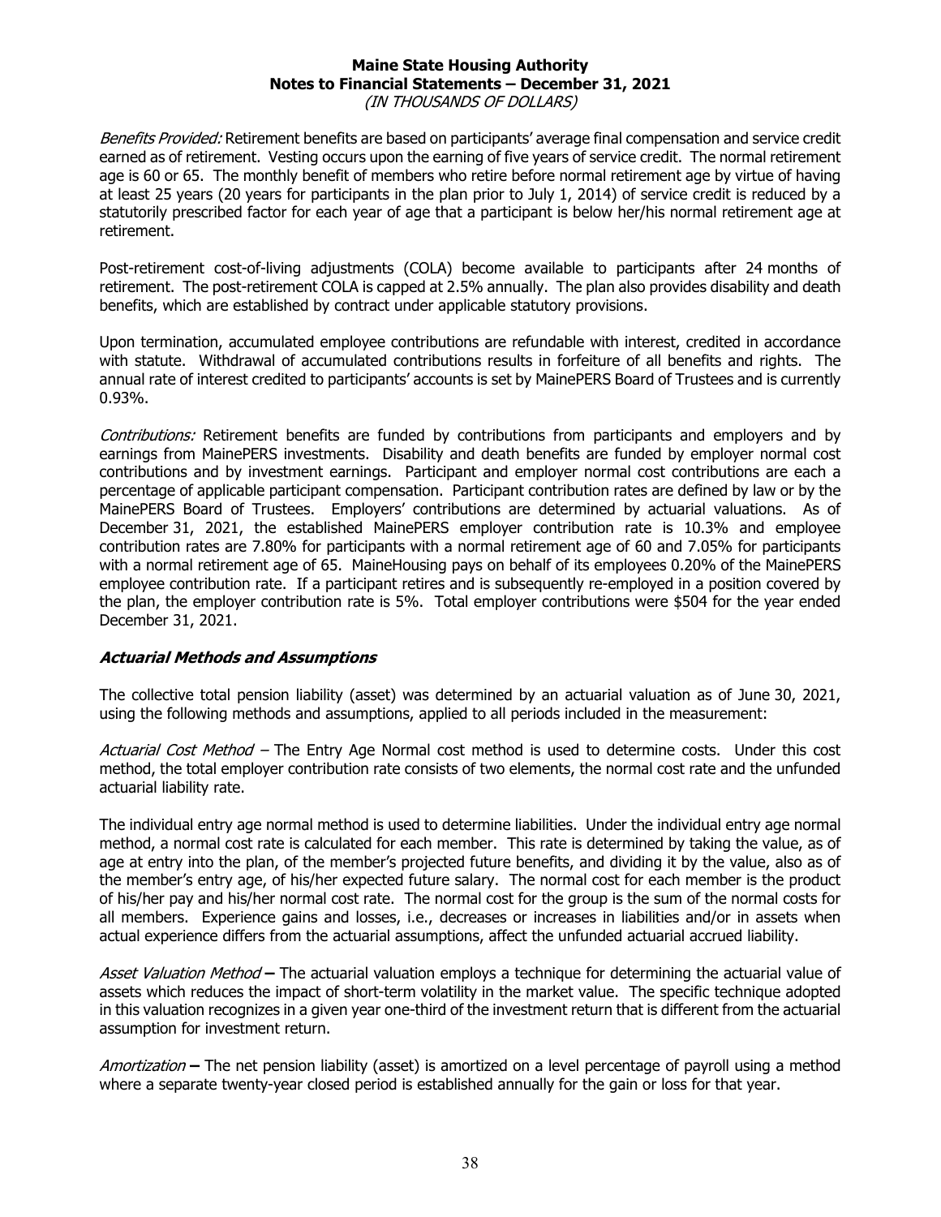*Benefits Provided:* Retirement benefits are based on participants' average final compensation and service credit earned as of retirement. Vesting occurs upon the earning of five years of service credit. The normal retirement age is 60 or 65. The monthly benefit of members who retire before normal retirement age by virtue of having at least 25 years (20 years for participants in the plan prior to July 1, 2014) of service credit is reduced by a statutorily prescribed factor for each year of age that a participant is below her/his normal retirement age at retirement.

Post-retirement cost-of-living adjustments (COLA) become available to participants after 24 months of retirement. The post-retirement COLA is capped at 2.5% annually. The plan also provides disability and death benefits, which are established by contract under applicable statutory provisions.

Upon termination, accumulated employee contributions are refundable with interest, credited in accordance with statute. Withdrawal of accumulated contributions results in forfeiture of all benefits and rights. The annual rate of interest credited to participants' accounts is set by MainePERS Board of Trustees and is currently 0.93%.

*Contributions:* Retirement benefits are funded by contributions from participants and employers and by earnings from MainePERS investments. Disability and death benefits are funded by employer normal cost contributions and by investment earnings. Participant and employer normal cost contributions are each a percentage of applicable participant compensation. Participant contribution rates are defined by law or by the MainePERS Board of Trustees. Employers' contributions are determined by actuarial valuations. As of December 31, 2021, the established MainePERS employer contribution rate is 10.3% and employee contribution rates are 7.80% for participants with a normal retirement age of 60 and 7.05% for participants with a normal retirement age of 65. MaineHousing pays on behalf of its employees 0.20% of the MainePERS employee contribution rate. If a participant retires and is subsequently re-employed in a position covered by the plan, the employer contribution rate is 5%. Total employer contributions were $504 for the year ended December 31, 2021.

### *Actuarial Methods and Assumptions*

The collective total pension liability (asset) was determined by an actuarial valuation as of June 30, 2021, using the following methods and assumptions, applied to all periods included in the measurement:

*Actuarial Cost Method* – The Entry Age Normal cost method is used to determine costs. Under this cost method, the total employer contribution rate consists of two elements, the normal cost rate and the unfunded actuarial liability rate.

The individual entry age normal method is used to determine liabilities. Under the individual entry age normal method, a normal cost rate is calculated for each member. This rate is determined by taking the value, as of age at entry into the plan, of the member's projected future benefits, and dividing it by the value, also as of the member's entry age, of his/her expected future salary. The normal cost for each member is the product of his/her pay and his/her normal cost rate. The normal cost for the group is the sum of the normal costs for all members. Experience gains and losses, i.e., decreases or increases in liabilities and/or in assets when actual experience differs from the actuarial assumptions, affect the unfunded actuarial accrued liability.

*Asset Valuation Method* **–** The actuarial valuation employs a technique for determining the actuarial value of assets which reduces the impact of short-term volatility in the market value. The specific technique adopted in this valuation recognizes in a given year one-third of the investment return that is different from the actuarial assumption for investment return.

*Amortization* **–** The net pension liability (asset) is amortized on a level percentage of payroll using a method where a separate twenty-year closed period is established annually for the gain or loss for that year.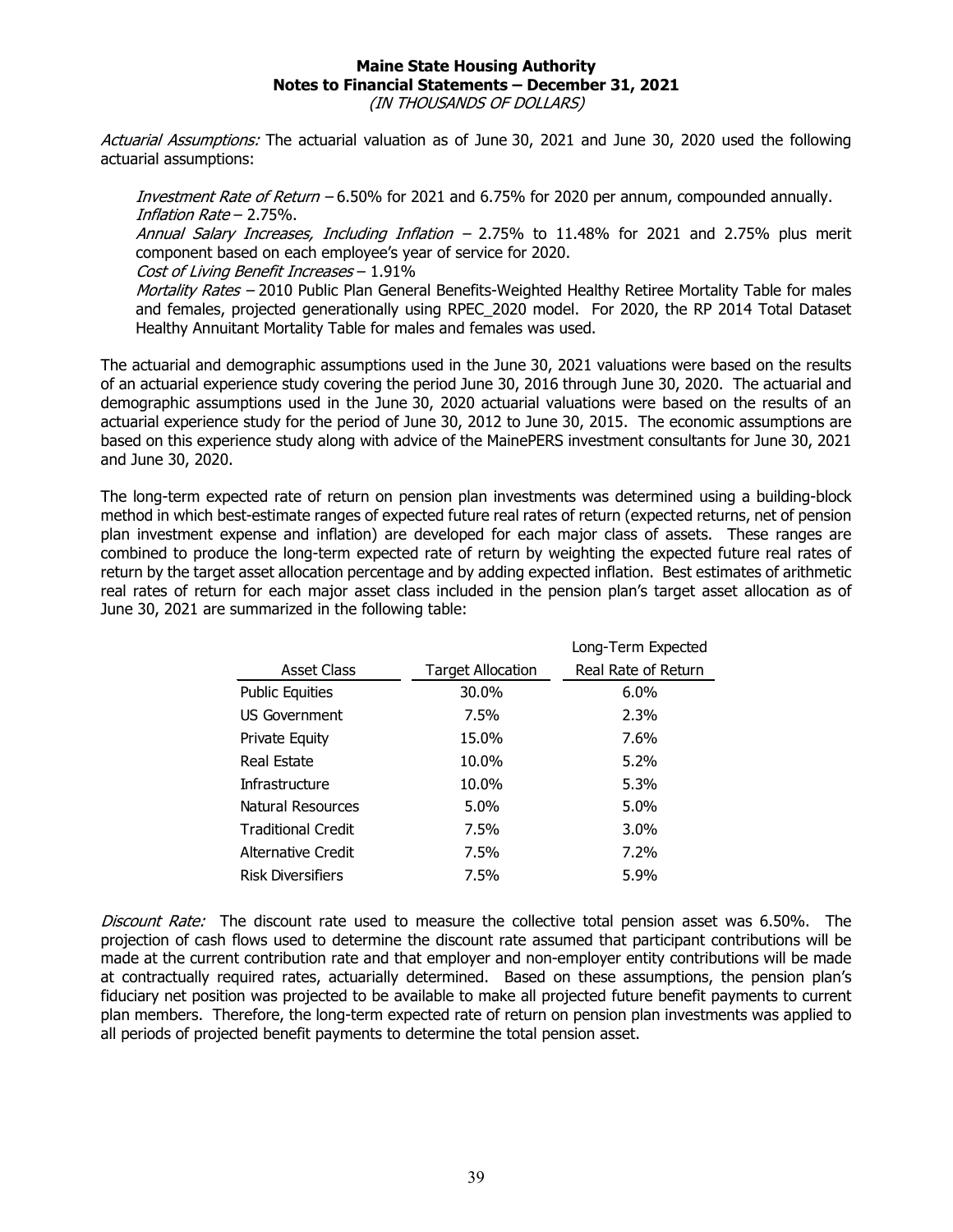*Actuarial Assumptions:* The actuarial valuation as of June 30, 2021 and June 30, 2020 used the following actuarial assumptions:

*Investment Rate of Return* – 6.50% for 2021 and 6.75% for 2020 per annum, compounded annually.
*Inflation Rate* – 2.75%.
*Annual Salary Increases, Including Inflation* – 2.75% to 11.48% for 2021 and 2.75% plus merit component based on each employee's year of service for 2020.
*Cost of Living Benefit Increases* – 1.91%
*Mortality Rates* – 2010 Public Plan General Benefits-Weighted Healthy Retiree Mortality Table for males and females, projected generationally using RPEC_2020 model. For 2020, the RP 2014 Total Dataset Healthy Annuitant Mortality Table for males and females was used.

The actuarial and demographic assumptions used in the June 30, 2021 valuations were based on the results of an actuarial experience study covering the period June 30, 2016 through June 30, 2020. The actuarial and demographic assumptions used in the June 30, 2020 actuarial valuations were based on the results of an actuarial experience study for the period of June 30, 2012 to June 30, 2015. The economic assumptions are based on this experience study along with advice of the MainePERS investment consultants for June 30, 2021 and June 30, 2020.

The long-term expected rate of return on pension plan investments was determined using a building-block method in which best-estimate ranges of expected future real rates of return (expected returns, net of pension plan investment expense and inflation) are developed for each major class of assets. These ranges are combined to produce the long-term expected rate of return by weighting the expected future real rates of return by the target asset allocation percentage and by adding expected inflation. Best estimates of arithmetic real rates of return for each major asset class included in the pension plan's target asset allocation as of June 30, 2021 are summarized in the following table:

| Asset Class | Target Allocation | Long-Term Expected Real Rate of Return |
|---|---|---|
| Public Equities | 30.0% | 6.0% |
| US Government | 7.5% | 2.3% |
| Private Equity | 15.0% | 7.6% |
| Real Estate | 10.0% | 5.2% |
| Infrastructure | 10.0% | 5.3% |
| Natural Resources | 5.0% | 5.0% |
| Traditional Credit | 7.5% | 3.0% |
| Alternative Credit | 7.5% | 7.2% |
| Risk Diversifiers | 7.5% | 5.9% |

*Discount Rate:* The discount rate used to measure the collective total pension asset was 6.50%. The projection of cash flows used to determine the discount rate assumed that participant contributions will be made at the current contribution rate and that employer and non-employer entity contributions will be made at contractually required rates, actuarially determined. Based on these assumptions, the pension plan's fiduciary net position was projected to be available to make all projected future benefit payments to current plan members. Therefore, the long-term expected rate of return on pension plan investments was applied to all periods of projected benefit payments to determine the total pension asset.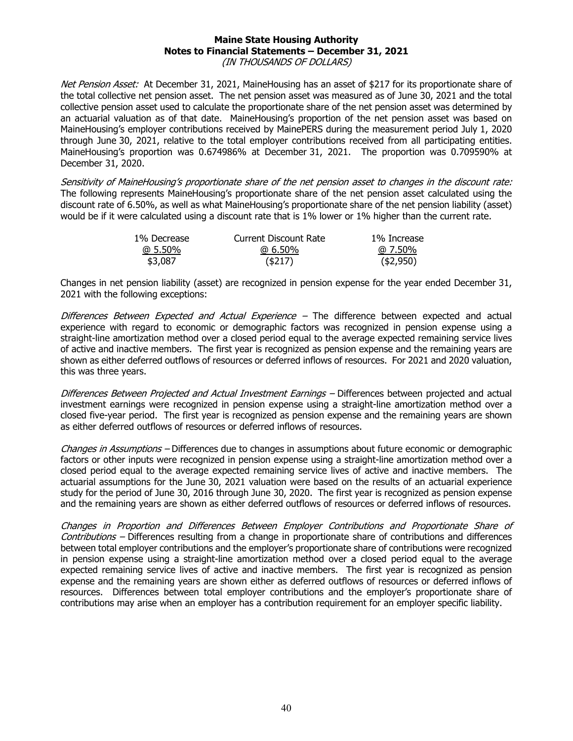# Maine State Housing Authority
## Notes to Financial Statements – December 31, 2021
*(IN THOUSANDS OF DOLLARS)*

*Net Pension Asset:* At December 31, 2021, MaineHousing has an asset of $217 for its proportionate share of the total collective net pension asset. The net pension asset was measured as of June 30, 2021 and the total collective pension asset used to calculate the proportionate share of the net pension asset was determined by an actuarial valuation as of that date. MaineHousing's proportion of the net pension asset was based on MaineHousing's employer contributions received by MainePERS during the measurement period July 1, 2020 through June 30, 2021, relative to the total employer contributions received from all participating entities. MaineHousing's proportion was 0.674986% at December 31, 2021. The proportion was 0.709590% at December 31, 2020.

*Sensitivity of MaineHousing's proportionate share of the net pension asset to changes in the discount rate:* The following represents MaineHousing's proportionate share of the net pension asset calculated using the discount rate of 6.50%, as well as what MaineHousing's proportionate share of the net pension liability (asset) would be if it were calculated using a discount rate that is 1% lower or 1% higher than the current rate.

| 1% Decrease @ 5.50% | Current Discount Rate @ 6.50% | 1% Increase @ 7.50% |
|---|---|---|
| $3,087 | ($217) | ($2,950) |

Changes in net pension liability (asset) are recognized in pension expense for the year ended December 31, 2021 with the following exceptions:

*Differences Between Expected and Actual Experience* – The difference between expected and actual experience with regard to economic or demographic factors was recognized in pension expense using a straight-line amortization method over a closed period equal to the average expected remaining service lives of active and inactive members. The first year is recognized as pension expense and the remaining years are shown as either deferred outflows of resources or deferred inflows of resources. For 2021 and 2020 valuation, this was three years.

*Differences Between Projected and Actual Investment Earnings* – Differences between projected and actual investment earnings were recognized in pension expense using a straight-line amortization method over a closed five-year period. The first year is recognized as pension expense and the remaining years are shown as either deferred outflows of resources or deferred inflows of resources.

*Changes in Assumptions* – Differences due to changes in assumptions about future economic or demographic factors or other inputs were recognized in pension expense using a straight-line amortization method over a closed period equal to the average expected remaining service lives of active and inactive members. The actuarial assumptions for the June 30, 2021 valuation were based on the results of an actuarial experience study for the period of June 30, 2016 through June 30, 2020. The first year is recognized as pension expense and the remaining years are shown as either deferred outflows of resources or deferred inflows of resources.

*Changes in Proportion and Differences Between Employer Contributions and Proportionate Share of Contributions* – Differences resulting from a change in proportionate share of contributions and differences between total employer contributions and the employer's proportionate share of contributions were recognized in pension expense using a straight-line amortization method over a closed period equal to the average expected remaining service lives of active and inactive members. The first year is recognized as pension expense and the remaining years are shown either as deferred outflows of resources or deferred inflows of resources. Differences between total employer contributions and the employer's proportionate share of contributions may arise when an employer has a contribution requirement for an employer specific liability.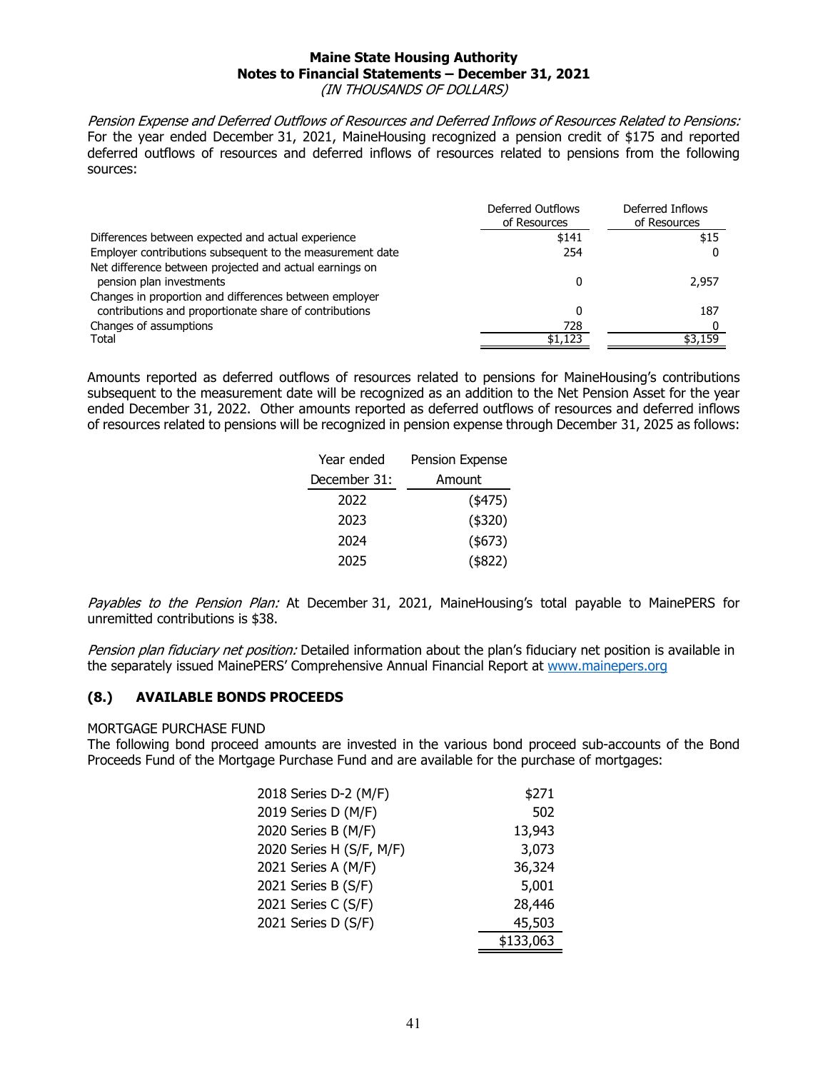**Maine State Housing Authority**
**Notes to Financial Statements – December 31, 2021**
*(IN THOUSANDS OF DOLLARS)*

*Pension Expense and Deferred Outflows of Resources and Deferred Inflows of Resources Related to Pensions:* For the year ended December 31, 2021, MaineHousing recognized a pension credit of $175 and reported deferred outflows of resources and deferred inflows of resources related to pensions from the following sources:

| | Deferred Outflows of Resources | Deferred Inflows of Resources |
|---|---|---|
| Differences between expected and actual experience | $141 | $15 |
| Employer contributions subsequent to the measurement date | 254 | 0 |
| Net difference between projected and actual earnings on pension plan investments | 0 | 2,957 |
| Changes in proportion and differences between employer contributions and proportionate share of contributions | 0 | 187 |
| Changes of assumptions | 728 | 0 |
| Total | $1,123 | $3,159 |

Amounts reported as deferred outflows of resources related to pensions for MaineHousing's contributions subsequent to the measurement date will be recognized as an addition to the Net Pension Asset for the year ended December 31, 2022. Other amounts reported as deferred outflows of resources and deferred inflows of resources related to pensions will be recognized in pension expense through December 31, 2025 as follows:

| Year ended December 31: | Pension Expense Amount |
|---|---|
| 2022 | ($475) |
| 2023 | ($320) |
| 2024 | ($673) |
| 2025 | ($822) |

*Payables to the Pension Plan:* At December 31, 2021, MaineHousing's total payable to MainePERS for unremitted contributions is $38.

*Pension plan fiduciary net position:* Detailed information about the plan's fiduciary net position is available in the separately issued MainePERS' Comprehensive Annual Financial Report at www.mainepers.org

## (8.) AVAILABLE BONDS PROCEEDS

MORTGAGE PURCHASE FUND

The following bond proceed amounts are invested in the various bond proceed sub-accounts of the Bond Proceeds Fund of the Mortgage Purchase Fund and are available for the purchase of mortgages:

| | |
|---|---|
| 2018 Series D-2 (M/F) | $271 |
| 2019 Series D (M/F) | 502 |
| 2020 Series B (M/F) | 13,943 |
| 2020 Series H (S/F, M/F) | 3,073 |
| 2021 Series A (M/F) | 36,324 |
| 2021 Series B (S/F) | 5,001 |
| 2021 Series C (S/F) | 28,446 |
| 2021 Series D (S/F) | 45,503 |
| | $133,063 |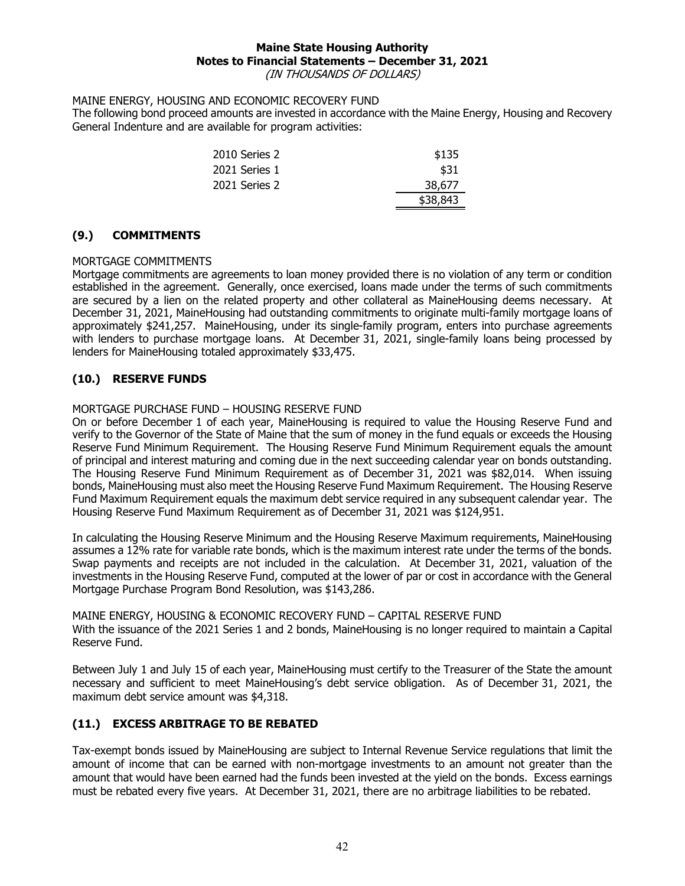MAINE ENERGY, HOUSING AND ECONOMIC RECOVERY FUND

The following bond proceed amounts are invested in accordance with the Maine Energy, Housing and Recovery General Indenture and are available for program activities:

| | |
|---|---:|
| 2010 Series 2 | $135 |
| 2021 Series 1 | $31 |
| 2021 Series 2 | 38,677 |
| | $38,843 |

## (9.) COMMITMENTS

MORTGAGE COMMITMENTS

Mortgage commitments are agreements to loan money provided there is no violation of any term or condition established in the agreement. Generally, once exercised, loans made under the terms of such commitments are secured by a lien on the related property and other collateral as MaineHousing deems necessary. At December 31, 2021, MaineHousing had outstanding commitments to originate multi-family mortgage loans of approximately $241,257. MaineHousing, under its single-family program, enters into purchase agreements with lenders to purchase mortgage loans. At December 31, 2021, single-family loans being processed by lenders for MaineHousing totaled approximately $33,475.

## (10.) RESERVE FUNDS

MORTGAGE PURCHASE FUND – HOUSING RESERVE FUND

On or before December 1 of each year, MaineHousing is required to value the Housing Reserve Fund and verify to the Governor of the State of Maine that the sum of money in the fund equals or exceeds the Housing Reserve Fund Minimum Requirement. The Housing Reserve Fund Minimum Requirement equals the amount of principal and interest maturing and coming due in the next succeeding calendar year on bonds outstanding. The Housing Reserve Fund Minimum Requirement as of December 31, 2021 was $82,014. When issuing bonds, MaineHousing must also meet the Housing Reserve Fund Maximum Requirement. The Housing Reserve Fund Maximum Requirement equals the maximum debt service required in any subsequent calendar year. The Housing Reserve Fund Maximum Requirement as of December 31, 2021 was $124,951.

In calculating the Housing Reserve Minimum and the Housing Reserve Maximum requirements, MaineHousing assumes a 12% rate for variable rate bonds, which is the maximum interest rate under the terms of the bonds. Swap payments and receipts are not included in the calculation. At December 31, 2021, valuation of the investments in the Housing Reserve Fund, computed at the lower of par or cost in accordance with the General Mortgage Purchase Program Bond Resolution, was $143,286.

MAINE ENERGY, HOUSING & ECONOMIC RECOVERY FUND – CAPITAL RESERVE FUND

With the issuance of the 2021 Series 1 and 2 bonds, MaineHousing is no longer required to maintain a Capital Reserve Fund.

Between July 1 and July 15 of each year, MaineHousing must certify to the Treasurer of the State the amount necessary and sufficient to meet MaineHousing's debt service obligation. As of December 31, 2021, the maximum debt service amount was $4,318.

## (11.) EXCESS ARBITRAGE TO BE REBATED

Tax-exempt bonds issued by MaineHousing are subject to Internal Revenue Service regulations that limit the amount of income that can be earned with non-mortgage investments to an amount not greater than the amount that would have been earned had the funds been invested at the yield on the bonds. Excess earnings must be rebated every five years. At December 31, 2021, there are no arbitrage liabilities to be rebated.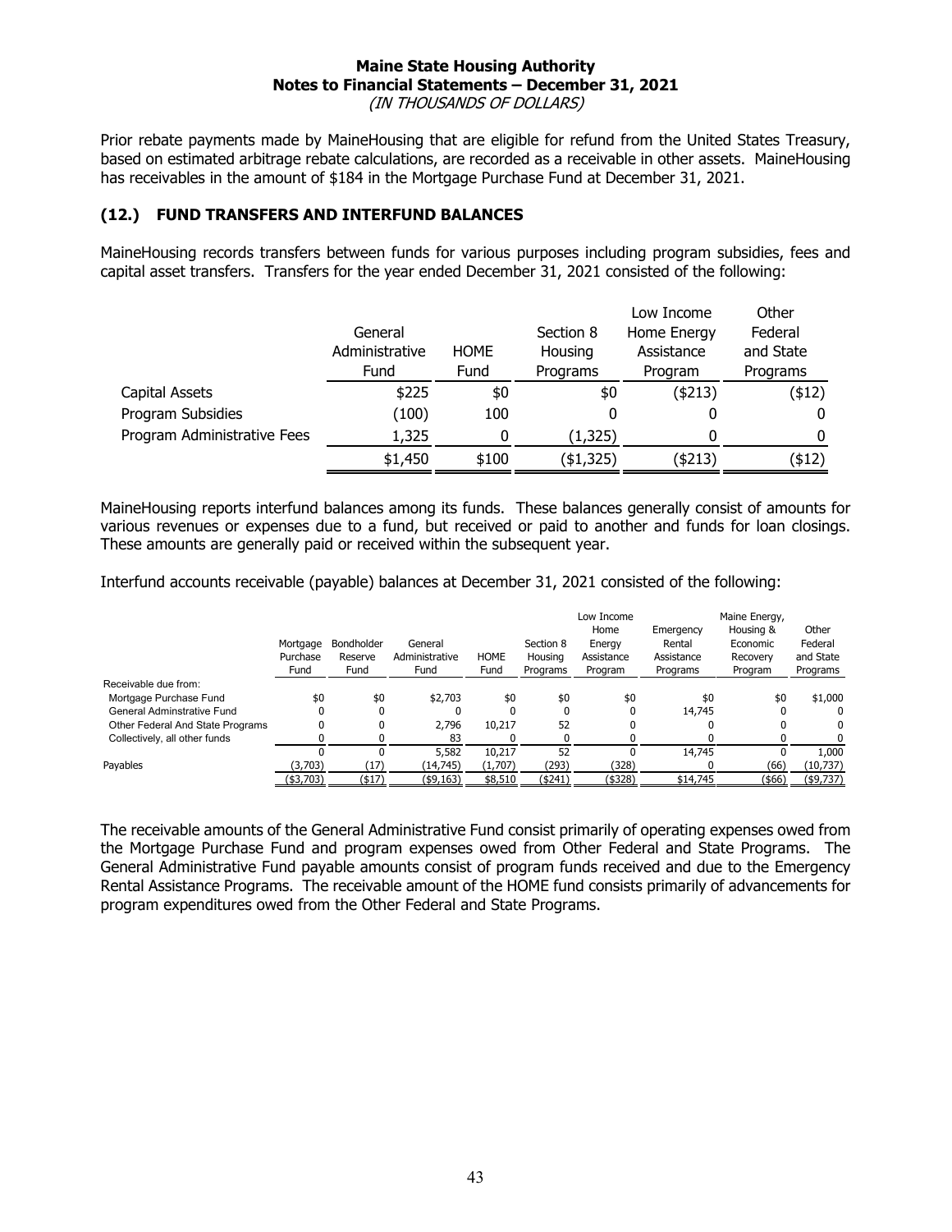Prior rebate payments made by MaineHousing that are eligible for refund from the United States Treasury, based on estimated arbitrage rebate calculations, are recorded as a receivable in other assets. MaineHousing has receivables in the amount of $184 in the Mortgage Purchase Fund at December 31, 2021.

## (12.) FUND TRANSFERS AND INTERFUND BALANCES

MaineHousing records transfers between funds for various purposes including program subsidies, fees and capital asset transfers. Transfers for the year ended December 31, 2021 consisted of the following:

| | General Administrative Fund | HOME Fund | Section 8 Housing Programs | Low Income Home Energy Assistance Program | Other Federal and State Programs |
|---|---|---|---|---|---|
| Capital Assets | $225 | $0 | $0 | ($213) | ($12) |
| Program Subsidies | (100) | 100 | 0 | 0 | 0 |
| Program Administrative Fees | 1,325 | 0 | (1,325) | 0 | 0 |
| | $1,450 | $100 | ($1,325) | ($213) | ($12) |

MaineHousing reports interfund balances among its funds. These balances generally consist of amounts for various revenues or expenses due to a fund, but received or paid to another and funds for loan closings. These amounts are generally paid or received within the subsequent year.

Interfund accounts receivable (payable) balances at December 31, 2021 consisted of the following:

| | Mortgage Purchase Fund | Bondholder Reserve Fund | General Administrative Fund | HOME Fund | Section 8 Housing Programs | Low Income Home Energy Assistance Program | Emergency Rental Assistance Programs | Maine Energy, Housing & Economic Recovery Program | Other Federal and State Programs |
|---|---|---|---|---|---|---|---|---|---|
| Receivable due from: | | | | | | | | | |
| Mortgage Purchase Fund | $0 | $0 | $2,703 | $0 | $0 | $0 | $0 | $0 | $1,000 |
| General Adminstrative Fund | 0 | 0 | 0 | 0 | 0 | 0 | 14,745 | 0 | 0 |
| Other Federal And State Programs | 0 | 0 | 2,796 | 10,217 | 52 | 0 | 0 | 0 | 0 |
| Collectively, all other funds | 0 | 0 | 83 | 0 | 0 | 0 | 0 | 0 | 0 |
| | 0 | 0 | 5,582 | 10,217 | 52 | 0 | 14,745 | 0 | 1,000 |
| Payables | (3,703) | (17) | (14,745) | (1,707) | (293) | (328) | 0 | (66) | (10,737) |
| | ($3,703) | ($17) | ($9,163) | $8,510 | ($241) | ($328) | $14,745 | ($66) | ($9,737) |

The receivable amounts of the General Administrative Fund consist primarily of operating expenses owed from the Mortgage Purchase Fund and program expenses owed from Other Federal and State Programs. The General Administrative Fund payable amounts consist of program funds received and due to the Emergency Rental Assistance Programs. The receivable amount of the HOME fund consists primarily of advancements for program expenditures owed from the Other Federal and State Programs.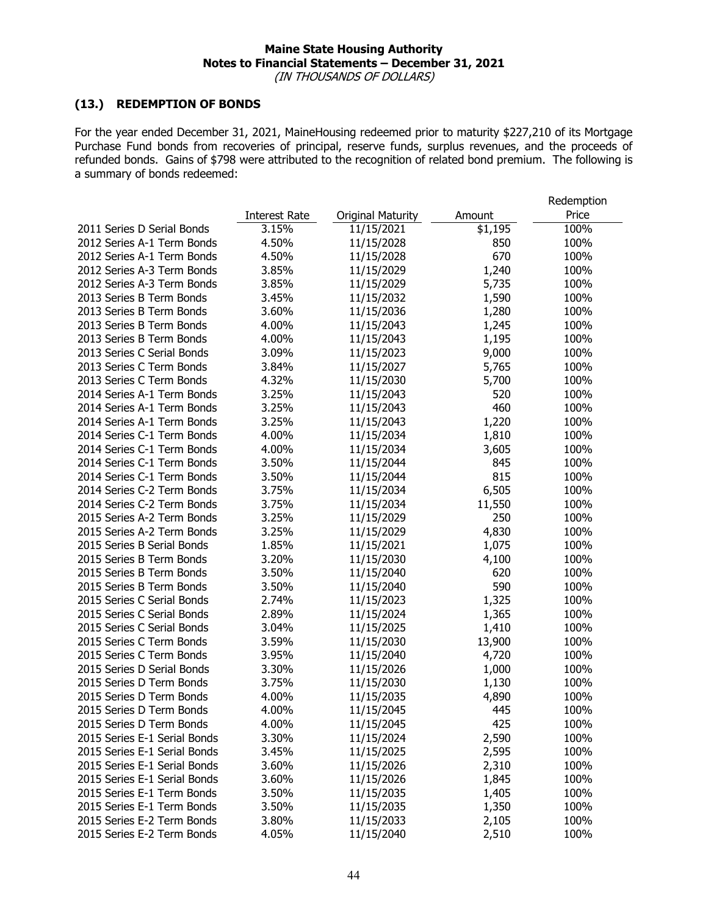**Maine State Housing Authority**
**Notes to Financial Statements – December 31, 2021**
*(IN THOUSANDS OF DOLLARS)*

## (13.) REDEMPTION OF BONDS

For the year ended December 31, 2021, MaineHousing redeemed prior to maturity $227,210 of its Mortgage Purchase Fund bonds from recoveries of principal, reserve funds, surplus revenues, and the proceeds of refunded bonds. Gains of $798 were attributed to the recognition of related bond premium. The following is a summary of bonds redeemed:

| | Interest Rate | Original Maturity | Amount | Redemption Price |
|---|---|---|---|---|
| 2011 Series D Serial Bonds | 3.15% | 11/15/2021 | $1,195 | 100% |
| 2012 Series A-1 Term Bonds | 4.50% | 11/15/2028 | 850 | 100% |
| 2012 Series A-1 Term Bonds | 4.50% | 11/15/2028 | 670 | 100% |
| 2012 Series A-3 Term Bonds | 3.85% | 11/15/2029 | 1,240 | 100% |
| 2012 Series A-3 Term Bonds | 3.85% | 11/15/2029 | 5,735 | 100% |
| 2013 Series B Term Bonds | 3.45% | 11/15/2032 | 1,590 | 100% |
| 2013 Series B Term Bonds | 3.60% | 11/15/2036 | 1,280 | 100% |
| 2013 Series B Term Bonds | 4.00% | 11/15/2043 | 1,245 | 100% |
| 2013 Series B Term Bonds | 4.00% | 11/15/2043 | 1,195 | 100% |
| 2013 Series C Serial Bonds | 3.09% | 11/15/2023 | 9,000 | 100% |
| 2013 Series C Term Bonds | 3.84% | 11/15/2027 | 5,765 | 100% |
| 2013 Series C Term Bonds | 4.32% | 11/15/2030 | 5,700 | 100% |
| 2014 Series A-1 Term Bonds | 3.25% | 11/15/2043 | 520 | 100% |
| 2014 Series A-1 Term Bonds | 3.25% | 11/15/2043 | 460 | 100% |
| 2014 Series A-1 Term Bonds | 3.25% | 11/15/2043 | 1,220 | 100% |
| 2014 Series C-1 Term Bonds | 4.00% | 11/15/2034 | 1,810 | 100% |
| 2014 Series C-1 Term Bonds | 4.00% | 11/15/2034 | 3,605 | 100% |
| 2014 Series C-1 Term Bonds | 3.50% | 11/15/2044 | 845 | 100% |
| 2014 Series C-1 Term Bonds | 3.50% | 11/15/2044 | 815 | 100% |
| 2014 Series C-2 Term Bonds | 3.75% | 11/15/2034 | 6,505 | 100% |
| 2014 Series C-2 Term Bonds | 3.75% | 11/15/2034 | 11,550 | 100% |
| 2015 Series A-2 Term Bonds | 3.25% | 11/15/2029 | 250 | 100% |
| 2015 Series A-2 Term Bonds | 3.25% | 11/15/2029 | 4,830 | 100% |
| 2015 Series B Serial Bonds | 1.85% | 11/15/2021 | 1,075 | 100% |
| 2015 Series B Term Bonds | 3.20% | 11/15/2030 | 4,100 | 100% |
| 2015 Series B Term Bonds | 3.50% | 11/15/2040 | 620 | 100% |
| 2015 Series B Term Bonds | 3.50% | 11/15/2040 | 590 | 100% |
| 2015 Series C Serial Bonds | 2.74% | 11/15/2023 | 1,325 | 100% |
| 2015 Series C Serial Bonds | 2.89% | 11/15/2024 | 1,365 | 100% |
| 2015 Series C Serial Bonds | 3.04% | 11/15/2025 | 1,410 | 100% |
| 2015 Series C Term Bonds | 3.59% | 11/15/2030 | 13,900 | 100% |
| 2015 Series C Term Bonds | 3.95% | 11/15/2040 | 4,720 | 100% |
| 2015 Series D Serial Bonds | 3.30% | 11/15/2026 | 1,000 | 100% |
| 2015 Series D Term Bonds | 3.75% | 11/15/2030 | 1,130 | 100% |
| 2015 Series D Term Bonds | 4.00% | 11/15/2035 | 4,890 | 100% |
| 2015 Series D Term Bonds | 4.00% | 11/15/2045 | 445 | 100% |
| 2015 Series D Term Bonds | 4.00% | 11/15/2045 | 425 | 100% |
| 2015 Series E-1 Serial Bonds | 3.30% | 11/15/2024 | 2,590 | 100% |
| 2015 Series E-1 Serial Bonds | 3.45% | 11/15/2025 | 2,595 | 100% |
| 2015 Series E-1 Serial Bonds | 3.60% | 11/15/2026 | 2,310 | 100% |
| 2015 Series E-1 Serial Bonds | 3.60% | 11/15/2026 | 1,845 | 100% |
| 2015 Series E-1 Term Bonds | 3.50% | 11/15/2035 | 1,405 | 100% |
| 2015 Series E-1 Term Bonds | 3.50% | 11/15/2035 | 1,350 | 100% |
| 2015 Series E-2 Term Bonds | 3.80% | 11/15/2033 | 2,105 | 100% |
| 2015 Series E-2 Term Bonds | 4.05% | 11/15/2040 | 2,510 | 100% |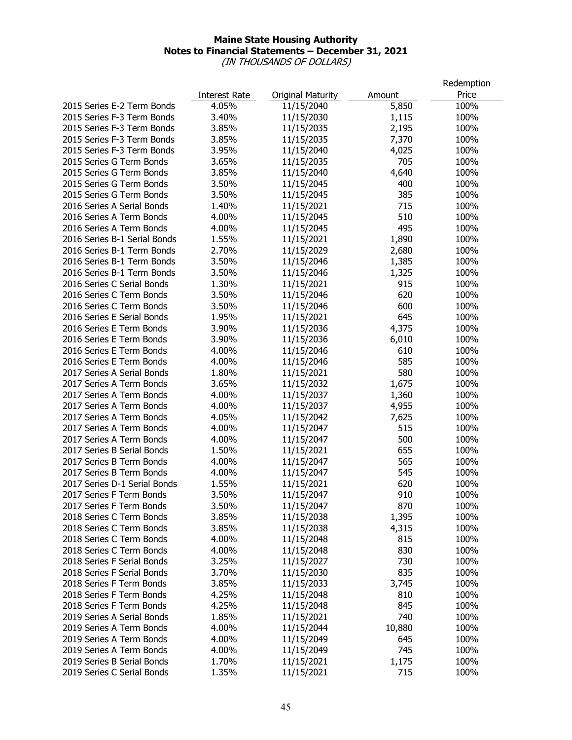**Maine State Housing Authority**
**Notes to Financial Statements – December 31, 2021**
*(IN THOUSANDS OF DOLLARS)*

| | Interest Rate | Original Maturity | Amount | Redemption Price |
|---|---|---|---|---|
| 2015 Series E-2 Term Bonds | 4.05% | 11/15/2040 | 5,850 | 100% |
| 2015 Series F-3 Term Bonds | 3.40% | 11/15/2030 | 1,115 | 100% |
| 2015 Series F-3 Term Bonds | 3.85% | 11/15/2035 | 2,195 | 100% |
| 2015 Series F-3 Term Bonds | 3.85% | 11/15/2035 | 7,370 | 100% |
| 2015 Series F-3 Term Bonds | 3.95% | 11/15/2040 | 4,025 | 100% |
| 2015 Series G Term Bonds | 3.65% | 11/15/2035 | 705 | 100% |
| 2015 Series G Term Bonds | 3.85% | 11/15/2040 | 4,640 | 100% |
| 2015 Series G Term Bonds | 3.50% | 11/15/2045 | 400 | 100% |
| 2015 Series G Term Bonds | 3.50% | 11/15/2045 | 385 | 100% |
| 2016 Series A Serial Bonds | 1.40% | 11/15/2021 | 715 | 100% |
| 2016 Series A Term Bonds | 4.00% | 11/15/2045 | 510 | 100% |
| 2016 Series A Term Bonds | 4.00% | 11/15/2045 | 495 | 100% |
| 2016 Series B-1 Serial Bonds | 1.55% | 11/15/2021 | 1,890 | 100% |
| 2016 Series B-1 Term Bonds | 2.70% | 11/15/2029 | 2,680 | 100% |
| 2016 Series B-1 Term Bonds | 3.50% | 11/15/2046 | 1,385 | 100% |
| 2016 Series B-1 Term Bonds | 3.50% | 11/15/2046 | 1,325 | 100% |
| 2016 Series C Serial Bonds | 1.30% | 11/15/2021 | 915 | 100% |
| 2016 Series C Term Bonds | 3.50% | 11/15/2046 | 620 | 100% |
| 2016 Series C Term Bonds | 3.50% | 11/15/2046 | 600 | 100% |
| 2016 Series E Serial Bonds | 1.95% | 11/15/2021 | 645 | 100% |
| 2016 Series E Term Bonds | 3.90% | 11/15/2036 | 4,375 | 100% |
| 2016 Series E Term Bonds | 3.90% | 11/15/2036 | 6,010 | 100% |
| 2016 Series E Term Bonds | 4.00% | 11/15/2046 | 610 | 100% |
| 2016 Series E Term Bonds | 4.00% | 11/15/2046 | 585 | 100% |
| 2017 Series A Serial Bonds | 1.80% | 11/15/2021 | 580 | 100% |
| 2017 Series A Term Bonds | 3.65% | 11/15/2032 | 1,675 | 100% |
| 2017 Series A Term Bonds | 4.00% | 11/15/2037 | 1,360 | 100% |
| 2017 Series A Term Bonds | 4.00% | 11/15/2037 | 4,955 | 100% |
| 2017 Series A Term Bonds | 4.05% | 11/15/2042 | 7,625 | 100% |
| 2017 Series A Term Bonds | 4.00% | 11/15/2047 | 515 | 100% |
| 2017 Series A Term Bonds | 4.00% | 11/15/2047 | 500 | 100% |
| 2017 Series B Serial Bonds | 1.50% | 11/15/2021 | 655 | 100% |
| 2017 Series B Term Bonds | 4.00% | 11/15/2047 | 565 | 100% |
| 2017 Series B Term Bonds | 4.00% | 11/15/2047 | 545 | 100% |
| 2017 Series D-1 Serial Bonds | 1.55% | 11/15/2021 | 620 | 100% |
| 2017 Series F Term Bonds | 3.50% | 11/15/2047 | 910 | 100% |
| 2017 Series F Term Bonds | 3.50% | 11/15/2047 | 870 | 100% |
| 2018 Series C Term Bonds | 3.85% | 11/15/2038 | 1,395 | 100% |
| 2018 Series C Term Bonds | 3.85% | 11/15/2038 | 4,315 | 100% |
| 2018 Series C Term Bonds | 4.00% | 11/15/2048 | 815 | 100% |
| 2018 Series C Term Bonds | 4.00% | 11/15/2048 | 830 | 100% |
| 2018 Series F Serial Bonds | 3.25% | 11/15/2027 | 730 | 100% |
| 2018 Series F Serial Bonds | 3.70% | 11/15/2030 | 835 | 100% |
| 2018 Series F Term Bonds | 3.85% | 11/15/2033 | 3,745 | 100% |
| 2018 Series F Term Bonds | 4.25% | 11/15/2048 | 810 | 100% |
| 2018 Series F Term Bonds | 4.25% | 11/15/2048 | 845 | 100% |
| 2019 Series A Serial Bonds | 1.85% | 11/15/2021 | 740 | 100% |
| 2019 Series A Term Bonds | 4.00% | 11/15/2044 | 10,880 | 100% |
| 2019 Series A Term Bonds | 4.00% | 11/15/2049 | 645 | 100% |
| 2019 Series A Term Bonds | 4.00% | 11/15/2049 | 745 | 100% |
| 2019 Series B Serial Bonds | 1.70% | 11/15/2021 | 1,175 | 100% |
| 2019 Series C Serial Bonds | 1.35% | 11/15/2021 | 715 | 100% |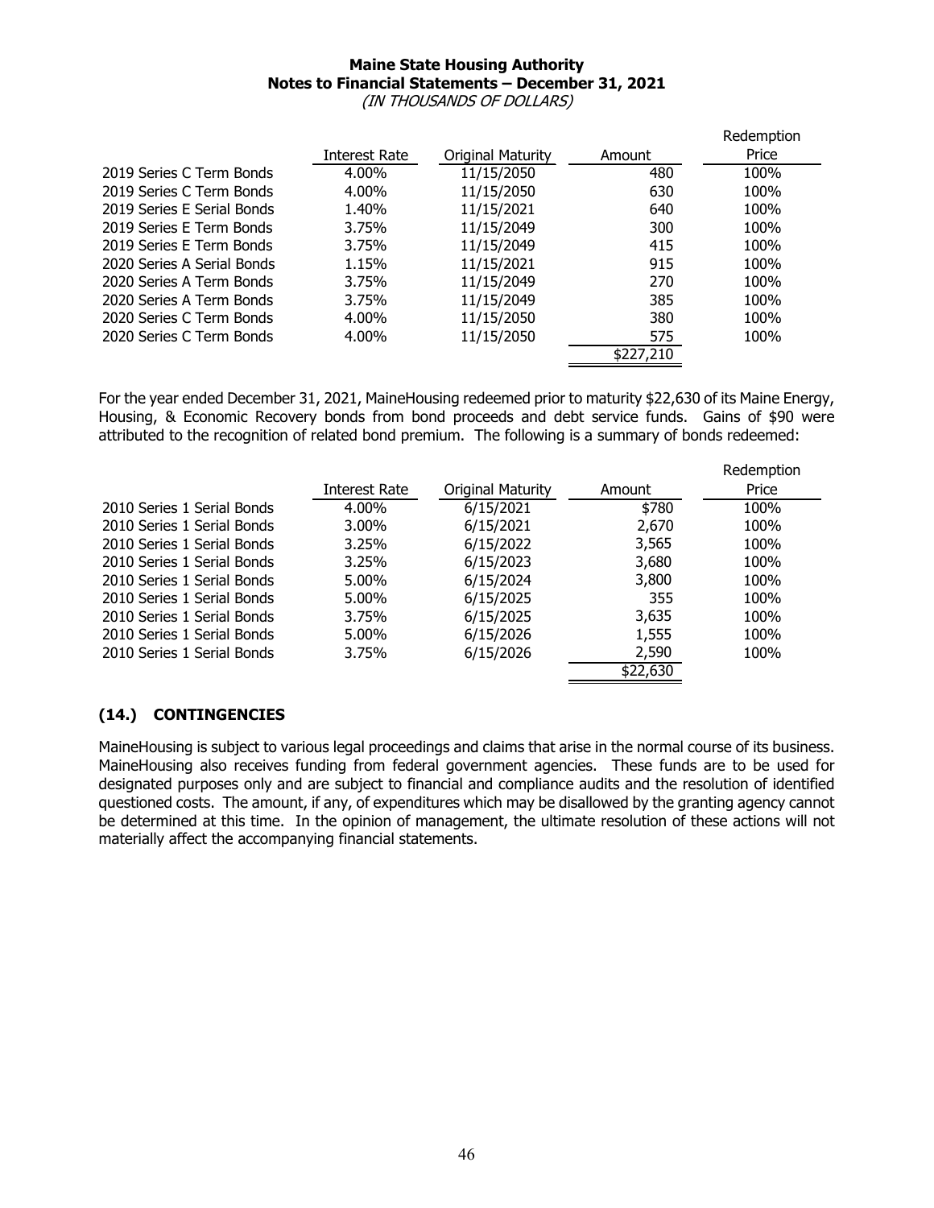**Maine State Housing Authority**
**Notes to Financial Statements – December 31, 2021**
*(IN THOUSANDS OF DOLLARS)*

| | Interest Rate | Original Maturity | Amount | Redemption Price |
|---|---|---|---|---|
| 2019 Series C Term Bonds | 4.00% | 11/15/2050 | 480 | 100% |
| 2019 Series C Term Bonds | 4.00% | 11/15/2050 | 630 | 100% |
| 2019 Series E Serial Bonds | 1.40% | 11/15/2021 | 640 | 100% |
| 2019 Series E Term Bonds | 3.75% | 11/15/2049 | 300 | 100% |
| 2019 Series E Term Bonds | 3.75% | 11/15/2049 | 415 | 100% |
| 2020 Series A Serial Bonds | 1.15% | 11/15/2021 | 915 | 100% |
| 2020 Series A Term Bonds | 3.75% | 11/15/2049 | 270 | 100% |
| 2020 Series A Term Bonds | 3.75% | 11/15/2049 | 385 | 100% |
| 2020 Series C Term Bonds | 4.00% | 11/15/2050 | 380 | 100% |
| 2020 Series C Term Bonds | 4.00% | 11/15/2050 | 575 | 100% |
| | | | $227,210 | |

For the year ended December 31, 2021, MaineHousing redeemed prior to maturity $22,630 of its Maine Energy, Housing, & Economic Recovery bonds from bond proceeds and debt service funds. Gains of $90 were attributed to the recognition of related bond premium. The following is a summary of bonds redeemed:

| | Interest Rate | Original Maturity | Amount | Redemption Price |
|---|---|---|---|---|
| 2010 Series 1 Serial Bonds | 4.00% | 6/15/2021 | $780 | 100% |
| 2010 Series 1 Serial Bonds | 3.00% | 6/15/2021 | 2,670 | 100% |
| 2010 Series 1 Serial Bonds | 3.25% | 6/15/2022 | 3,565 | 100% |
| 2010 Series 1 Serial Bonds | 3.25% | 6/15/2023 | 3,680 | 100% |
| 2010 Series 1 Serial Bonds | 5.00% | 6/15/2024 | 3,800 | 100% |
| 2010 Series 1 Serial Bonds | 5.00% | 6/15/2025 | 355 | 100% |
| 2010 Series 1 Serial Bonds | 3.75% | 6/15/2025 | 3,635 | 100% |
| 2010 Series 1 Serial Bonds | 5.00% | 6/15/2026 | 1,555 | 100% |
| 2010 Series 1 Serial Bonds | 3.75% | 6/15/2026 | 2,590 | 100% |
| | | | $22,630 | |

## (14.) CONTINGENCIES

MaineHousing is subject to various legal proceedings and claims that arise in the normal course of its business. MaineHousing also receives funding from federal government agencies. These funds are to be used for designated purposes only and are subject to financial and compliance audits and the resolution of identified questioned costs. The amount, if any, of expenditures which may be disallowed by the granting agency cannot be determined at this time. In the opinion of management, the ultimate resolution of these actions will not materially affect the accompanying financial statements.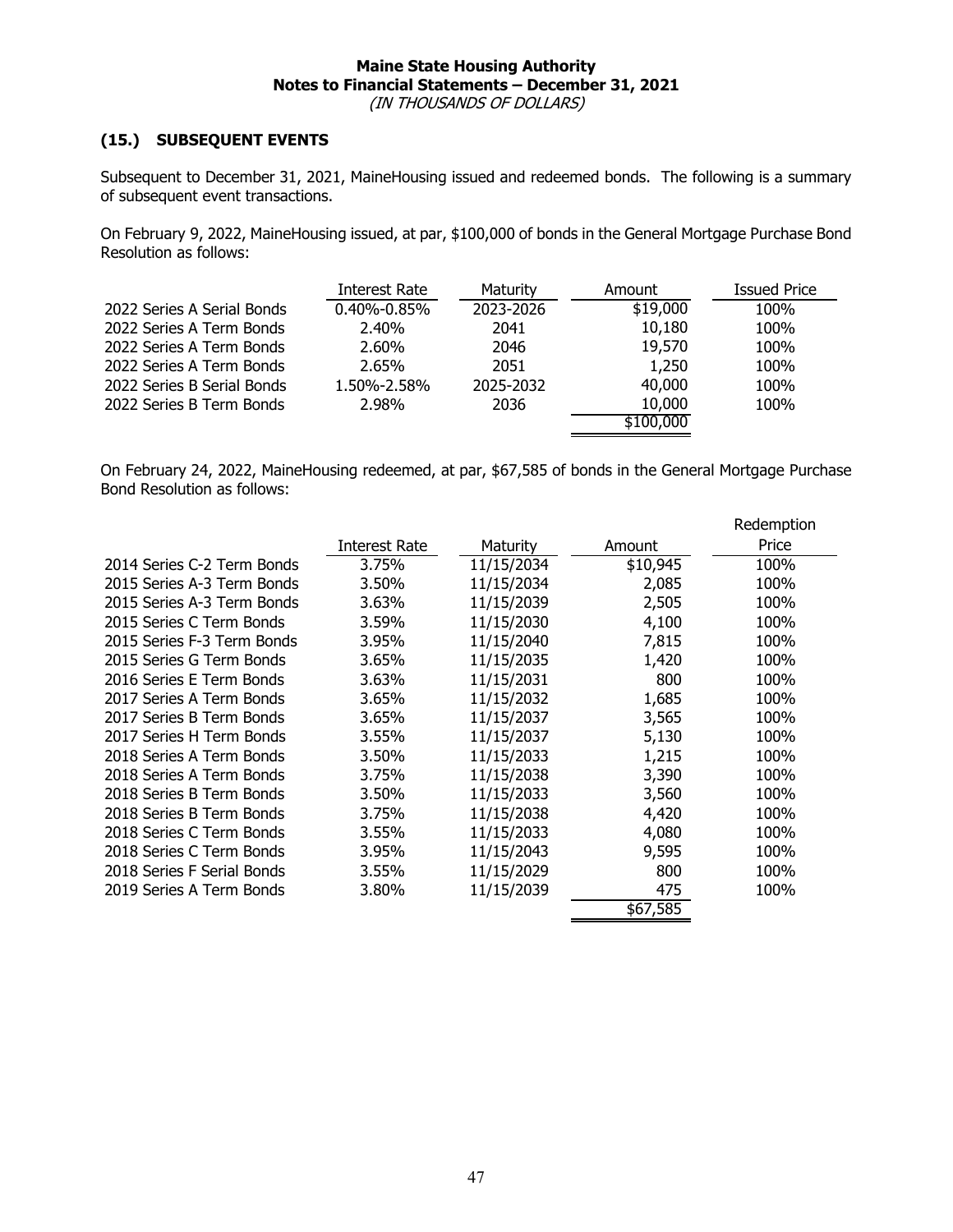**Maine State Housing Authority**
**Notes to Financial Statements – December 31, 2021**
*(IN THOUSANDS OF DOLLARS)*

## (15.) SUBSEQUENT EVENTS

Subsequent to December 31, 2021, MaineHousing issued and redeemed bonds. The following is a summary of subsequent event transactions.

On February 9, 2022, MaineHousing issued, at par, $100,000 of bonds in the General Mortgage Purchase Bond Resolution as follows:

| | Interest Rate | Maturity | Amount | Issued Price |
|---|---|---|---|---|
| 2022 Series A Serial Bonds | 0.40%-0.85% | 2023-2026 | $19,000 | 100% |
| 2022 Series A Term Bonds | 2.40% | 2041 | 10,180 | 100% |
| 2022 Series A Term Bonds | 2.60% | 2046 | 19,570 | 100% |
| 2022 Series A Term Bonds | 2.65% | 2051 | 1,250 | 100% |
| 2022 Series B Serial Bonds | 1.50%-2.58% | 2025-2032 | 40,000 | 100% |
| 2022 Series B Term Bonds | 2.98% | 2036 | 10,000 | 100% |
| | | | $100,000 | |

On February 24, 2022, MaineHousing redeemed, at par, $67,585 of bonds in the General Mortgage Purchase Bond Resolution as follows:

| | Interest Rate | Maturity | Amount | Redemption Price |
|---|---|---|---|---|
| 2014 Series C-2 Term Bonds | 3.75% | 11/15/2034 | $10,945 | 100% |
| 2015 Series A-3 Term Bonds | 3.50% | 11/15/2034 | 2,085 | 100% |
| 2015 Series A-3 Term Bonds | 3.63% | 11/15/2039 | 2,505 | 100% |
| 2015 Series C Term Bonds | 3.59% | 11/15/2030 | 4,100 | 100% |
| 2015 Series F-3 Term Bonds | 3.95% | 11/15/2040 | 7,815 | 100% |
| 2015 Series G Term Bonds | 3.65% | 11/15/2035 | 1,420 | 100% |
| 2016 Series E Term Bonds | 3.63% | 11/15/2031 | 800 | 100% |
| 2017 Series A Term Bonds | 3.65% | 11/15/2032 | 1,685 | 100% |
| 2017 Series B Term Bonds | 3.65% | 11/15/2037 | 3,565 | 100% |
| 2017 Series H Term Bonds | 3.55% | 11/15/2037 | 5,130 | 100% |
| 2018 Series A Term Bonds | 3.50% | 11/15/2033 | 1,215 | 100% |
| 2018 Series A Term Bonds | 3.75% | 11/15/2038 | 3,390 | 100% |
| 2018 Series B Term Bonds | 3.50% | 11/15/2033 | 3,560 | 100% |
| 2018 Series B Term Bonds | 3.75% | 11/15/2038 | 4,420 | 100% |
| 2018 Series C Term Bonds | 3.55% | 11/15/2033 | 4,080 | 100% |
| 2018 Series C Term Bonds | 3.95% | 11/15/2043 | 9,595 | 100% |
| 2018 Series F Serial Bonds | 3.55% | 11/15/2029 | 800 | 100% |
| 2019 Series A Term Bonds | 3.80% | 11/15/2039 | 475 | 100% |
| | | | $67,585 | |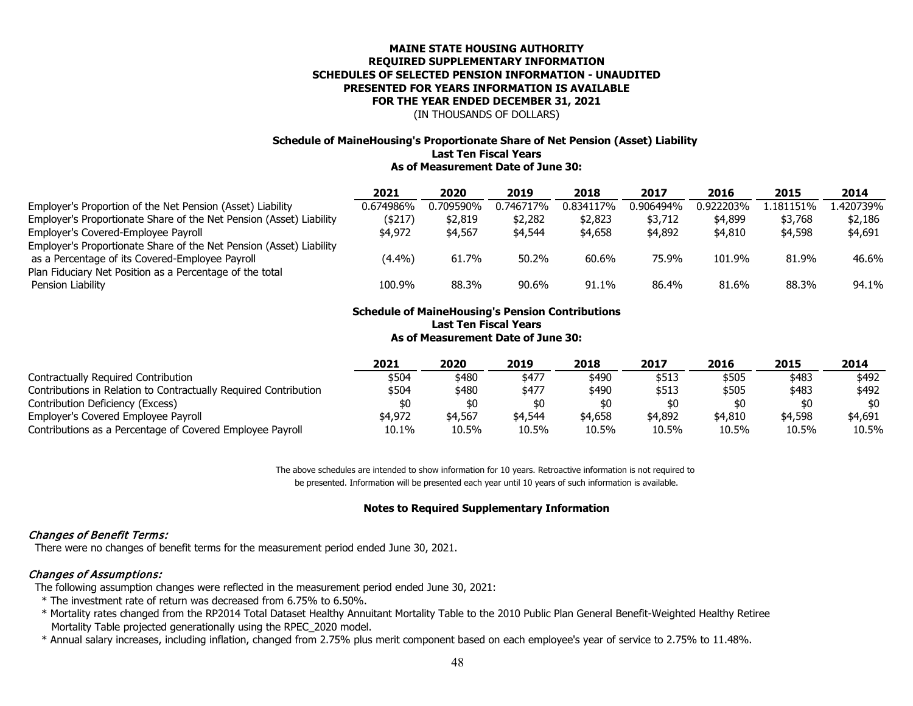**MAINE STATE HOUSING AUTHORITY**
**REQUIRED SUPPLEMENTARY INFORMATION**
**SCHEDULES OF SELECTED PENSION INFORMATION - UNAUDITED**
**PRESENTED FOR YEARS INFORMATION IS AVAILABLE**
**FOR THE YEAR ENDED DECEMBER 31, 2021**
(IN THOUSANDS OF DOLLARS)

**Schedule of MaineHousing's Proportionate Share of Net Pension (Asset) Liability**
**Last Ten Fiscal Years**
**As of Measurement Date of June 30:**

| | 2021 | 2020 | 2019 | 2018 | 2017 | 2016 | 2015 | 2014 |
|---|---|---|---|---|---|---|---|---|
| Employer's Proportion of the Net Pension (Asset) Liability | 0.674986% | 0.709590% | 0.746717% | 0.834117% | 0.906494% | 0.922203% | 1.181151% | 1.420739% |
| Employer's Proportionate Share of the Net Pension (Asset) Liability | ($217) | $2,819 | $2,282 | $2,823 | $3,712 | $4,899 | $3,768 | $2,186 |
| Employer's Covered-Employee Payroll | $4,972 | $4,567 | $4,544 | $4,658 | $4,892 | $4,810 | $4,598 | $4,691 |
| Employer's Proportionate Share of the Net Pension (Asset) Liability as a Percentage of its Covered-Employee Payroll | (4.4%) | 61.7% | 50.2% | 60.6% | 75.9% | 101.9% | 81.9% | 46.6% |
| Plan Fiduciary Net Position as a Percentage of the total Pension Liability | 100.9% | 88.3% | 90.6% | 91.1% | 86.4% | 81.6% | 88.3% | 94.1% |

**Schedule of MaineHousing's Pension Contributions**
**Last Ten Fiscal Years**
**As of Measurement Date of June 30:**

| | 2021 | 2020 | 2019 | 2018 | 2017 | 2016 | 2015 | 2014 |
|---|---|---|---|---|---|---|---|---|
| Contractually Required Contribution | $504 | $480 | $477 | $490 | $513 | $505 | $483 | $492 |
| Contributions in Relation to Contractually Required Contribution | $504 | $480 | $477 | $490 | $513 | $505 | $483 | $492 |
| Contribution Deficiency (Excess) | $0 | $0 | $0 | $0 | $0 | $0 | $0 | $0 |
| Employer's Covered Employee Payroll | $4,972 | $4,567 | $4,544 | $4,658 | $4,892 | $4,810 | $4,598 | $4,691 |
| Contributions as a Percentage of Covered Employee Payroll | 10.1% | 10.5% | 10.5% | 10.5% | 10.5% | 10.5% | 10.5% | 10.5% |

The above schedules are intended to show information for 10 years. Retroactive information is not required to be presented. Information will be presented each year until 10 years of such information is available.

**Notes to Required Supplementary Information**

***Changes of Benefit Terms:***

There were no changes of benefit terms for the measurement period ended June 30, 2021.

***Changes of Assumptions:***

The following assumption changes were reflected in the measurement period ended June 30, 2021:

* The investment rate of return was decreased from 6.75% to 6.50%.
* Mortality rates changed from the RP2014 Total Dataset Healthy Annuitant Mortality Table to the 2010 Public Plan General Benefit-Weighted Healthy Retiree Mortality Table projected generationally using the RPEC_2020 model.
* Annual salary increases, including inflation, changed from 2.75% plus merit component based on each employee's year of service to 2.75% to 11.48%.